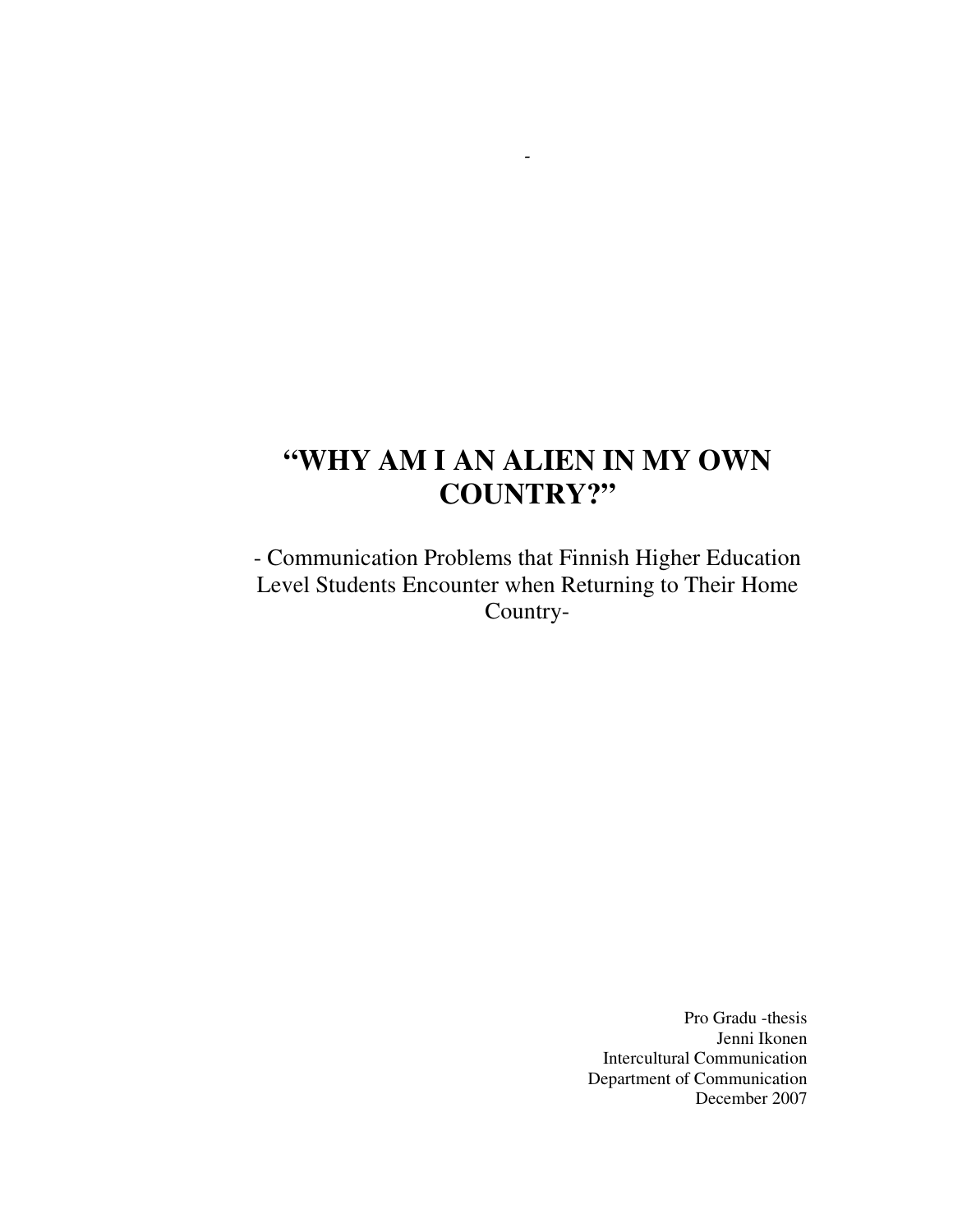-

# "WHY AM I AN ALIEN IN MY OWN COUNTRY?"

- Communication Problems that Finnish Higher Education Level Students Encounter when Returning to Their Home Country-

Pro Gradu -thesis
Jenni Ikonen
Intercultural Communication
Department of Communication
December 2007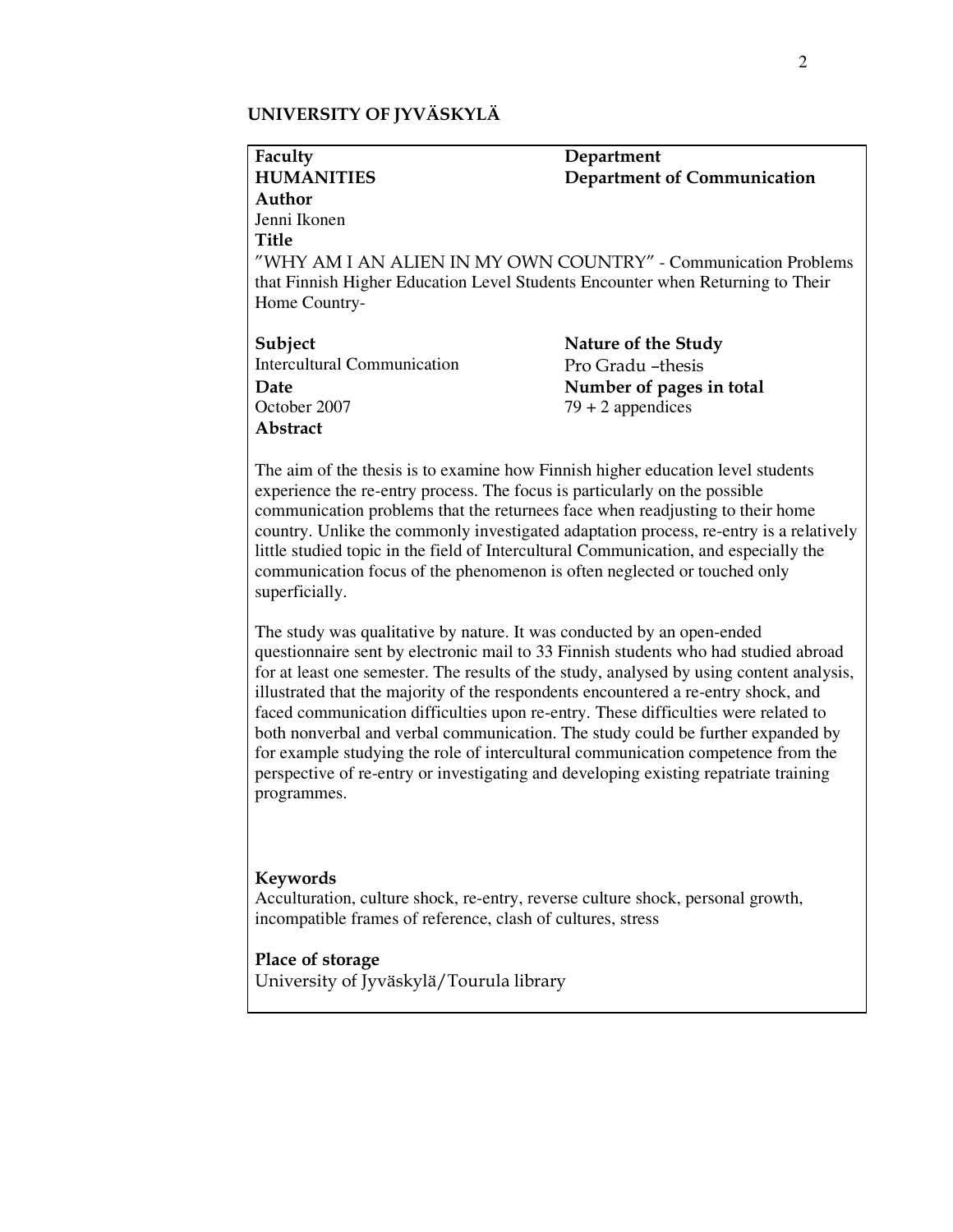**UNIVERSITY OF JYVÄSKYLÄ**

| **Faculty** | **Department** |
|---|---|
| **HUMANITIES** | **Department of Communication** |

**Author**
Jenni Ikonen

**Title**
"WHY AM I AN ALIEN IN MY OWN COUNTRY" - Communication Problems that Finnish Higher Education Level Students Encounter when Returning to Their Home Country-

| **Subject** | **Nature of the Study** |
|---|---|
| Intercultural Communication | Pro Gradu –thesis |
| **Date** | **Number of pages in total** |
| October 2007 | 79 + 2 appendices |

**Abstract**

The aim of the thesis is to examine how Finnish higher education level students experience the re-entry process. The focus is particularly on the possible communication problems that the returnees face when readjusting to their home country. Unlike the commonly investigated adaptation process, re-entry is a relatively little studied topic in the field of Intercultural Communication, and especially the communication focus of the phenomenon is often neglected or touched only superficially.

The study was qualitative by nature. It was conducted by an open-ended questionnaire sent by electronic mail to 33 Finnish students who had studied abroad for at least one semester. The results of the study, analysed by using content analysis, illustrated that the majority of the respondents encountered a re-entry shock, and faced communication difficulties upon re-entry. These difficulties were related to both nonverbal and verbal communication. The study could be further expanded by for example studying the role of intercultural communication competence from the perspective of re-entry or investigating and developing existing repatriate training programmes.

**Keywords**
Acculturation, culture shock, re-entry, reverse culture shock, personal growth, incompatible frames of reference, clash of cultures, stress

**Place of storage**
University of Jyväskylä/Tourula library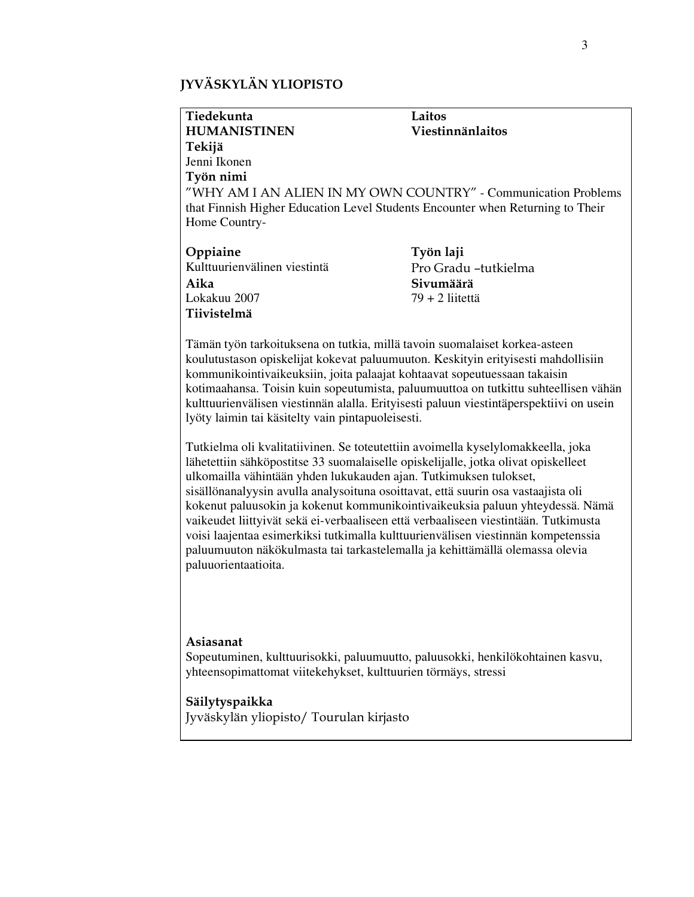**JYVÄSKYLÄN YLIOPISTO**

| **Tiedekunta** | **Laitos** |
| --- | --- |
| **HUMANISTINEN** | **Viestinnänlaitos** |

**Tekijä**
Jenni Ikonen

**Työn nimi**
"WHY AM I AN ALIEN IN MY OWN COUNTRY" - Communication Problems that Finnish Higher Education Level Students Encounter when Returning to Their Home Country-

| **Oppiaine** | **Työn laji** |
| --- | --- |
| Kulttuurienvälinen viestintä | Pro Gradu –tutkielma |
| **Aika** | **Sivumäärä** |
| Lokakuu 2007 | 79 + 2 liitettä |

**Tiivistelmä**

Tämän työn tarkoituksena on tutkia, millä tavoin suomalaiset korkea-asteen koulutustason opiskelijat kokevat paluumuuton. Keskityin erityisesti mahdollisiin kommunikointivaikeuksiin, joita palaajat kohtaavat sopeutuessaan takaisin kotimaahansa. Toisin kuin sopeutumista, paluumuuttoa on tutkittu suhteellisen vähän kulttuurienvälisen viestinnän alalla. Erityisesti paluun viestintäperspektiivi on usein lyöty laimin tai käsitelty vain pintapuoleisesti.

Tutkielma oli kvalitatiivinen. Se toteutettiin avoimella kyselylomakkeella, joka lähetettiin sähköpostitse 33 suomalaiselle opiskelijalle, jotka olivat opiskelleet ulkomailla vähintään yhden lukukauden ajan. Tutkimuksen tulokset, sisällönanalyysin avulla analysoituna osoittavat, että suurin osa vastaajista oli kokenut paluusokin ja kokenut kommunikointivaikeuksia paluun yhteydessä. Nämä vaikeudet liittyivät sekä ei-verbaaliseen että verbaaliseen viestintään. Tutkimusta voisi laajentaa esimerkiksi tutkimalla kulttuurienvälisen viestinnän kompetenssia paluumuuton näkökulmasta tai tarkastelemalla ja kehittämällä olemassa olevia paluuorientaatioita.

**Asiasanat**
Sopeutuminen, kulttuurisokki, paluumuutto, paluusokki, henkilökohtainen kasvu, yhteensopimattomat viitekehykset, kulttuurien törmäys, stressi

**Säilytyspaikka**
Jyväskylän yliopisto/ Tourulan kirjasto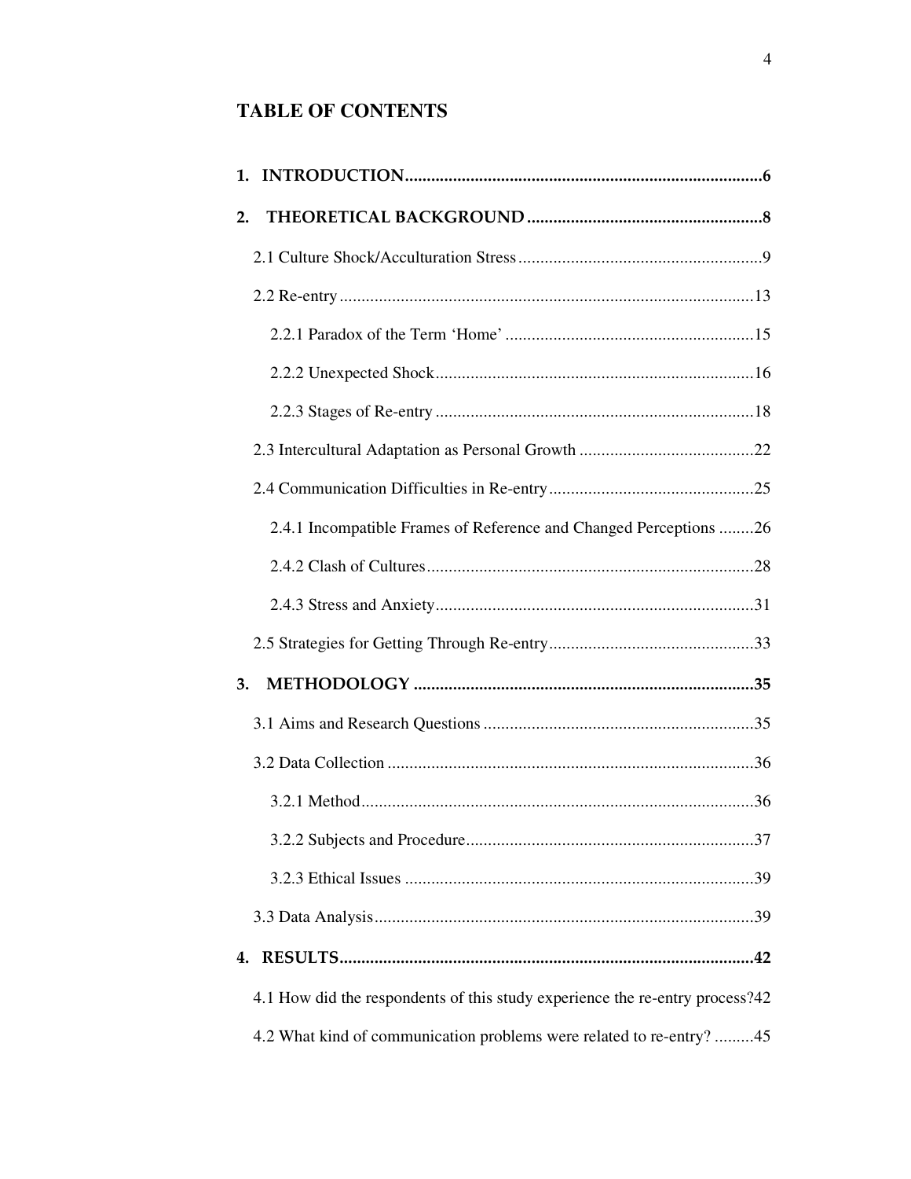# TABLE OF CONTENTS

**1. INTRODUCTION....................................................................................6**

**2. THEORETICAL BACKGROUND .....................................................8**

2.1 Culture Shock/Acculturation Stress.......................................................9

2.2 Re-entry..............................................................................................13

2.2.1 Paradox of the Term 'Home' ........................................................15

2.2.2 Unexpected Shock........................................................................16

2.2.3 Stages of Re-entry ........................................................................18

2.3 Intercultural Adaptation as Personal Growth ........................................22

2.4 Communication Difficulties in Re-entry...............................................25

2.4.1 Incompatible Frames of Reference and Changed Perceptions ........26

2.4.2 Clash of Cultures..........................................................................28

2.4.3 Stress and Anxiety........................................................................31

2.5 Strategies for Getting Through Re-entry...............................................33

**3. METHODOLOGY .............................................................................35**

3.1 Aims and Research Questions .............................................................35

3.2 Data Collection ...................................................................................36

3.2.1 Method.........................................................................................36

3.2.2 Subjects and Procedure.................................................................37

3.2.3 Ethical Issues ...............................................................................39

3.3 Data Analysis......................................................................................39

**4. RESULTS..............................................................................................42**

4.1 How did the respondents of this study experience the re-entry process?42

4.2 What kind of communication problems were related to re-entry? .........45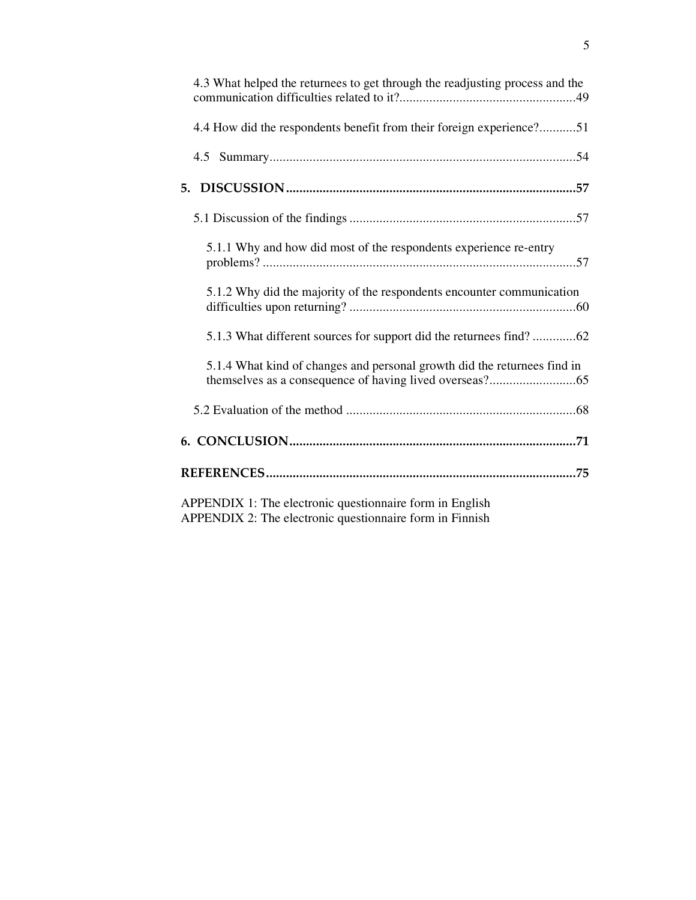4.3 What helped the returnees to get through the readjusting process and the communication difficulties related to it?.....................................................49

4.4 How did the respondents benefit from their foreign experience?...........51

4.5 Summary...........................................................................................54

**5. DISCUSSION.......................................................................................57**

5.1 Discussion of the findings ...................................................................57

5.1.1 Why and how did most of the respondents experience re-entry problems? .............................................................................................57

5.1.2 Why did the majority of the respondents encounter communication difficulties upon returning? ...................................................................60

5.1.3 What different sources for support did the returnees find? .............62

5.1.4 What kind of changes and personal growth did the returnees find in themselves as a consequence of having lived overseas?..........................65

5.2 Evaluation of the method ....................................................................68

**6. CONCLUSION.....................................................................................71**

**REFERENCES............................................................................................75**

APPENDIX 1: The electronic questionnaire form in English
APPENDIX 2: The electronic questionnaire form in Finnish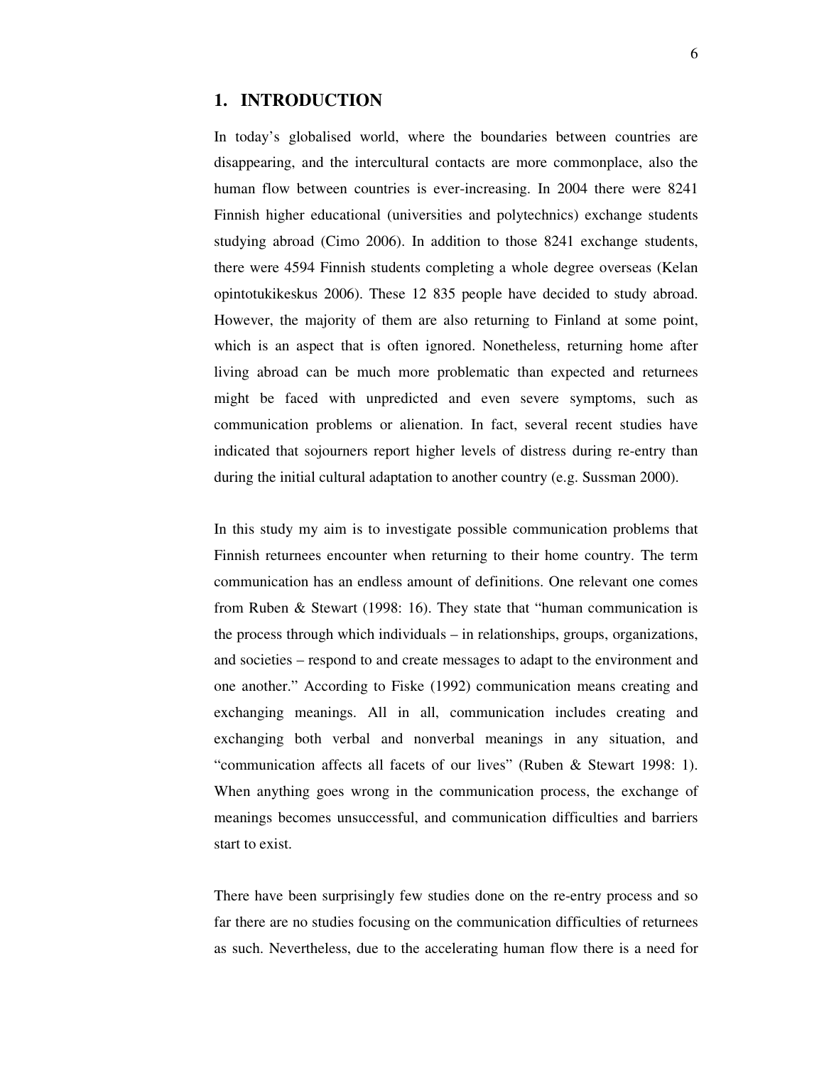# 1. INTRODUCTION

In today's globalised world, where the boundaries between countries are disappearing, and the intercultural contacts are more commonplace, also the human flow between countries is ever-increasing. In 2004 there were 8241 Finnish higher educational (universities and polytechnics) exchange students studying abroad (Cimo 2006). In addition to those 8241 exchange students, there were 4594 Finnish students completing a whole degree overseas (Kelan opintotukikeskus 2006). These 12 835 people have decided to study abroad. However, the majority of them are also returning to Finland at some point, which is an aspect that is often ignored. Nonetheless, returning home after living abroad can be much more problematic than expected and returnees might be faced with unpredicted and even severe symptoms, such as communication problems or alienation. In fact, several recent studies have indicated that sojourners report higher levels of distress during re-entry than during the initial cultural adaptation to another country (e.g. Sussman 2000).

In this study my aim is to investigate possible communication problems that Finnish returnees encounter when returning to their home country. The term communication has an endless amount of definitions. One relevant one comes from Ruben & Stewart (1998: 16). They state that "human communication is the process through which individuals – in relationships, groups, organizations, and societies – respond to and create messages to adapt to the environment and one another." According to Fiske (1992) communication means creating and exchanging meanings. All in all, communication includes creating and exchanging both verbal and nonverbal meanings in any situation, and "communication affects all facets of our lives" (Ruben & Stewart 1998: 1). When anything goes wrong in the communication process, the exchange of meanings becomes unsuccessful, and communication difficulties and barriers start to exist.

There have been surprisingly few studies done on the re-entry process and so far there are no studies focusing on the communication difficulties of returnees as such. Nevertheless, due to the accelerating human flow there is a need for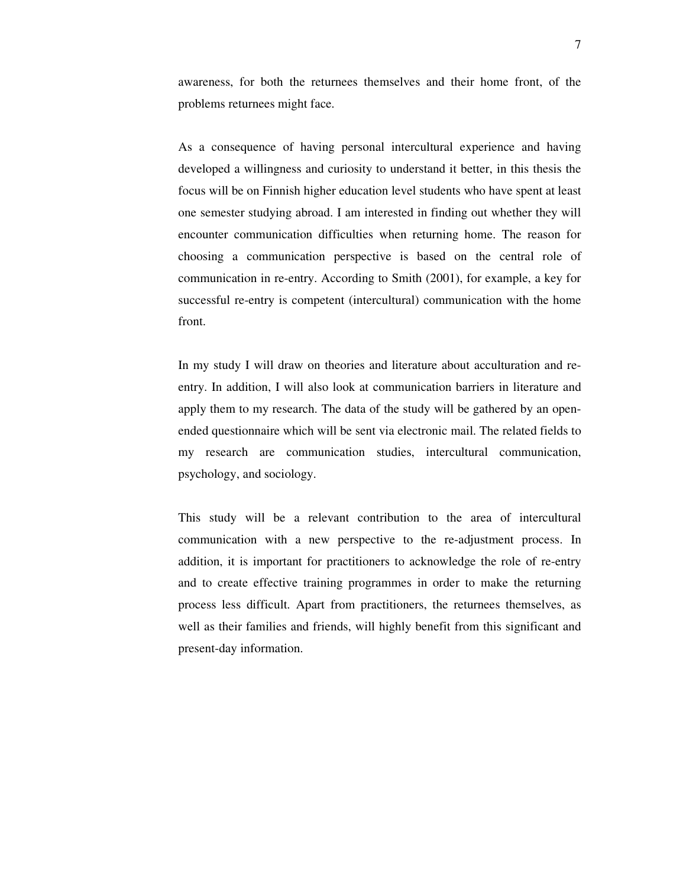awareness, for both the returnees themselves and their home front, of the problems returnees might face.

As a consequence of having personal intercultural experience and having developed a willingness and curiosity to understand it better, in this thesis the focus will be on Finnish higher education level students who have spent at least one semester studying abroad. I am interested in finding out whether they will encounter communication difficulties when returning home. The reason for choosing a communication perspective is based on the central role of communication in re-entry. According to Smith (2001), for example, a key for successful re-entry is competent (intercultural) communication with the home front.

In my study I will draw on theories and literature about acculturation and re-entry. In addition, I will also look at communication barriers in literature and apply them to my research. The data of the study will be gathered by an open-ended questionnaire which will be sent via electronic mail. The related fields to my research are communication studies, intercultural communication, psychology, and sociology.

This study will be a relevant contribution to the area of intercultural communication with a new perspective to the re-adjustment process. In addition, it is important for practitioners to acknowledge the role of re-entry and to create effective training programmes in order to make the returning process less difficult. Apart from practitioners, the returnees themselves, as well as their families and friends, will highly benefit from this significant and present-day information.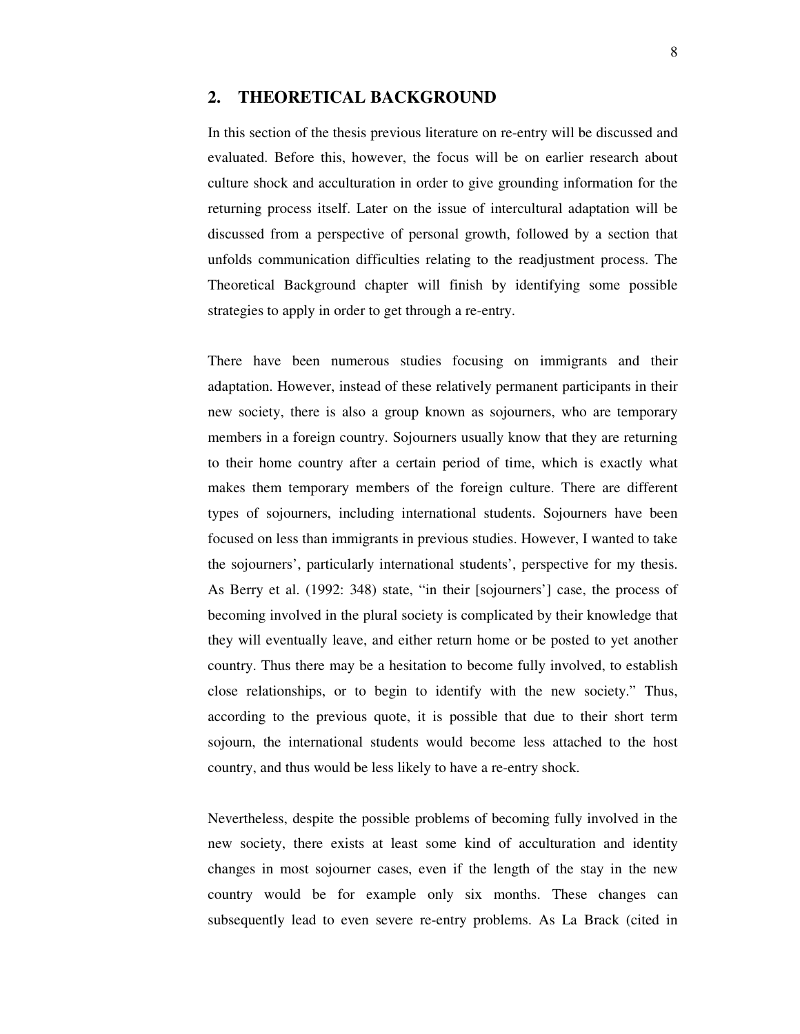## 2. THEORETICAL BACKGROUND

In this section of the thesis previous literature on re-entry will be discussed and evaluated. Before this, however, the focus will be on earlier research about culture shock and acculturation in order to give grounding information for the returning process itself. Later on the issue of intercultural adaptation will be discussed from a perspective of personal growth, followed by a section that unfolds communication difficulties relating to the readjustment process. The Theoretical Background chapter will finish by identifying some possible strategies to apply in order to get through a re-entry.

There have been numerous studies focusing on immigrants and their adaptation. However, instead of these relatively permanent participants in their new society, there is also a group known as sojourners, who are temporary members in a foreign country. Sojourners usually know that they are returning to their home country after a certain period of time, which is exactly what makes them temporary members of the foreign culture. There are different types of sojourners, including international students. Sojourners have been focused on less than immigrants in previous studies. However, I wanted to take the sojourners', particularly international students', perspective for my thesis. As Berry et al. (1992: 348) state, "in their [sojourners'] case, the process of becoming involved in the plural society is complicated by their knowledge that they will eventually leave, and either return home or be posted to yet another country. Thus there may be a hesitation to become fully involved, to establish close relationships, or to begin to identify with the new society." Thus, according to the previous quote, it is possible that due to their short term sojourn, the international students would become less attached to the host country, and thus would be less likely to have a re-entry shock.

Nevertheless, despite the possible problems of becoming fully involved in the new society, there exists at least some kind of acculturation and identity changes in most sojourner cases, even if the length of the stay in the new country would be for example only six months. These changes can subsequently lead to even severe re-entry problems. As La Brack (cited in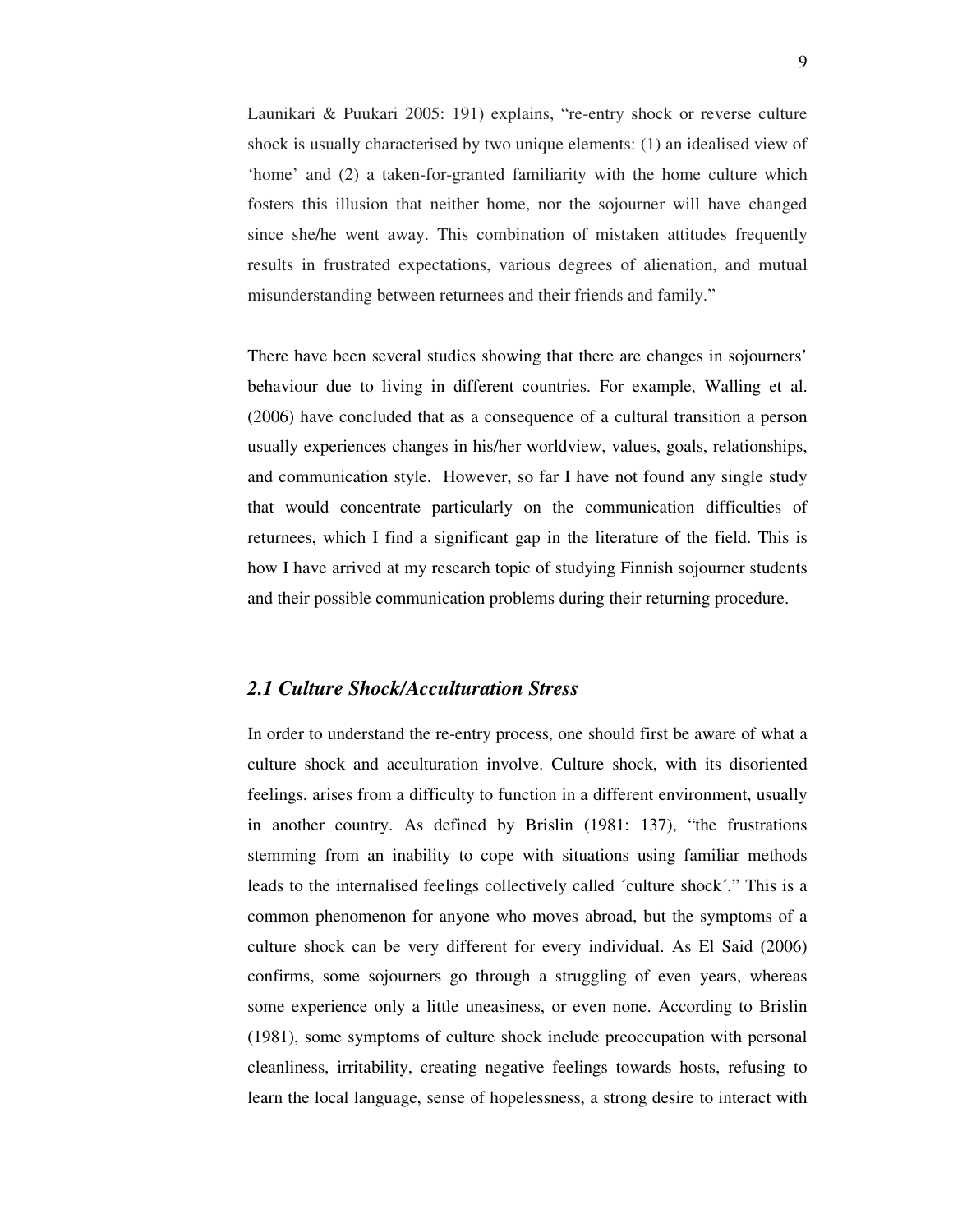Launikari & Puukari 2005: 191) explains, "re-entry shock or reverse culture shock is usually characterised by two unique elements: (1) an idealised view of 'home' and (2) a taken-for-granted familiarity with the home culture which fosters this illusion that neither home, nor the sojourner will have changed since she/he went away. This combination of mistaken attitudes frequently results in frustrated expectations, various degrees of alienation, and mutual misunderstanding between returnees and their friends and family."

There have been several studies showing that there are changes in sojourners' behaviour due to living in different countries. For example, Walling et al. (2006) have concluded that as a consequence of a cultural transition a person usually experiences changes in his/her worldview, values, goals, relationships, and communication style. However, so far I have not found any single study that would concentrate particularly on the communication difficulties of returnees, which I find a significant gap in the literature of the field. This is how I have arrived at my research topic of studying Finnish sojourner students and their possible communication problems during their returning procedure.

## *2.1 Culture Shock/Acculturation Stress*

In order to understand the re-entry process, one should first be aware of what a culture shock and acculturation involve. Culture shock, with its disoriented feelings, arises from a difficulty to function in a different environment, usually in another country. As defined by Brislin (1981: 137), "the frustrations stemming from an inability to cope with situations using familiar methods leads to the internalised feelings collectively called ´culture shock´." This is a common phenomenon for anyone who moves abroad, but the symptoms of a culture shock can be very different for every individual. As El Said (2006) confirms, some sojourners go through a struggling of even years, whereas some experience only a little uneasiness, or even none. According to Brislin (1981), some symptoms of culture shock include preoccupation with personal cleanliness, irritability, creating negative feelings towards hosts, refusing to learn the local language, sense of hopelessness, a strong desire to interact with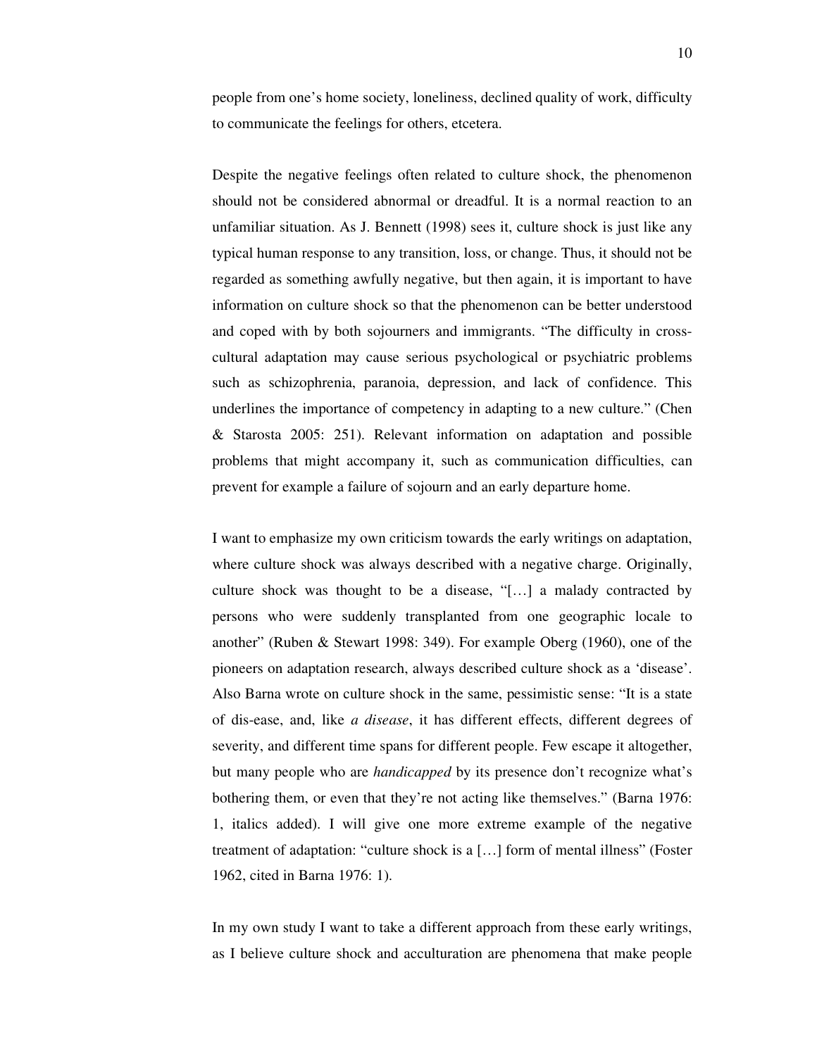people from one's home society, loneliness, declined quality of work, difficulty to communicate the feelings for others, etcetera.

Despite the negative feelings often related to culture shock, the phenomenon should not be considered abnormal or dreadful. It is a normal reaction to an unfamiliar situation. As J. Bennett (1998) sees it, culture shock is just like any typical human response to any transition, loss, or change. Thus, it should not be regarded as something awfully negative, but then again, it is important to have information on culture shock so that the phenomenon can be better understood and coped with by both sojourners and immigrants. "The difficulty in cross-cultural adaptation may cause serious psychological or psychiatric problems such as schizophrenia, paranoia, depression, and lack of confidence. This underlines the importance of competency in adapting to a new culture." (Chen & Starosta 2005: 251). Relevant information on adaptation and possible problems that might accompany it, such as communication difficulties, can prevent for example a failure of sojourn and an early departure home.

I want to emphasize my own criticism towards the early writings on adaptation, where culture shock was always described with a negative charge. Originally, culture shock was thought to be a disease, "[…] a malady contracted by persons who were suddenly transplanted from one geographic locale to another" (Ruben & Stewart 1998: 349). For example Oberg (1960), one of the pioneers on adaptation research, always described culture shock as a 'disease'. Also Barna wrote on culture shock in the same, pessimistic sense: "It is a state of dis-ease, and, like *a disease*, it has different effects, different degrees of severity, and different time spans for different people. Few escape it altogether, but many people who are *handicapped* by its presence don't recognize what's bothering them, or even that they're not acting like themselves." (Barna 1976: 1, italics added). I will give one more extreme example of the negative treatment of adaptation: "culture shock is a […] form of mental illness" (Foster 1962, cited in Barna 1976: 1).

In my own study I want to take a different approach from these early writings, as I believe culture shock and acculturation are phenomena that make people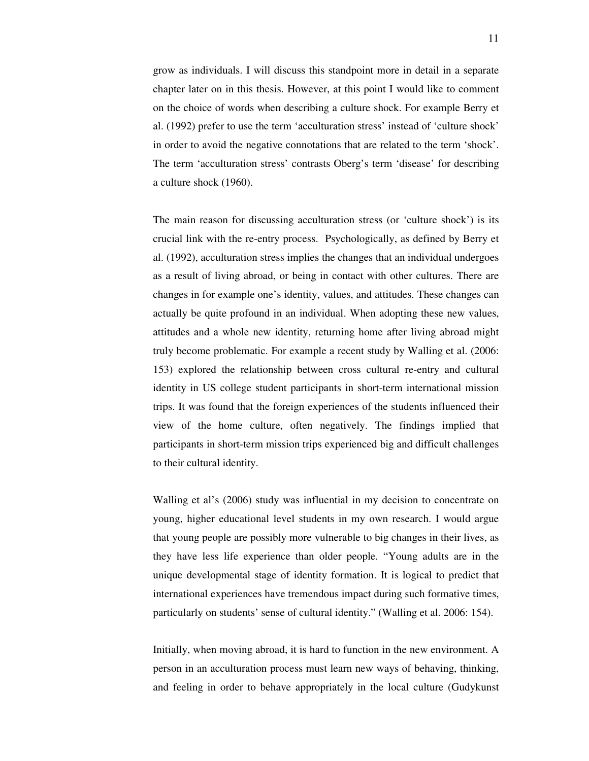grow as individuals. I will discuss this standpoint more in detail in a separate chapter later on in this thesis. However, at this point I would like to comment on the choice of words when describing a culture shock. For example Berry et al. (1992) prefer to use the term 'acculturation stress' instead of 'culture shock' in order to avoid the negative connotations that are related to the term 'shock'. The term 'acculturation stress' contrasts Oberg's term 'disease' for describing a culture shock (1960).

The main reason for discussing acculturation stress (or 'culture shock') is its crucial link with the re-entry process. Psychologically, as defined by Berry et al. (1992), acculturation stress implies the changes that an individual undergoes as a result of living abroad, or being in contact with other cultures. There are changes in for example one's identity, values, and attitudes. These changes can actually be quite profound in an individual. When adopting these new values, attitudes and a whole new identity, returning home after living abroad might truly become problematic. For example a recent study by Walling et al. (2006: 153) explored the relationship between cross cultural re-entry and cultural identity in US college student participants in short-term international mission trips. It was found that the foreign experiences of the students influenced their view of the home culture, often negatively. The findings implied that participants in short-term mission trips experienced big and difficult challenges to their cultural identity.

Walling et al's (2006) study was influential in my decision to concentrate on young, higher educational level students in my own research. I would argue that young people are possibly more vulnerable to big changes in their lives, as they have less life experience than older people. "Young adults are in the unique developmental stage of identity formation. It is logical to predict that international experiences have tremendous impact during such formative times, particularly on students' sense of cultural identity." (Walling et al. 2006: 154).

Initially, when moving abroad, it is hard to function in the new environment. A person in an acculturation process must learn new ways of behaving, thinking, and feeling in order to behave appropriately in the local culture (Gudykunst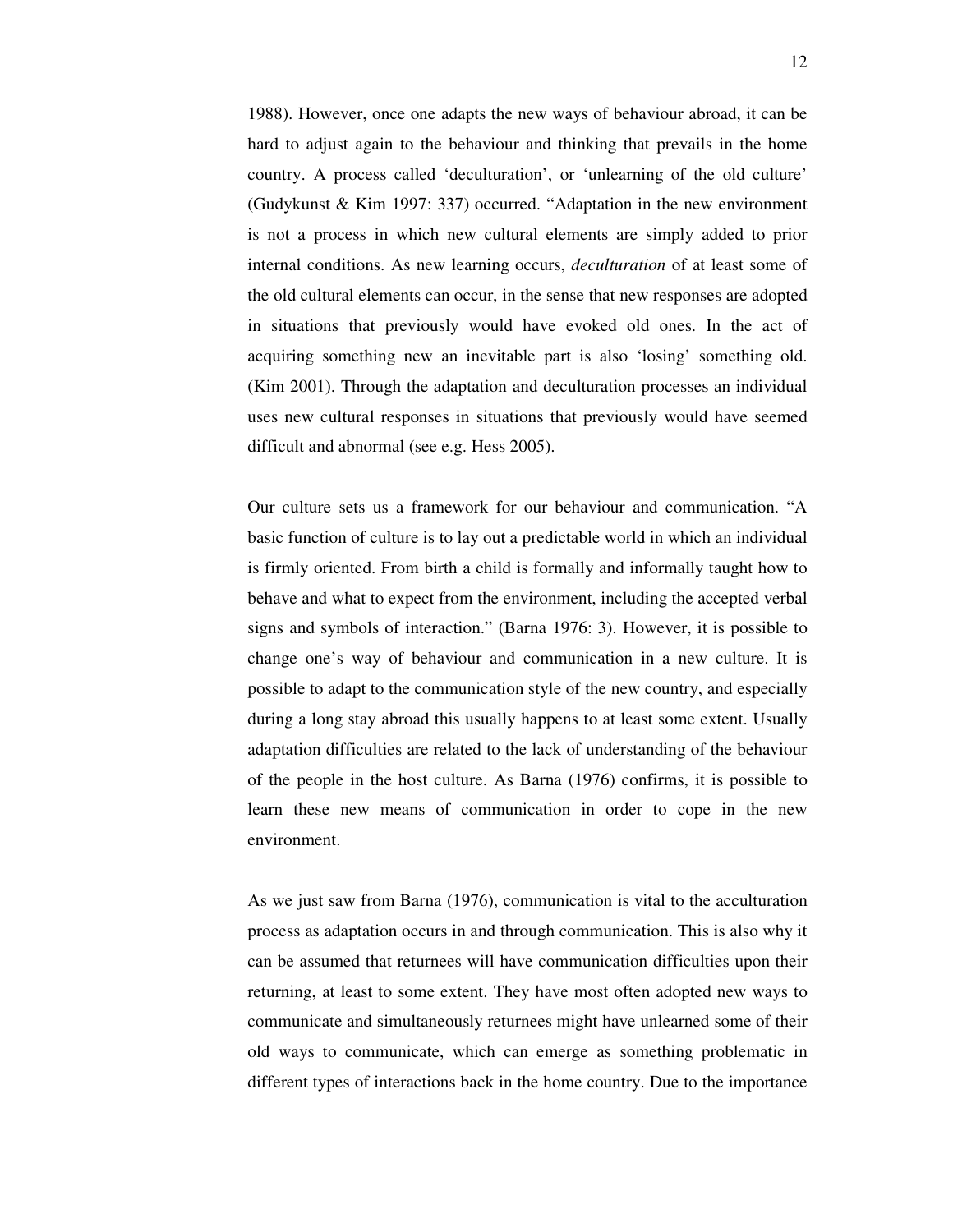1988). However, once one adapts the new ways of behaviour abroad, it can be hard to adjust again to the behaviour and thinking that prevails in the home country. A process called 'deculturation', or 'unlearning of the old culture' (Gudykunst & Kim 1997: 337) occurred. "Adaptation in the new environment is not a process in which new cultural elements are simply added to prior internal conditions. As new learning occurs, *deculturation* of at least some of the old cultural elements can occur, in the sense that new responses are adopted in situations that previously would have evoked old ones. In the act of acquiring something new an inevitable part is also 'losing' something old. (Kim 2001). Through the adaptation and deculturation processes an individual uses new cultural responses in situations that previously would have seemed difficult and abnormal (see e.g. Hess 2005).

Our culture sets us a framework for our behaviour and communication. "A basic function of culture is to lay out a predictable world in which an individual is firmly oriented. From birth a child is formally and informally taught how to behave and what to expect from the environment, including the accepted verbal signs and symbols of interaction." (Barna 1976: 3). However, it is possible to change one's way of behaviour and communication in a new culture. It is possible to adapt to the communication style of the new country, and especially during a long stay abroad this usually happens to at least some extent. Usually adaptation difficulties are related to the lack of understanding of the behaviour of the people in the host culture. As Barna (1976) confirms, it is possible to learn these new means of communication in order to cope in the new environment.

As we just saw from Barna (1976), communication is vital to the acculturation process as adaptation occurs in and through communication. This is also why it can be assumed that returnees will have communication difficulties upon their returning, at least to some extent. They have most often adopted new ways to communicate and simultaneously returnees might have unlearned some of their old ways to communicate, which can emerge as something problematic in different types of interactions back in the home country. Due to the importance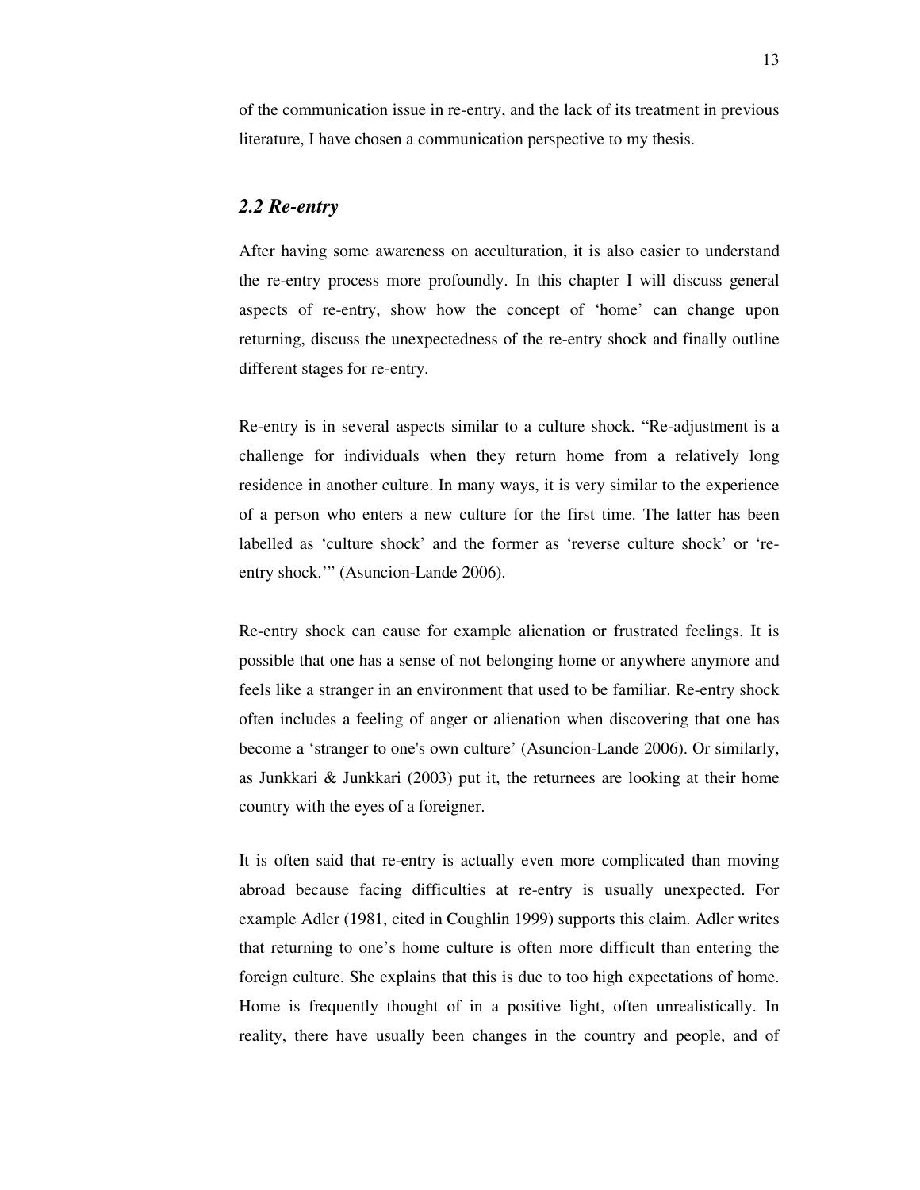of the communication issue in re-entry, and the lack of its treatment in previous literature, I have chosen a communication perspective to my thesis.

## *2.2 Re-entry*

After having some awareness on acculturation, it is also easier to understand the re-entry process more profoundly. In this chapter I will discuss general aspects of re-entry, show how the concept of 'home' can change upon returning, discuss the unexpectedness of the re-entry shock and finally outline different stages for re-entry.

Re-entry is in several aspects similar to a culture shock. "Re-adjustment is a challenge for individuals when they return home from a relatively long residence in another culture. In many ways, it is very similar to the experience of a person who enters a new culture for the first time. The latter has been labelled as 'culture shock' and the former as 'reverse culture shock' or 're-entry shock.'" (Asuncion-Lande 2006).

Re-entry shock can cause for example alienation or frustrated feelings. It is possible that one has a sense of not belonging home or anywhere anymore and feels like a stranger in an environment that used to be familiar. Re-entry shock often includes a feeling of anger or alienation when discovering that one has become a 'stranger to one's own culture' (Asuncion-Lande 2006). Or similarly, as Junkkari & Junkkari (2003) put it, the returnees are looking at their home country with the eyes of a foreigner.

It is often said that re-entry is actually even more complicated than moving abroad because facing difficulties at re-entry is usually unexpected. For example Adler (1981, cited in Coughlin 1999) supports this claim. Adler writes that returning to one's home culture is often more difficult than entering the foreign culture. She explains that this is due to too high expectations of home. Home is frequently thought of in a positive light, often unrealistically. In reality, there have usually been changes in the country and people, and of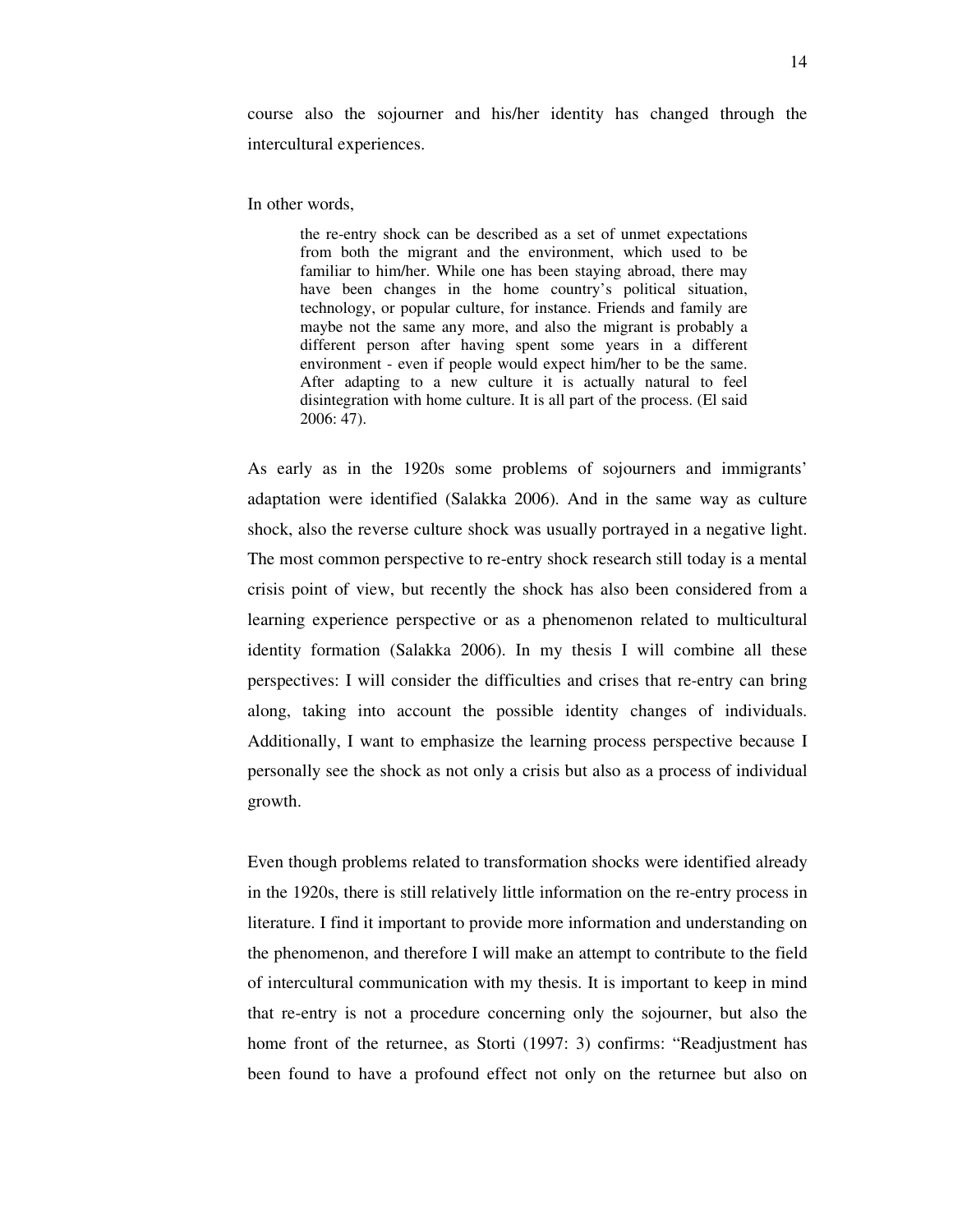course also the sojourner and his/her identity has changed through the intercultural experiences.

In other words,

> the re-entry shock can be described as a set of unmet expectations from both the migrant and the environment, which used to be familiar to him/her. While one has been staying abroad, there may have been changes in the home country's political situation, technology, or popular culture, for instance. Friends and family are maybe not the same any more, and also the migrant is probably a different person after having spent some years in a different environment - even if people would expect him/her to be the same. After adapting to a new culture it is actually natural to feel disintegration with home culture. It is all part of the process. (El said 2006: 47).

As early as in the 1920s some problems of sojourners and immigrants' adaptation were identified (Salakka 2006). And in the same way as culture shock, also the reverse culture shock was usually portrayed in a negative light. The most common perspective to re-entry shock research still today is a mental crisis point of view, but recently the shock has also been considered from a learning experience perspective or as a phenomenon related to multicultural identity formation (Salakka 2006). In my thesis I will combine all these perspectives: I will consider the difficulties and crises that re-entry can bring along, taking into account the possible identity changes of individuals. Additionally, I want to emphasize the learning process perspective because I personally see the shock as not only a crisis but also as a process of individual growth.

Even though problems related to transformation shocks were identified already in the 1920s, there is still relatively little information on the re-entry process in literature. I find it important to provide more information and understanding on the phenomenon, and therefore I will make an attempt to contribute to the field of intercultural communication with my thesis. It is important to keep in mind that re-entry is not a procedure concerning only the sojourner, but also the home front of the returnee, as Storti (1997: 3) confirms: "Readjustment has been found to have a profound effect not only on the returnee but also on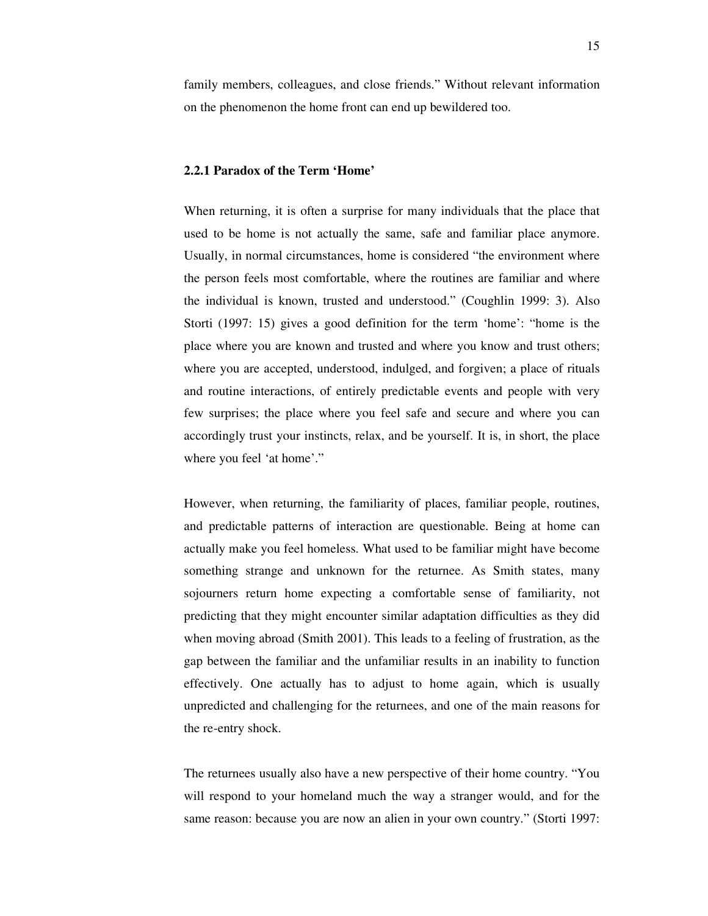family members, colleagues, and close friends." Without relevant information on the phenomenon the home front can end up bewildered too.

### 2.2.1 Paradox of the Term 'Home'

When returning, it is often a surprise for many individuals that the place that used to be home is not actually the same, safe and familiar place anymore. Usually, in normal circumstances, home is considered "the environment where the person feels most comfortable, where the routines are familiar and where the individual is known, trusted and understood." (Coughlin 1999: 3). Also Storti (1997: 15) gives a good definition for the term 'home': "home is the place where you are known and trusted and where you know and trust others; where you are accepted, understood, indulged, and forgiven; a place of rituals and routine interactions, of entirely predictable events and people with very few surprises; the place where you feel safe and secure and where you can accordingly trust your instincts, relax, and be yourself. It is, in short, the place where you feel 'at home'."

However, when returning, the familiarity of places, familiar people, routines, and predictable patterns of interaction are questionable. Being at home can actually make you feel homeless. What used to be familiar might have become something strange and unknown for the returnee. As Smith states, many sojourners return home expecting a comfortable sense of familiarity, not predicting that they might encounter similar adaptation difficulties as they did when moving abroad (Smith 2001). This leads to a feeling of frustration, as the gap between the familiar and the unfamiliar results in an inability to function effectively. One actually has to adjust to home again, which is usually unpredicted and challenging for the returnees, and one of the main reasons for the re-entry shock.

The returnees usually also have a new perspective of their home country. "You will respond to your homeland much the way a stranger would, and for the same reason: because you are now an alien in your own country." (Storti 1997: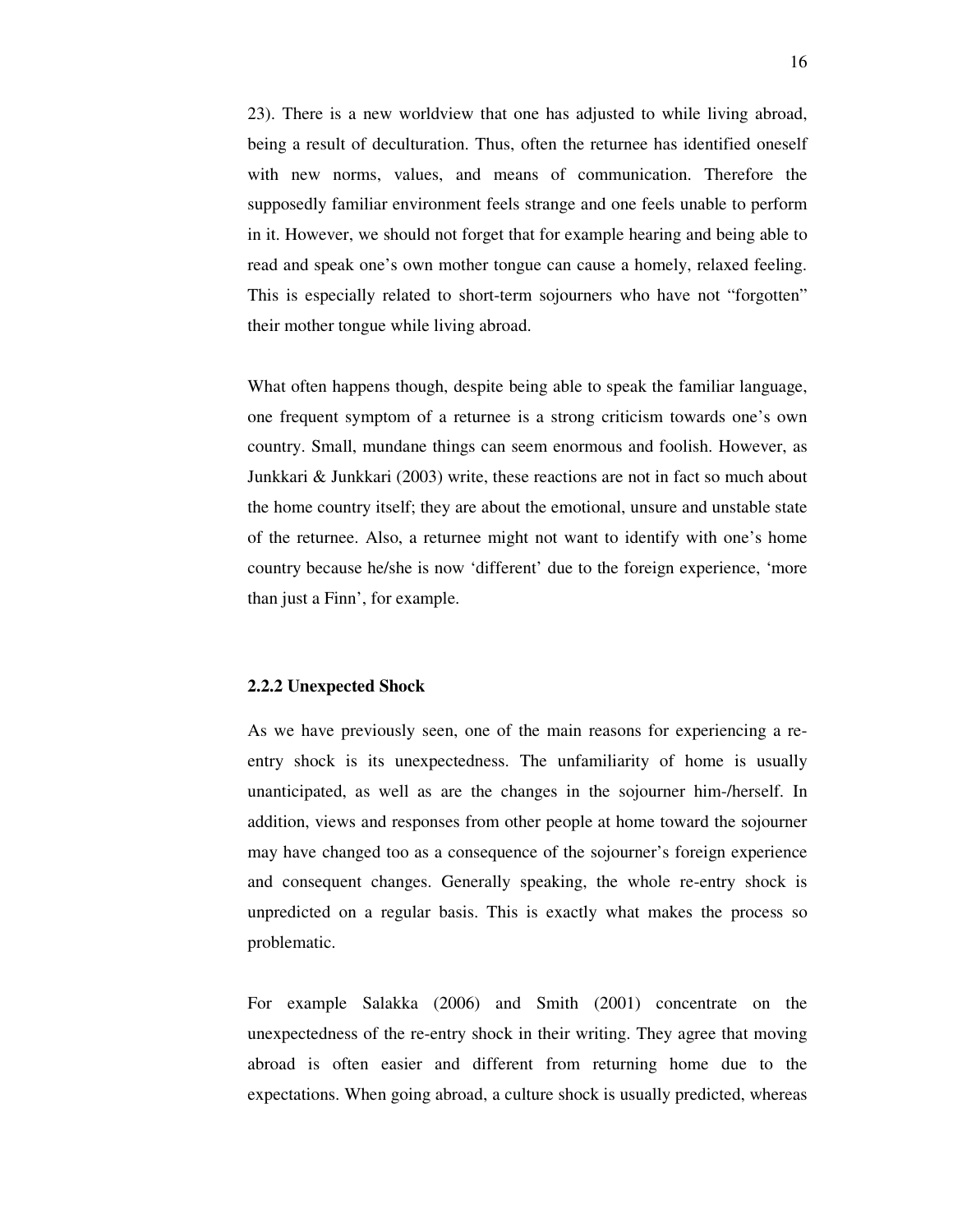23). There is a new worldview that one has adjusted to while living abroad, being a result of deculturation. Thus, often the returnee has identified oneself with new norms, values, and means of communication. Therefore the supposedly familiar environment feels strange and one feels unable to perform in it. However, we should not forget that for example hearing and being able to read and speak one's own mother tongue can cause a homely, relaxed feeling. This is especially related to short-term sojourners who have not "forgotten" their mother tongue while living abroad.

What often happens though, despite being able to speak the familiar language, one frequent symptom of a returnee is a strong criticism towards one's own country. Small, mundane things can seem enormous and foolish. However, as Junkkari & Junkkari (2003) write, these reactions are not in fact so much about the home country itself; they are about the emotional, unsure and unstable state of the returnee. Also, a returnee might not want to identify with one's home country because he/she is now 'different' due to the foreign experience, 'more than just a Finn', for example.

### 2.2.2 Unexpected Shock

As we have previously seen, one of the main reasons for experiencing a re-entry shock is its unexpectedness. The unfamiliarity of home is usually unanticipated, as well as are the changes in the sojourner him-/herself. In addition, views and responses from other people at home toward the sojourner may have changed too as a consequence of the sojourner's foreign experience and consequent changes. Generally speaking, the whole re-entry shock is unpredicted on a regular basis. This is exactly what makes the process so problematic.

For example Salakka (2006) and Smith (2001) concentrate on the unexpectedness of the re-entry shock in their writing. They agree that moving abroad is often easier and different from returning home due to the expectations. When going abroad, a culture shock is usually predicted, whereas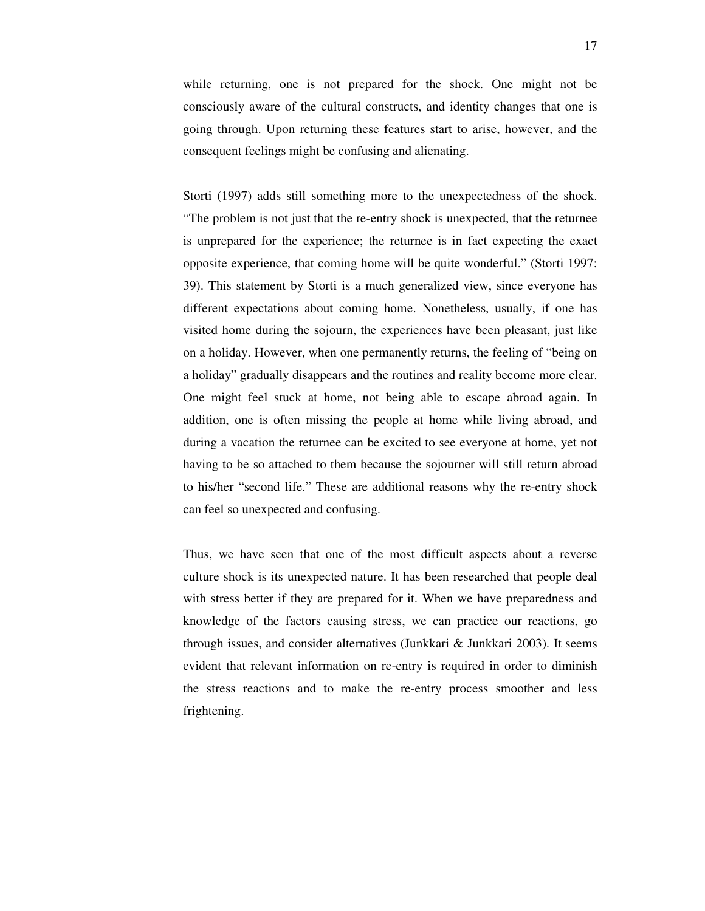while returning, one is not prepared for the shock. One might not be consciously aware of the cultural constructs, and identity changes that one is going through. Upon returning these features start to arise, however, and the consequent feelings might be confusing and alienating.

Storti (1997) adds still something more to the unexpectedness of the shock. "The problem is not just that the re-entry shock is unexpected, that the returnee is unprepared for the experience; the returnee is in fact expecting the exact opposite experience, that coming home will be quite wonderful." (Storti 1997: 39). This statement by Storti is a much generalized view, since everyone has different expectations about coming home. Nonetheless, usually, if one has visited home during the sojourn, the experiences have been pleasant, just like on a holiday. However, when one permanently returns, the feeling of "being on a holiday" gradually disappears and the routines and reality become more clear. One might feel stuck at home, not being able to escape abroad again. In addition, one is often missing the people at home while living abroad, and during a vacation the returnee can be excited to see everyone at home, yet not having to be so attached to them because the sojourner will still return abroad to his/her "second life." These are additional reasons why the re-entry shock can feel so unexpected and confusing.

Thus, we have seen that one of the most difficult aspects about a reverse culture shock is its unexpected nature. It has been researched that people deal with stress better if they are prepared for it. When we have preparedness and knowledge of the factors causing stress, we can practice our reactions, go through issues, and consider alternatives (Junkkari & Junkkari 2003). It seems evident that relevant information on re-entry is required in order to diminish the stress reactions and to make the re-entry process smoother and less frightening.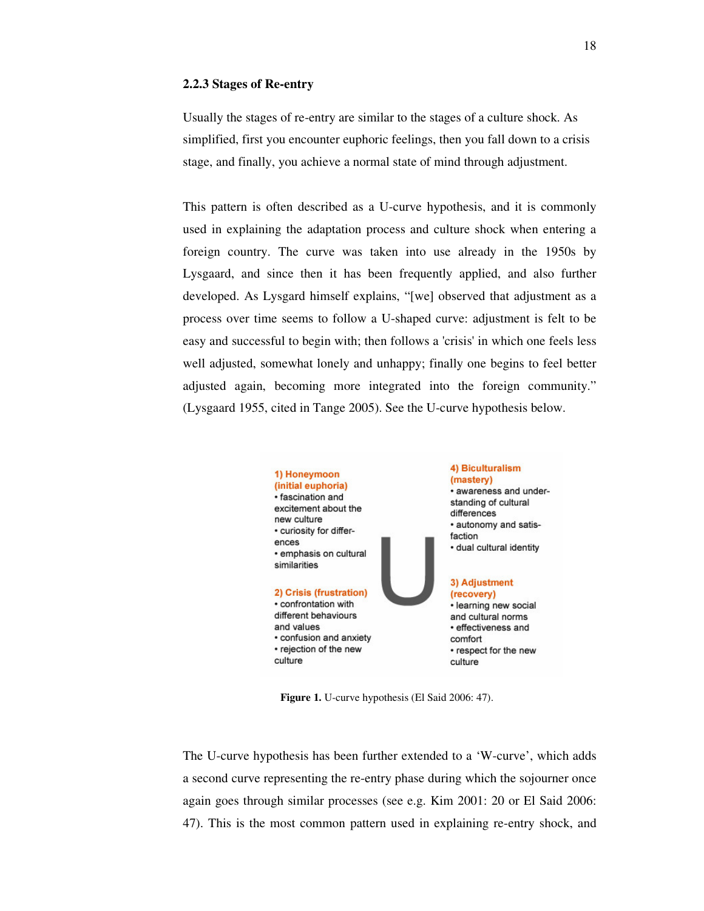### 2.2.3 Stages of Re-entry

Usually the stages of re-entry are similar to the stages of a culture shock. As simplified, first you encounter euphoric feelings, then you fall down to a crisis stage, and finally, you achieve a normal state of mind through adjustment.

This pattern is often described as a U-curve hypothesis, and it is commonly used in explaining the adaptation process and culture shock when entering a foreign country. The curve was taken into use already in the 1950s by Lysgaard, and since then it has been frequently applied, and also further developed. As Lysgard himself explains, "[we] observed that adjustment as a process over time seems to follow a U-shaped curve: adjustment is felt to be easy and successful to begin with; then follows a 'crisis' in which one feels less well adjusted, somewhat lonely and unhappy; finally one begins to feel better adjusted again, becoming more integrated into the foreign community." (Lysgaard 1955, cited in Tange 2005). See the U-curve hypothesis below.

**1) Honeymoon (initial euphoria)**
- fascination and excitement about the new culture
- curiosity for differences
- emphasis on cultural similarities

**2) Crisis (frustration)**
- confrontation with different behaviours and values
- confusion and anxiety
- rejection of the new culture

**3) Adjustment (recovery)**
- learning new social and cultural norms
- effectiveness and comfort
- respect for the new culture

**4) Biculturalism (mastery)**
- awareness and understanding of cultural differences
- autonomy and satisfaction
- dual cultural identity

**Figure 1.** U-curve hypothesis (El Said 2006: 47).

The U-curve hypothesis has been further extended to a 'W-curve', which adds a second curve representing the re-entry phase during which the sojourner once again goes through similar processes (see e.g. Kim 2001: 20 or El Said 2006: 47). This is the most common pattern used in explaining re-entry shock, and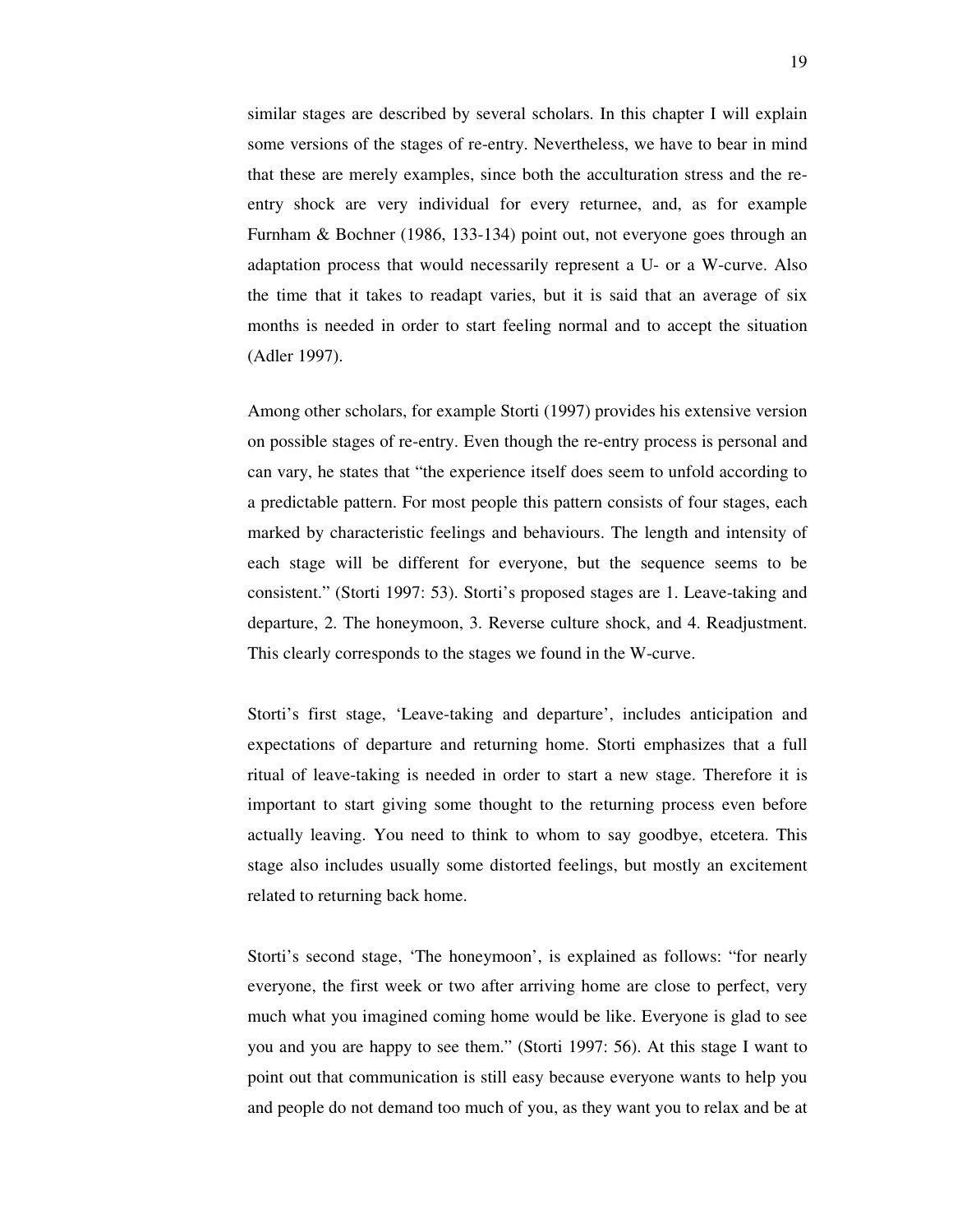similar stages are described by several scholars. In this chapter I will explain some versions of the stages of re-entry. Nevertheless, we have to bear in mind that these are merely examples, since both the acculturation stress and the re-entry shock are very individual for every returnee, and, as for example Furnham & Bochner (1986, 133-134) point out, not everyone goes through an adaptation process that would necessarily represent a U- or a W-curve. Also the time that it takes to readapt varies, but it is said that an average of six months is needed in order to start feeling normal and to accept the situation (Adler 1997).

Among other scholars, for example Storti (1997) provides his extensive version on possible stages of re-entry. Even though the re-entry process is personal and can vary, he states that "the experience itself does seem to unfold according to a predictable pattern. For most people this pattern consists of four stages, each marked by characteristic feelings and behaviours. The length and intensity of each stage will be different for everyone, but the sequence seems to be consistent." (Storti 1997: 53). Storti's proposed stages are 1. Leave-taking and departure, 2. The honeymoon, 3. Reverse culture shock, and 4. Readjustment. This clearly corresponds to the stages we found in the W-curve.

Storti's first stage, 'Leave-taking and departure', includes anticipation and expectations of departure and returning home. Storti emphasizes that a full ritual of leave-taking is needed in order to start a new stage. Therefore it is important to start giving some thought to the returning process even before actually leaving. You need to think to whom to say goodbye, etcetera. This stage also includes usually some distorted feelings, but mostly an excitement related to returning back home.

Storti's second stage, 'The honeymoon', is explained as follows: "for nearly everyone, the first week or two after arriving home are close to perfect, very much what you imagined coming home would be like. Everyone is glad to see you and you are happy to see them." (Storti 1997: 56). At this stage I want to point out that communication is still easy because everyone wants to help you and people do not demand too much of you, as they want you to relax and be at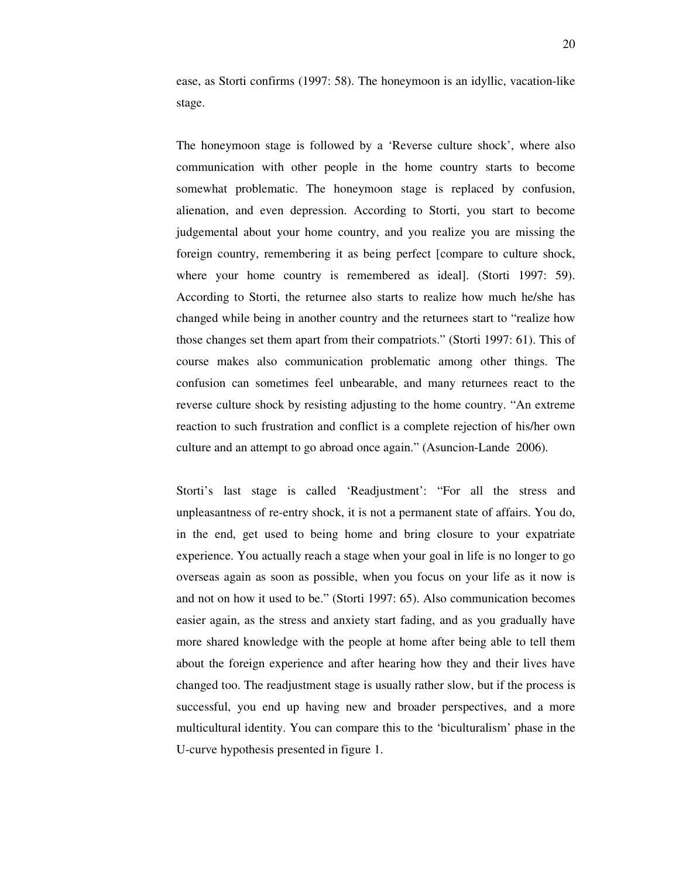ease, as Storti confirms (1997: 58). The honeymoon is an idyllic, vacation-like stage.

The honeymoon stage is followed by a 'Reverse culture shock', where also communication with other people in the home country starts to become somewhat problematic. The honeymoon stage is replaced by confusion, alienation, and even depression. According to Storti, you start to become judgemental about your home country, and you realize you are missing the foreign country, remembering it as being perfect [compare to culture shock, where your home country is remembered as ideal]. (Storti 1997: 59). According to Storti, the returnee also starts to realize how much he/she has changed while being in another country and the returnees start to "realize how those changes set them apart from their compatriots." (Storti 1997: 61). This of course makes also communication problematic among other things. The confusion can sometimes feel unbearable, and many returnees react to the reverse culture shock by resisting adjusting to the home country. "An extreme reaction to such frustration and conflict is a complete rejection of his/her own culture and an attempt to go abroad once again." (Asuncion-Lande 2006).

Storti's last stage is called 'Readjustment': "For all the stress and unpleasantness of re-entry shock, it is not a permanent state of affairs. You do, in the end, get used to being home and bring closure to your expatriate experience. You actually reach a stage when your goal in life is no longer to go overseas again as soon as possible, when you focus on your life as it now is and not on how it used to be." (Storti 1997: 65). Also communication becomes easier again, as the stress and anxiety start fading, and as you gradually have more shared knowledge with the people at home after being able to tell them about the foreign experience and after hearing how they and their lives have changed too. The readjustment stage is usually rather slow, but if the process is successful, you end up having new and broader perspectives, and a more multicultural identity. You can compare this to the 'biculturalism' phase in the U-curve hypothesis presented in figure 1.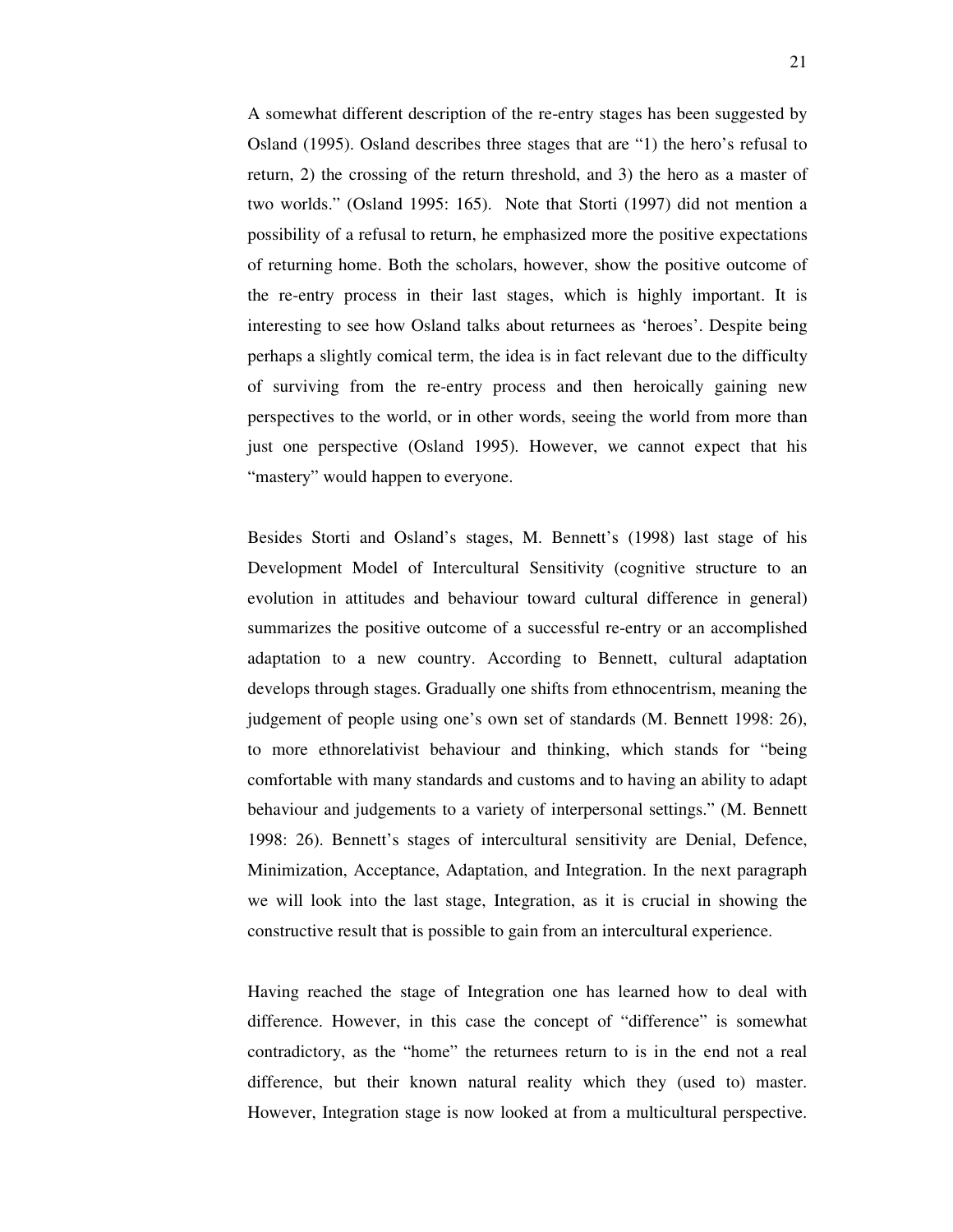A somewhat different description of the re-entry stages has been suggested by Osland (1995). Osland describes three stages that are "1) the hero's refusal to return, 2) the crossing of the return threshold, and 3) the hero as a master of two worlds." (Osland 1995: 165). Note that Storti (1997) did not mention a possibility of a refusal to return, he emphasized more the positive expectations of returning home. Both the scholars, however, show the positive outcome of the re-entry process in their last stages, which is highly important. It is interesting to see how Osland talks about returnees as 'heroes'. Despite being perhaps a slightly comical term, the idea is in fact relevant due to the difficulty of surviving from the re-entry process and then heroically gaining new perspectives to the world, or in other words, seeing the world from more than just one perspective (Osland 1995). However, we cannot expect that his "mastery" would happen to everyone.

Besides Storti and Osland's stages, M. Bennett's (1998) last stage of his Development Model of Intercultural Sensitivity (cognitive structure to an evolution in attitudes and behaviour toward cultural difference in general) summarizes the positive outcome of a successful re-entry or an accomplished adaptation to a new country. According to Bennett, cultural adaptation develops through stages. Gradually one shifts from ethnocentrism, meaning the judgement of people using one's own set of standards (M. Bennett 1998: 26), to more ethnorelativist behaviour and thinking, which stands for "being comfortable with many standards and customs and to having an ability to adapt behaviour and judgements to a variety of interpersonal settings." (M. Bennett 1998: 26). Bennett's stages of intercultural sensitivity are Denial, Defence, Minimization, Acceptance, Adaptation, and Integration. In the next paragraph we will look into the last stage, Integration, as it is crucial in showing the constructive result that is possible to gain from an intercultural experience.

Having reached the stage of Integration one has learned how to deal with difference. However, in this case the concept of "difference" is somewhat contradictory, as the "home" the returnees return to is in the end not a real difference, but their known natural reality which they (used to) master. However, Integration stage is now looked at from a multicultural perspective.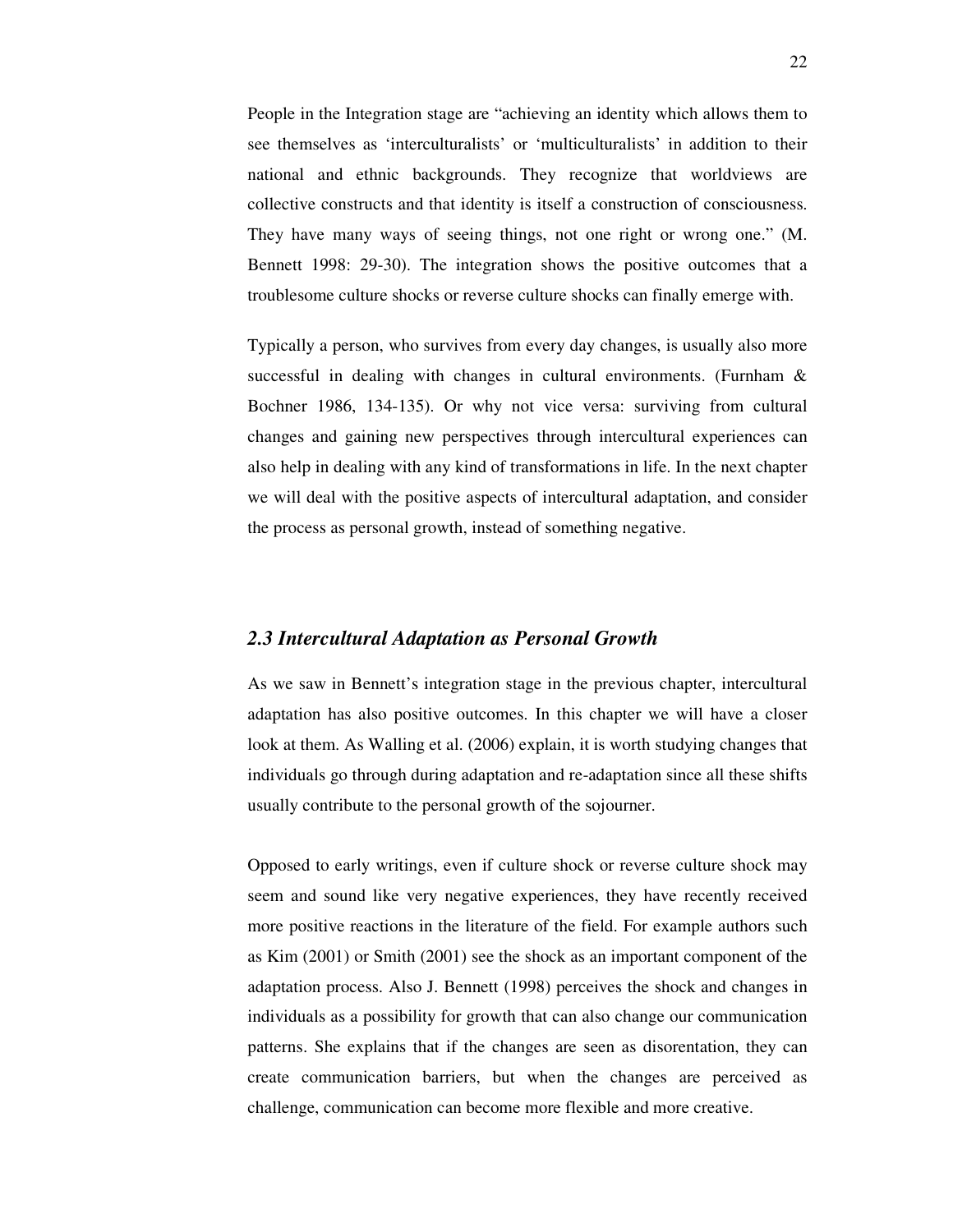People in the Integration stage are "achieving an identity which allows them to see themselves as 'interculturalists' or 'multiculturalists' in addition to their national and ethnic backgrounds. They recognize that worldviews are collective constructs and that identity is itself a construction of consciousness. They have many ways of seeing things, not one right or wrong one." (M. Bennett 1998: 29-30). The integration shows the positive outcomes that a troublesome culture shocks or reverse culture shocks can finally emerge with.

Typically a person, who survives from every day changes, is usually also more successful in dealing with changes in cultural environments. (Furnham & Bochner 1986, 134-135). Or why not vice versa: surviving from cultural changes and gaining new perspectives through intercultural experiences can also help in dealing with any kind of transformations in life. In the next chapter we will deal with the positive aspects of intercultural adaptation, and consider the process as personal growth, instead of something negative.

### *2.3 Intercultural Adaptation as Personal Growth*

As we saw in Bennett's integration stage in the previous chapter, intercultural adaptation has also positive outcomes. In this chapter we will have a closer look at them. As Walling et al. (2006) explain, it is worth studying changes that individuals go through during adaptation and re-adaptation since all these shifts usually contribute to the personal growth of the sojourner.

Opposed to early writings, even if culture shock or reverse culture shock may seem and sound like very negative experiences, they have recently received more positive reactions in the literature of the field. For example authors such as Kim (2001) or Smith (2001) see the shock as an important component of the adaptation process. Also J. Bennett (1998) perceives the shock and changes in individuals as a possibility for growth that can also change our communication patterns. She explains that if the changes are seen as disorentation, they can create communication barriers, but when the changes are perceived as challenge, communication can become more flexible and more creative.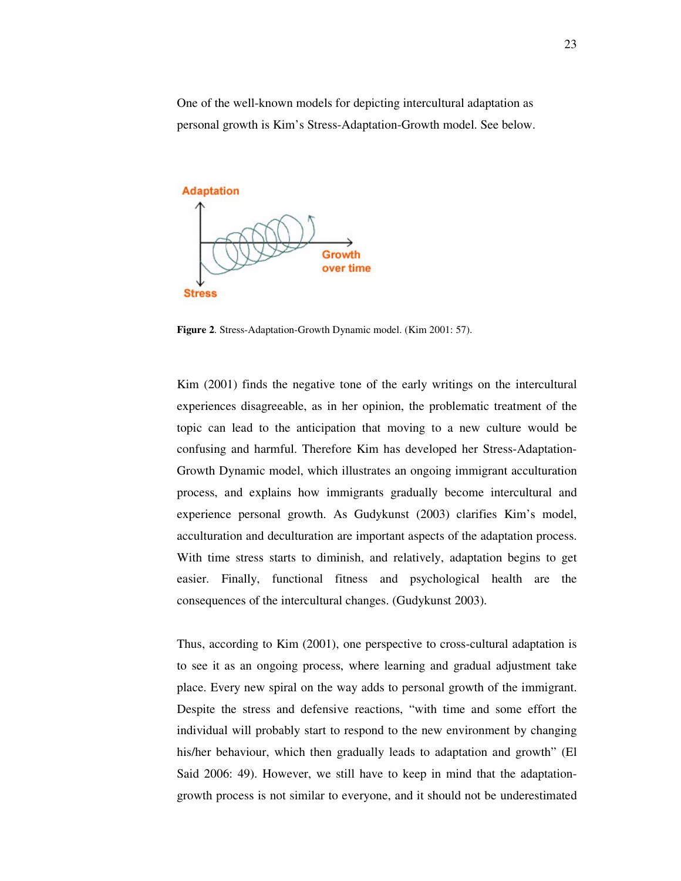One of the well-known models for depicting intercultural adaptation as personal growth is Kim's Stress-Adaptation-Growth model. See below.

**Figure 2**. Stress-Adaptation-Growth Dynamic model. (Kim 2001: 57).

Kim (2001) finds the negative tone of the early writings on the intercultural experiences disagreeable, as in her opinion, the problematic treatment of the topic can lead to the anticipation that moving to a new culture would be confusing and harmful. Therefore Kim has developed her Stress-Adaptation-Growth Dynamic model, which illustrates an ongoing immigrant acculturation process, and explains how immigrants gradually become intercultural and experience personal growth. As Gudykunst (2003) clarifies Kim's model, acculturation and deculturation are important aspects of the adaptation process. With time stress starts to diminish, and relatively, adaptation begins to get easier. Finally, functional fitness and psychological health are the consequences of the intercultural changes. (Gudykunst 2003).

Thus, according to Kim (2001), one perspective to cross-cultural adaptation is to see it as an ongoing process, where learning and gradual adjustment take place. Every new spiral on the way adds to personal growth of the immigrant. Despite the stress and defensive reactions, "with time and some effort the individual will probably start to respond to the new environment by changing his/her behaviour, which then gradually leads to adaptation and growth" (El Said 2006: 49). However, we still have to keep in mind that the adaptation-growth process is not similar to everyone, and it should not be underestimated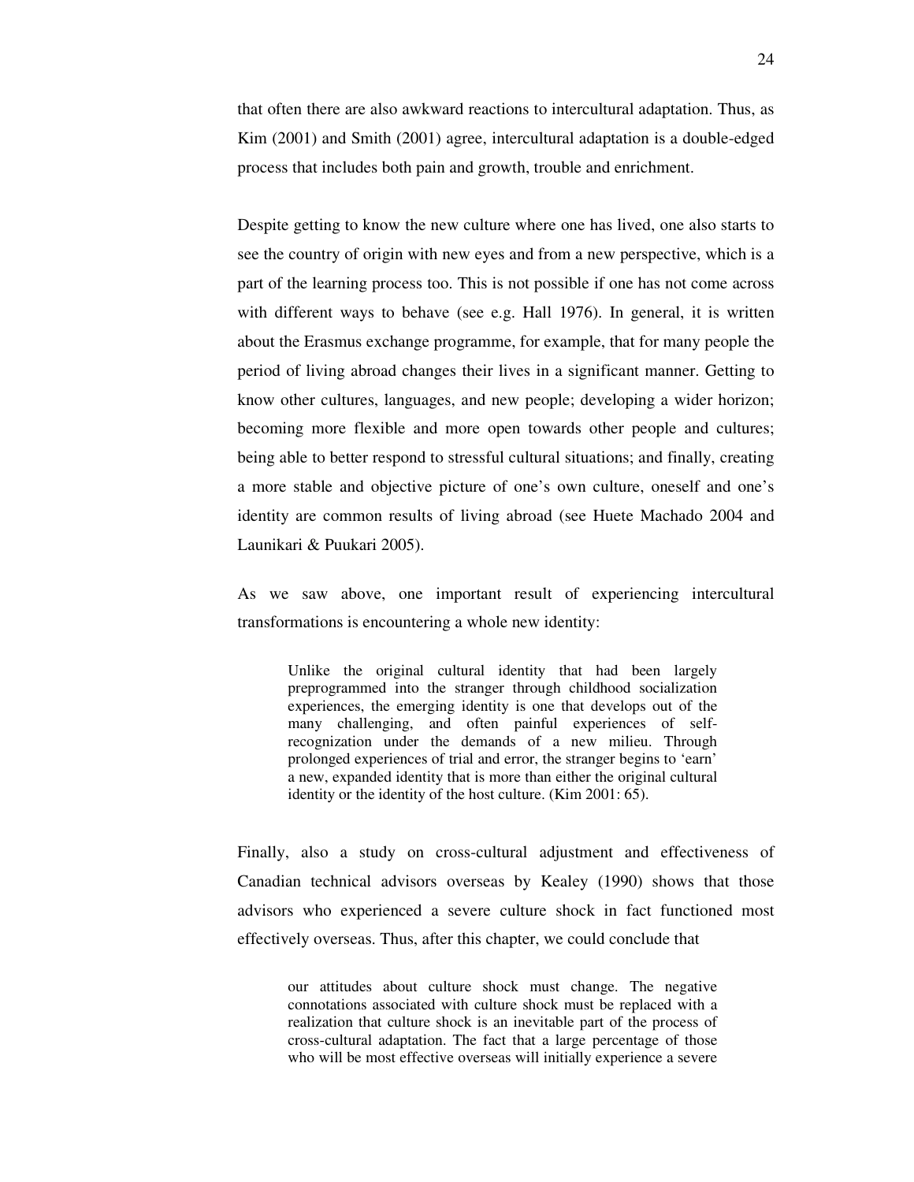that often there are also awkward reactions to intercultural adaptation. Thus, as Kim (2001) and Smith (2001) agree, intercultural adaptation is a double-edged process that includes both pain and growth, trouble and enrichment.

Despite getting to know the new culture where one has lived, one also starts to see the country of origin with new eyes and from a new perspective, which is a part of the learning process too. This is not possible if one has not come across with different ways to behave (see e.g. Hall 1976). In general, it is written about the Erasmus exchange programme, for example, that for many people the period of living abroad changes their lives in a significant manner. Getting to know other cultures, languages, and new people; developing a wider horizon; becoming more flexible and more open towards other people and cultures; being able to better respond to stressful cultural situations; and finally, creating a more stable and objective picture of one's own culture, oneself and one's identity are common results of living abroad (see Huete Machado 2004 and Launikari & Puukari 2005).

As we saw above, one important result of experiencing intercultural transformations is encountering a whole new identity:

> Unlike the original cultural identity that had been largely preprogrammed into the stranger through childhood socialization experiences, the emerging identity is one that develops out of the many challenging, and often painful experiences of self-recognization under the demands of a new milieu. Through prolonged experiences of trial and error, the stranger begins to 'earn' a new, expanded identity that is more than either the original cultural identity or the identity of the host culture. (Kim 2001: 65).

Finally, also a study on cross-cultural adjustment and effectiveness of Canadian technical advisors overseas by Kealey (1990) shows that those advisors who experienced a severe culture shock in fact functioned most effectively overseas. Thus, after this chapter, we could conclude that

> our attitudes about culture shock must change. The negative connotations associated with culture shock must be replaced with a realization that culture shock is an inevitable part of the process of cross-cultural adaptation. The fact that a large percentage of those who will be most effective overseas will initially experience a severe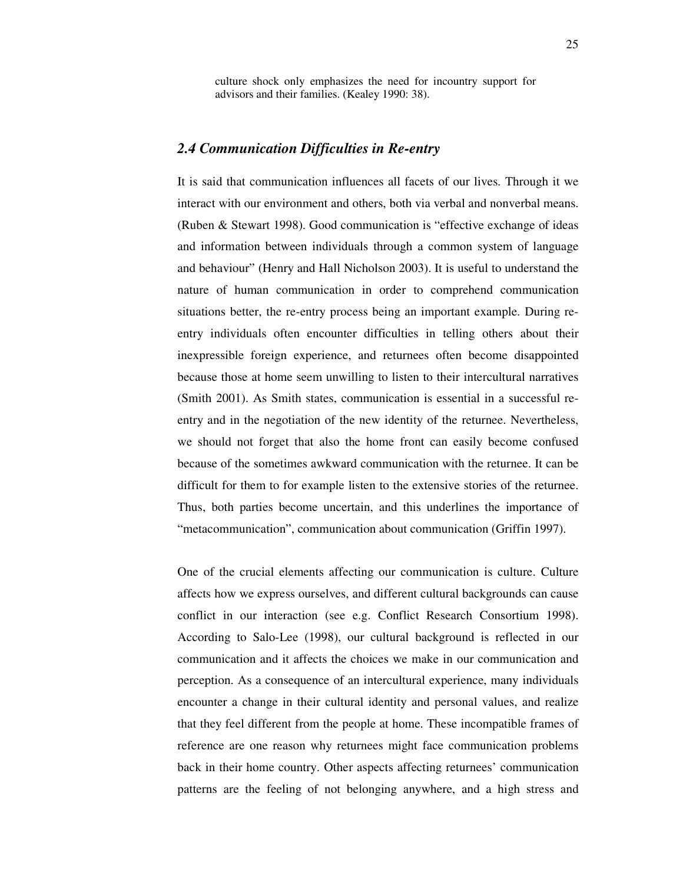> culture shock only emphasizes the need for incountry support for advisors and their families. (Kealey 1990: 38).

## *2.4 Communication Difficulties in Re-entry*

It is said that communication influences all facets of our lives. Through it we interact with our environment and others, both via verbal and nonverbal means. (Ruben & Stewart 1998). Good communication is "effective exchange of ideas and information between individuals through a common system of language and behaviour" (Henry and Hall Nicholson 2003). It is useful to understand the nature of human communication in order to comprehend communication situations better, the re-entry process being an important example. During re-entry individuals often encounter difficulties in telling others about their inexpressible foreign experience, and returnees often become disappointed because those at home seem unwilling to listen to their intercultural narratives (Smith 2001). As Smith states, communication is essential in a successful re-entry and in the negotiation of the new identity of the returnee. Nevertheless, we should not forget that also the home front can easily become confused because of the sometimes awkward communication with the returnee. It can be difficult for them to for example listen to the extensive stories of the returnee. Thus, both parties become uncertain, and this underlines the importance of "metacommunication", communication about communication (Griffin 1997).

One of the crucial elements affecting our communication is culture. Culture affects how we express ourselves, and different cultural backgrounds can cause conflict in our interaction (see e.g. Conflict Research Consortium 1998). According to Salo-Lee (1998), our cultural background is reflected in our communication and it affects the choices we make in our communication and perception. As a consequence of an intercultural experience, many individuals encounter a change in their cultural identity and personal values, and realize that they feel different from the people at home. These incompatible frames of reference are one reason why returnees might face communication problems back in their home country. Other aspects affecting returnees' communication patterns are the feeling of not belonging anywhere, and a high stress and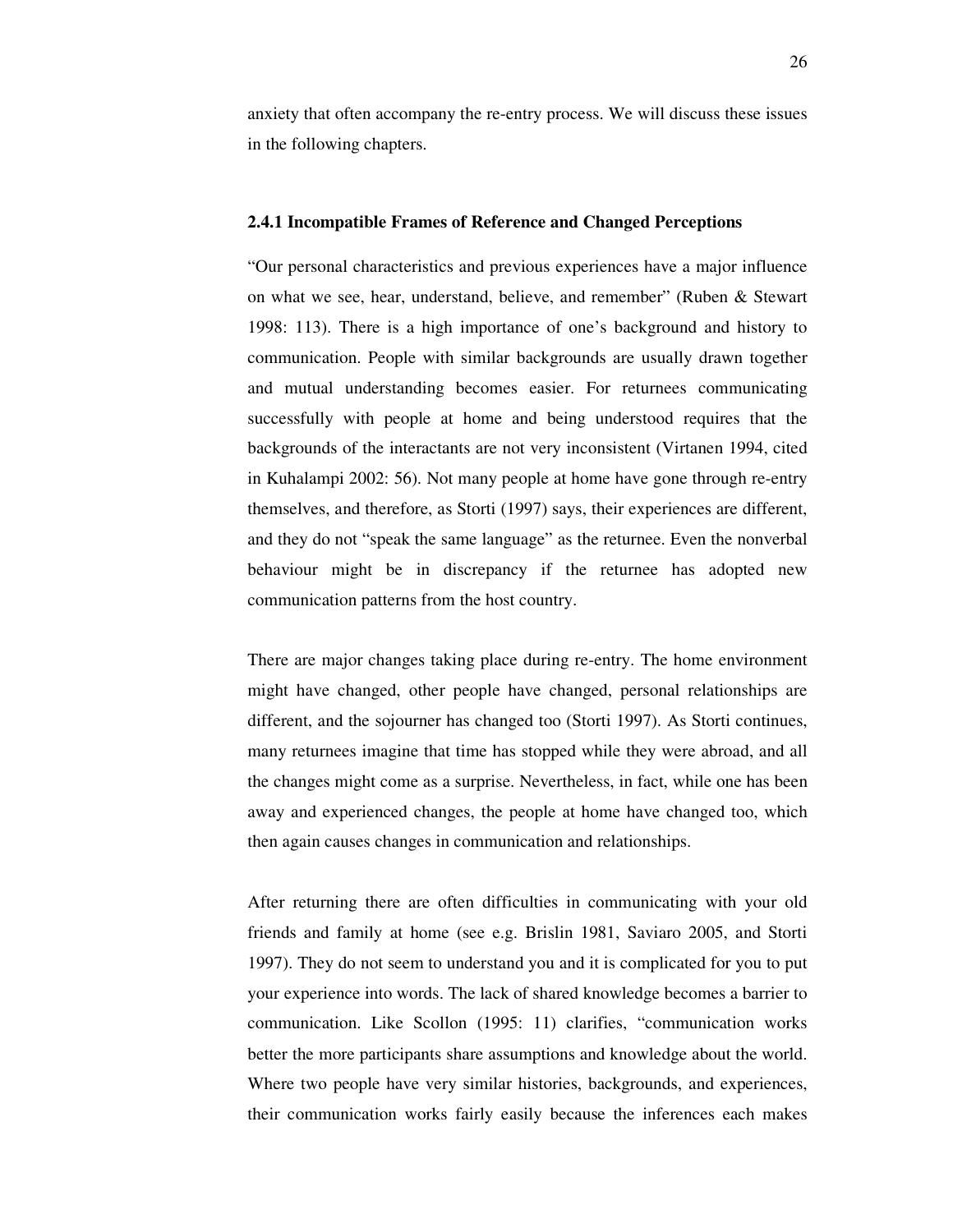anxiety that often accompany the re-entry process. We will discuss these issues in the following chapters.

### 2.4.1 Incompatible Frames of Reference and Changed Perceptions

"Our personal characteristics and previous experiences have a major influence on what we see, hear, understand, believe, and remember" (Ruben & Stewart 1998: 113). There is a high importance of one's background and history to communication. People with similar backgrounds are usually drawn together and mutual understanding becomes easier. For returnees communicating successfully with people at home and being understood requires that the backgrounds of the interactants are not very inconsistent (Virtanen 1994, cited in Kuhalampi 2002: 56). Not many people at home have gone through re-entry themselves, and therefore, as Storti (1997) says, their experiences are different, and they do not "speak the same language" as the returnee. Even the nonverbal behaviour might be in discrepancy if the returnee has adopted new communication patterns from the host country.

There are major changes taking place during re-entry. The home environment might have changed, other people have changed, personal relationships are different, and the sojourner has changed too (Storti 1997). As Storti continues, many returnees imagine that time has stopped while they were abroad, and all the changes might come as a surprise. Nevertheless, in fact, while one has been away and experienced changes, the people at home have changed too, which then again causes changes in communication and relationships.

After returning there are often difficulties in communicating with your old friends and family at home (see e.g. Brislin 1981, Saviaro 2005, and Storti 1997). They do not seem to understand you and it is complicated for you to put your experience into words. The lack of shared knowledge becomes a barrier to communication. Like Scollon (1995: 11) clarifies, "communication works better the more participants share assumptions and knowledge about the world. Where two people have very similar histories, backgrounds, and experiences, their communication works fairly easily because the inferences each makes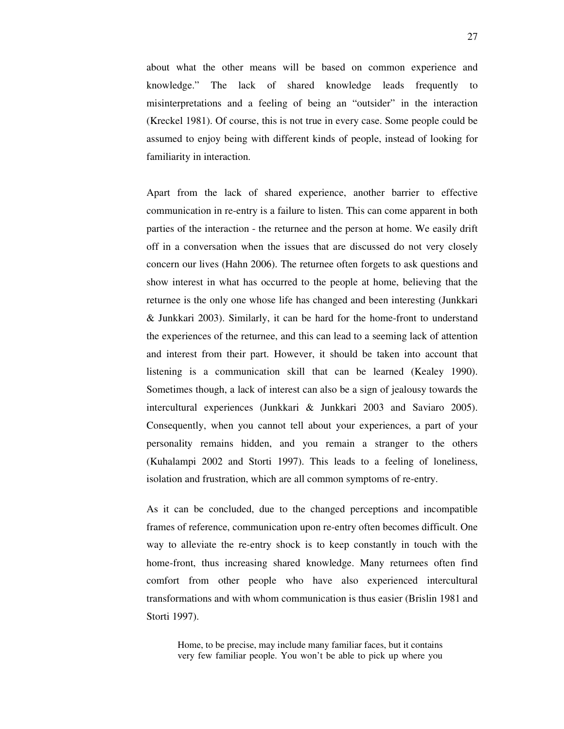about what the other means will be based on common experience and knowledge." The lack of shared knowledge leads frequently to misinterpretations and a feeling of being an "outsider" in the interaction (Kreckel 1981). Of course, this is not true in every case. Some people could be assumed to enjoy being with different kinds of people, instead of looking for familiarity in interaction.

Apart from the lack of shared experience, another barrier to effective communication in re-entry is a failure to listen. This can come apparent in both parties of the interaction - the returnee and the person at home. We easily drift off in a conversation when the issues that are discussed do not very closely concern our lives (Hahn 2006). The returnee often forgets to ask questions and show interest in what has occurred to the people at home, believing that the returnee is the only one whose life has changed and been interesting (Junkkari & Junkkari 2003). Similarly, it can be hard for the home-front to understand the experiences of the returnee, and this can lead to a seeming lack of attention and interest from their part. However, it should be taken into account that listening is a communication skill that can be learned (Kealey 1990). Sometimes though, a lack of interest can also be a sign of jealousy towards the intercultural experiences (Junkkari & Junkkari 2003 and Saviaro 2005). Consequently, when you cannot tell about your experiences, a part of your personality remains hidden, and you remain a stranger to the others (Kuhalampi 2002 and Storti 1997). This leads to a feeling of loneliness, isolation and frustration, which are all common symptoms of re-entry.

As it can be concluded, due to the changed perceptions and incompatible frames of reference, communication upon re-entry often becomes difficult. One way to alleviate the re-entry shock is to keep constantly in touch with the home-front, thus increasing shared knowledge. Many returnees often find comfort from other people who have also experienced intercultural transformations and with whom communication is thus easier (Brislin 1981 and Storti 1997).

> Home, to be precise, may include many familiar faces, but it contains very few familiar people. You won't be able to pick up where you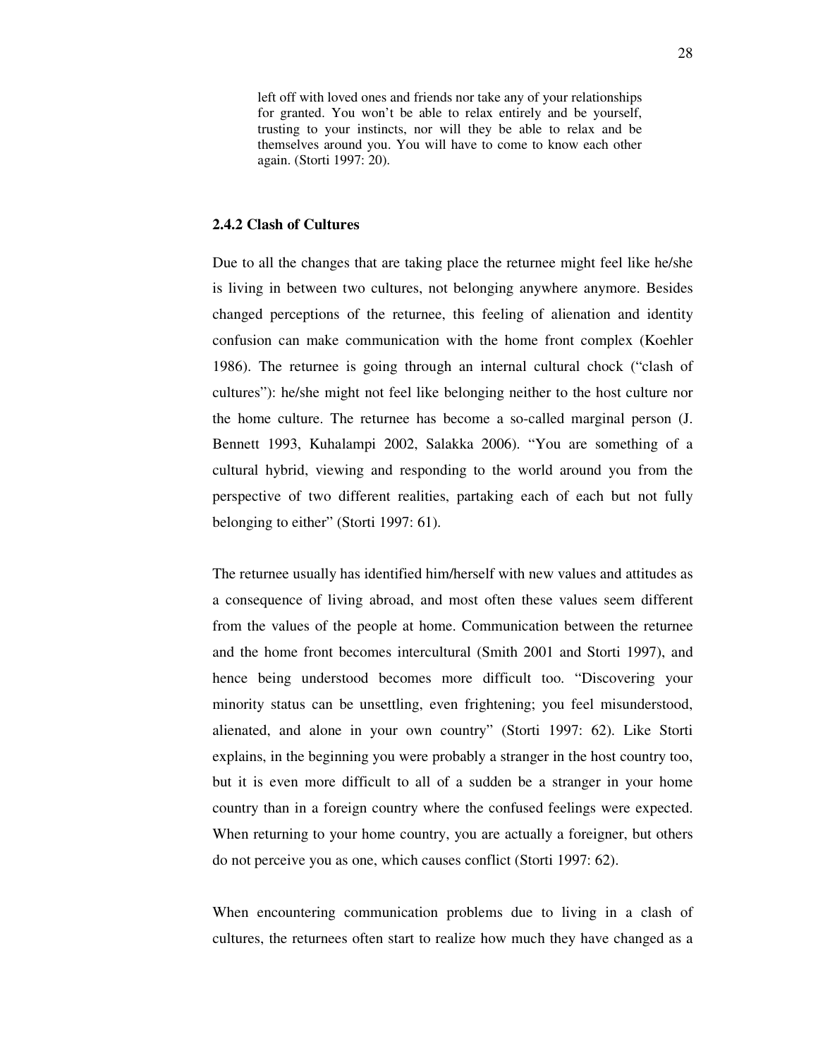> left off with loved ones and friends nor take any of your relationships for granted. You won't be able to relax entirely and be yourself, trusting to your instincts, nor will they be able to relax and be themselves around you. You will have to come to know each other again. (Storti 1997: 20).

### 2.4.2 Clash of Cultures

Due to all the changes that are taking place the returnee might feel like he/she is living in between two cultures, not belonging anywhere anymore. Besides changed perceptions of the returnee, this feeling of alienation and identity confusion can make communication with the home front complex (Koehler 1986). The returnee is going through an internal cultural chock ("clash of cultures"): he/she might not feel like belonging neither to the host culture nor the home culture. The returnee has become a so-called marginal person (J. Bennett 1993, Kuhalampi 2002, Salakka 2006). "You are something of a cultural hybrid, viewing and responding to the world around you from the perspective of two different realities, partaking each of each but not fully belonging to either" (Storti 1997: 61).

The returnee usually has identified him/herself with new values and attitudes as a consequence of living abroad, and most often these values seem different from the values of the people at home. Communication between the returnee and the home front becomes intercultural (Smith 2001 and Storti 1997), and hence being understood becomes more difficult too. "Discovering your minority status can be unsettling, even frightening; you feel misunderstood, alienated, and alone in your own country" (Storti 1997: 62). Like Storti explains, in the beginning you were probably a stranger in the host country too, but it is even more difficult to all of a sudden be a stranger in your home country than in a foreign country where the confused feelings were expected. When returning to your home country, you are actually a foreigner, but others do not perceive you as one, which causes conflict (Storti 1997: 62).

When encountering communication problems due to living in a clash of cultures, the returnees often start to realize how much they have changed as a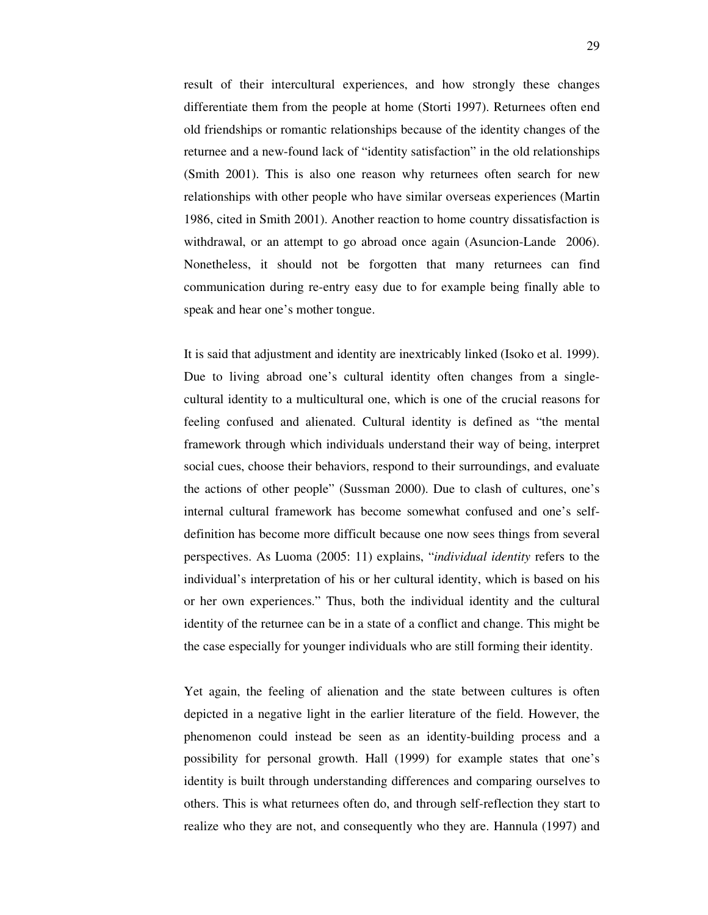result of their intercultural experiences, and how strongly these changes differentiate them from the people at home (Storti 1997). Returnees often end old friendships or romantic relationships because of the identity changes of the returnee and a new-found lack of "identity satisfaction" in the old relationships (Smith 2001). This is also one reason why returnees often search for new relationships with other people who have similar overseas experiences (Martin 1986, cited in Smith 2001). Another reaction to home country dissatisfaction is withdrawal, or an attempt to go abroad once again (Asuncion-Lande 2006). Nonetheless, it should not be forgotten that many returnees can find communication during re-entry easy due to for example being finally able to speak and hear one's mother tongue.

It is said that adjustment and identity are inextricably linked (Isoko et al. 1999). Due to living abroad one's cultural identity often changes from a single-cultural identity to a multicultural one, which is one of the crucial reasons for feeling confused and alienated. Cultural identity is defined as "the mental framework through which individuals understand their way of being, interpret social cues, choose their behaviors, respond to their surroundings, and evaluate the actions of other people" (Sussman 2000). Due to clash of cultures, one's internal cultural framework has become somewhat confused and one's self-definition has become more difficult because one now sees things from several perspectives. As Luoma (2005: 11) explains, "*individual identity* refers to the individual's interpretation of his or her cultural identity, which is based on his or her own experiences." Thus, both the individual identity and the cultural identity of the returnee can be in a state of a conflict and change. This might be the case especially for younger individuals who are still forming their identity.

Yet again, the feeling of alienation and the state between cultures is often depicted in a negative light in the earlier literature of the field. However, the phenomenon could instead be seen as an identity-building process and a possibility for personal growth. Hall (1999) for example states that one's identity is built through understanding differences and comparing ourselves to others. This is what returnees often do, and through self-reflection they start to realize who they are not, and consequently who they are. Hannula (1997) and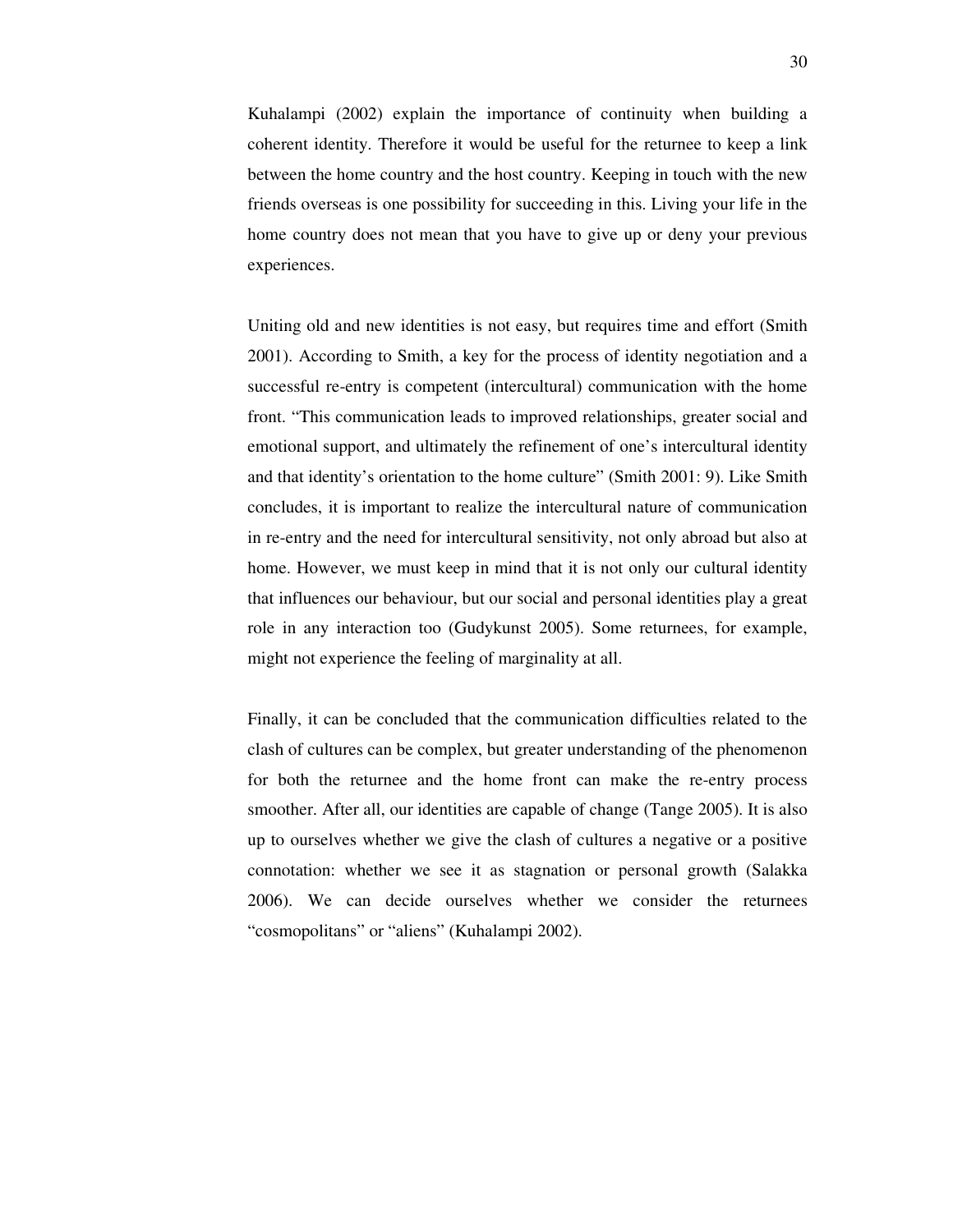Kuhalampi (2002) explain the importance of continuity when building a coherent identity. Therefore it would be useful for the returnee to keep a link between the home country and the host country. Keeping in touch with the new friends overseas is one possibility for succeeding in this. Living your life in the home country does not mean that you have to give up or deny your previous experiences.

Uniting old and new identities is not easy, but requires time and effort (Smith 2001). According to Smith, a key for the process of identity negotiation and a successful re-entry is competent (intercultural) communication with the home front. “This communication leads to improved relationships, greater social and emotional support, and ultimately the refinement of one’s intercultural identity and that identity’s orientation to the home culture” (Smith 2001: 9). Like Smith concludes, it is important to realize the intercultural nature of communication in re-entry and the need for intercultural sensitivity, not only abroad but also at home. However, we must keep in mind that it is not only our cultural identity that influences our behaviour, but our social and personal identities play a great role in any interaction too (Gudykunst 2005). Some returnees, for example, might not experience the feeling of marginality at all.

Finally, it can be concluded that the communication difficulties related to the clash of cultures can be complex, but greater understanding of the phenomenon for both the returnee and the home front can make the re-entry process smoother. After all, our identities are capable of change (Tange 2005). It is also up to ourselves whether we give the clash of cultures a negative or a positive connotation: whether we see it as stagnation or personal growth (Salakka 2006). We can decide ourselves whether we consider the returnees “cosmopolitans” or “aliens” (Kuhalampi 2002).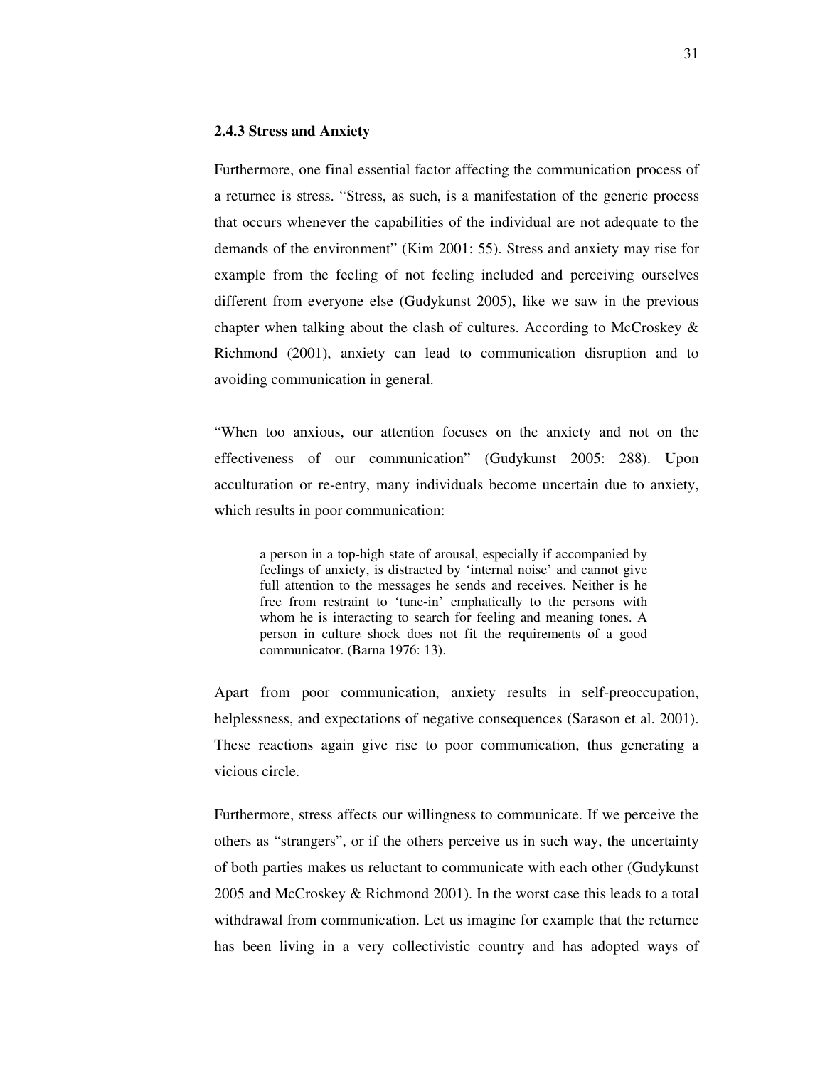### 2.4.3 Stress and Anxiety

Furthermore, one final essential factor affecting the communication process of a returnee is stress. "Stress, as such, is a manifestation of the generic process that occurs whenever the capabilities of the individual are not adequate to the demands of the environment" (Kim 2001: 55). Stress and anxiety may rise for example from the feeling of not feeling included and perceiving ourselves different from everyone else (Gudykunst 2005), like we saw in the previous chapter when talking about the clash of cultures. According to McCroskey & Richmond (2001), anxiety can lead to communication disruption and to avoiding communication in general.

"When too anxious, our attention focuses on the anxiety and not on the effectiveness of our communication" (Gudykunst 2005: 288). Upon acculturation or re-entry, many individuals become uncertain due to anxiety, which results in poor communication:

> a person in a top-high state of arousal, especially if accompanied by feelings of anxiety, is distracted by 'internal noise' and cannot give full attention to the messages he sends and receives. Neither is he free from restraint to 'tune-in' emphatically to the persons with whom he is interacting to search for feeling and meaning tones. A person in culture shock does not fit the requirements of a good communicator. (Barna 1976: 13).

Apart from poor communication, anxiety results in self-preoccupation, helplessness, and expectations of negative consequences (Sarason et al. 2001). These reactions again give rise to poor communication, thus generating a vicious circle.

Furthermore, stress affects our willingness to communicate. If we perceive the others as "strangers", or if the others perceive us in such way, the uncertainty of both parties makes us reluctant to communicate with each other (Gudykunst 2005 and McCroskey & Richmond 2001). In the worst case this leads to a total withdrawal from communication. Let us imagine for example that the returnee has been living in a very collectivistic country and has adopted ways of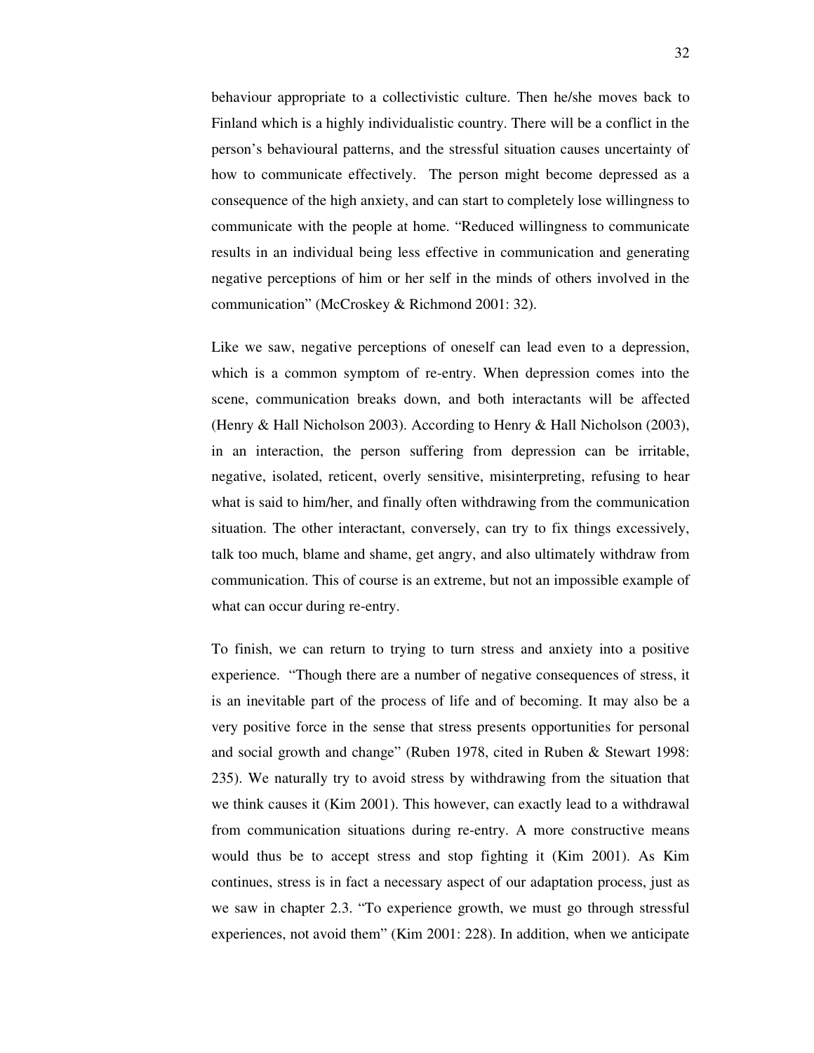behaviour appropriate to a collectivistic culture. Then he/she moves back to Finland which is a highly individualistic country. There will be a conflict in the person's behavioural patterns, and the stressful situation causes uncertainty of how to communicate effectively. The person might become depressed as a consequence of the high anxiety, and can start to completely lose willingness to communicate with the people at home. "Reduced willingness to communicate results in an individual being less effective in communication and generating negative perceptions of him or her self in the minds of others involved in the communication" (McCroskey & Richmond 2001: 32).

Like we saw, negative perceptions of oneself can lead even to a depression, which is a common symptom of re-entry. When depression comes into the scene, communication breaks down, and both interactants will be affected (Henry & Hall Nicholson 2003). According to Henry & Hall Nicholson (2003), in an interaction, the person suffering from depression can be irritable, negative, isolated, reticent, overly sensitive, misinterpreting, refusing to hear what is said to him/her, and finally often withdrawing from the communication situation. The other interactant, conversely, can try to fix things excessively, talk too much, blame and shame, get angry, and also ultimately withdraw from communication. This of course is an extreme, but not an impossible example of what can occur during re-entry.

To finish, we can return to trying to turn stress and anxiety into a positive experience. "Though there are a number of negative consequences of stress, it is an inevitable part of the process of life and of becoming. It may also be a very positive force in the sense that stress presents opportunities for personal and social growth and change" (Ruben 1978, cited in Ruben & Stewart 1998: 235). We naturally try to avoid stress by withdrawing from the situation that we think causes it (Kim 2001). This however, can exactly lead to a withdrawal from communication situations during re-entry. A more constructive means would thus be to accept stress and stop fighting it (Kim 2001). As Kim continues, stress is in fact a necessary aspect of our adaptation process, just as we saw in chapter 2.3. "To experience growth, we must go through stressful experiences, not avoid them" (Kim 2001: 228). In addition, when we anticipate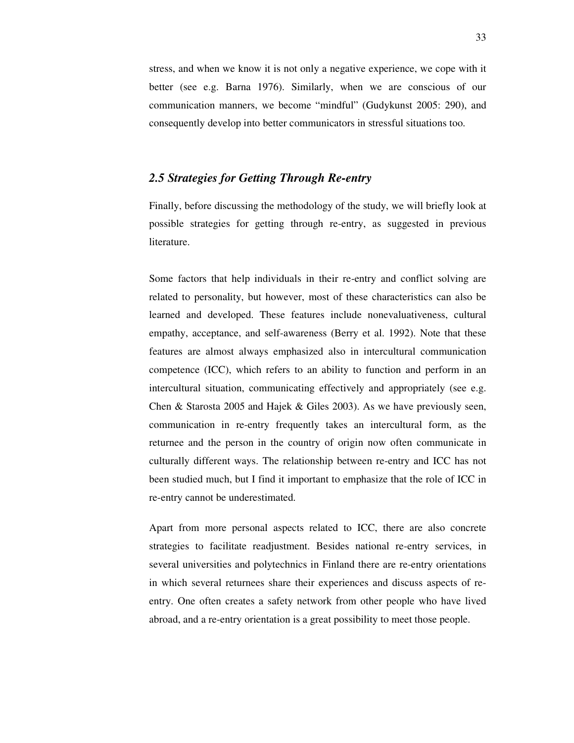stress, and when we know it is not only a negative experience, we cope with it better (see e.g. Barna 1976). Similarly, when we are conscious of our communication manners, we become "mindful" (Gudykunst 2005: 290), and consequently develop into better communicators in stressful situations too.

## *2.5 Strategies for Getting Through Re-entry*

Finally, before discussing the methodology of the study, we will briefly look at possible strategies for getting through re-entry, as suggested in previous literature.

Some factors that help individuals in their re-entry and conflict solving are related to personality, but however, most of these characteristics can also be learned and developed. These features include nonevaluativeness, cultural empathy, acceptance, and self-awareness (Berry et al. 1992). Note that these features are almost always emphasized also in intercultural communication competence (ICC), which refers to an ability to function and perform in an intercultural situation, communicating effectively and appropriately (see e.g. Chen & Starosta 2005 and Hajek & Giles 2003). As we have previously seen, communication in re-entry frequently takes an intercultural form, as the returnee and the person in the country of origin now often communicate in culturally different ways. The relationship between re-entry and ICC has not been studied much, but I find it important to emphasize that the role of ICC in re-entry cannot be underestimated.

Apart from more personal aspects related to ICC, there are also concrete strategies to facilitate readjustment. Besides national re-entry services, in several universities and polytechnics in Finland there are re-entry orientations in which several returnees share their experiences and discuss aspects of re-entry. One often creates a safety network from other people who have lived abroad, and a re-entry orientation is a great possibility to meet those people.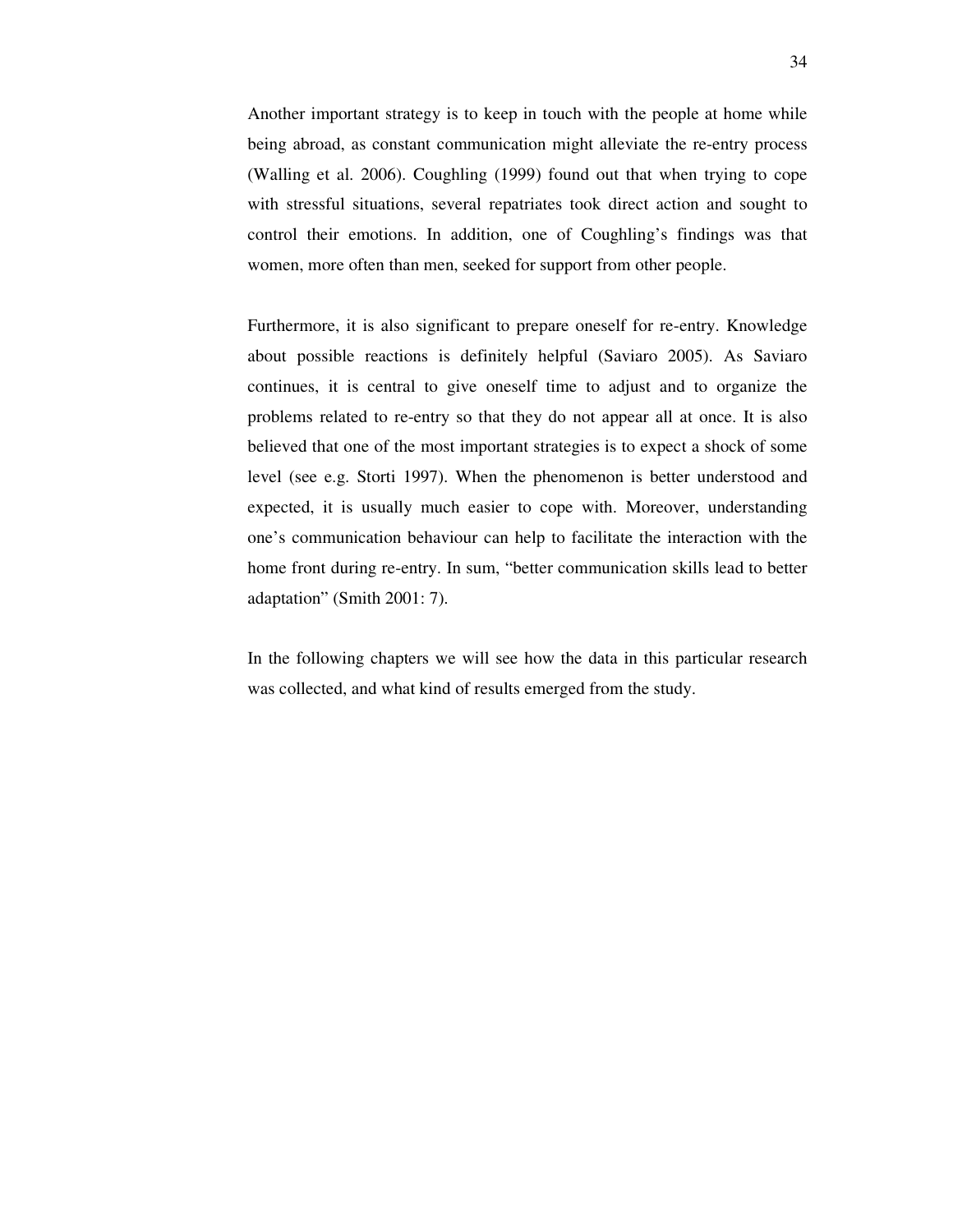Another important strategy is to keep in touch with the people at home while being abroad, as constant communication might alleviate the re-entry process (Walling et al. 2006). Coughling (1999) found out that when trying to cope with stressful situations, several repatriates took direct action and sought to control their emotions. In addition, one of Coughling's findings was that women, more often than men, seeked for support from other people.

Furthermore, it is also significant to prepare oneself for re-entry. Knowledge about possible reactions is definitely helpful (Saviaro 2005). As Saviaro continues, it is central to give oneself time to adjust and to organize the problems related to re-entry so that they do not appear all at once. It is also believed that one of the most important strategies is to expect a shock of some level (see e.g. Storti 1997). When the phenomenon is better understood and expected, it is usually much easier to cope with. Moreover, understanding one's communication behaviour can help to facilitate the interaction with the home front during re-entry. In sum, "better communication skills lead to better adaptation" (Smith 2001: 7).

In the following chapters we will see how the data in this particular research was collected, and what kind of results emerged from the study.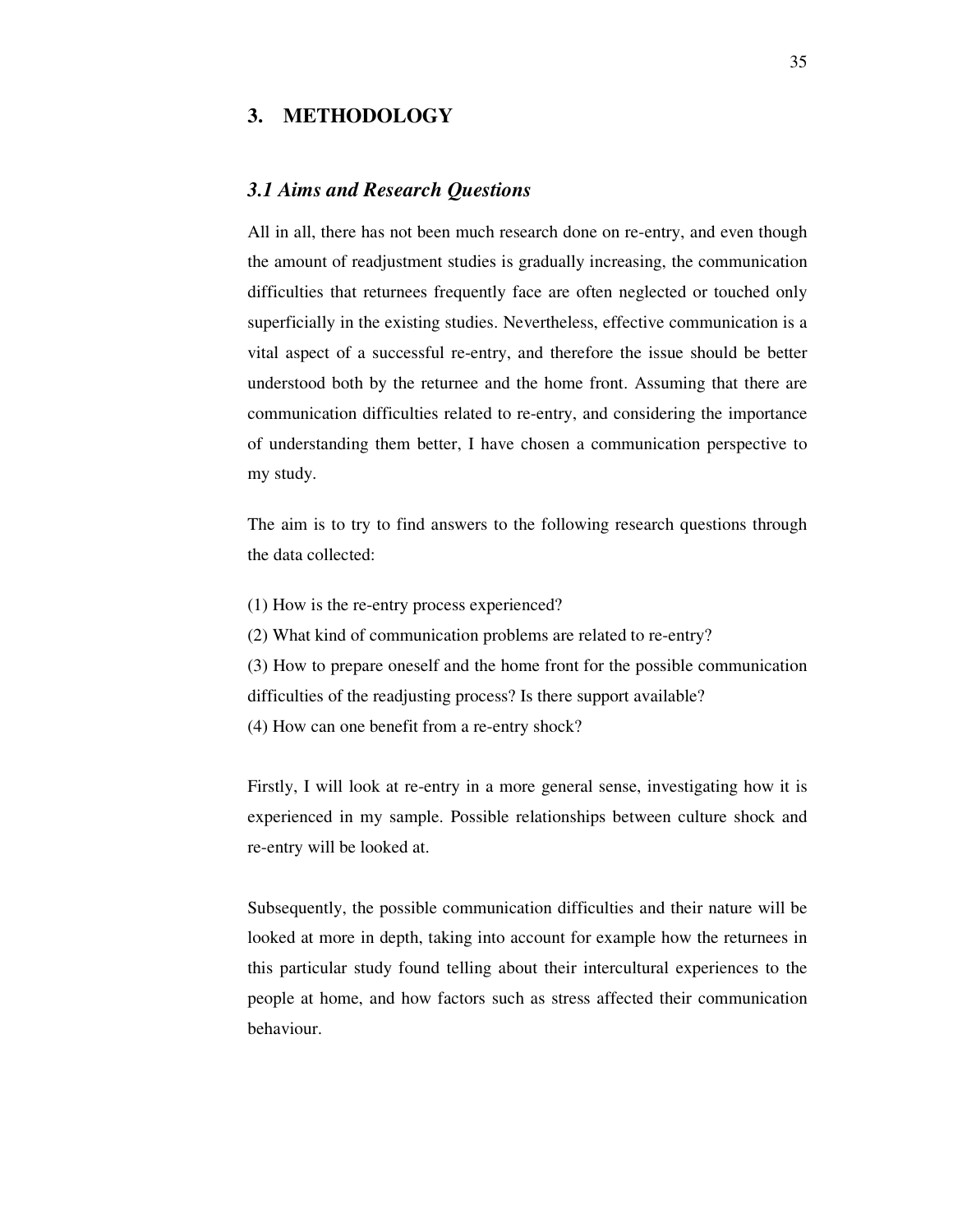# 3. METHODOLOGY

## *3.1 Aims and Research Questions*

All in all, there has not been much research done on re-entry, and even though the amount of readjustment studies is gradually increasing, the communication difficulties that returnees frequently face are often neglected or touched only superficially in the existing studies. Nevertheless, effective communication is a vital aspect of a successful re-entry, and therefore the issue should be better understood both by the returnee and the home front. Assuming that there are communication difficulties related to re-entry, and considering the importance of understanding them better, I have chosen a communication perspective to my study.

The aim is to try to find answers to the following research questions through the data collected:

(1) How is the re-entry process experienced?
(2) What kind of communication problems are related to re-entry?
(3) How to prepare oneself and the home front for the possible communication difficulties of the readjusting process? Is there support available?
(4) How can one benefit from a re-entry shock?

Firstly, I will look at re-entry in a more general sense, investigating how it is experienced in my sample. Possible relationships between culture shock and re-entry will be looked at.

Subsequently, the possible communication difficulties and their nature will be looked at more in depth, taking into account for example how the returnees in this particular study found telling about their intercultural experiences to the people at home, and how factors such as stress affected their communication behaviour.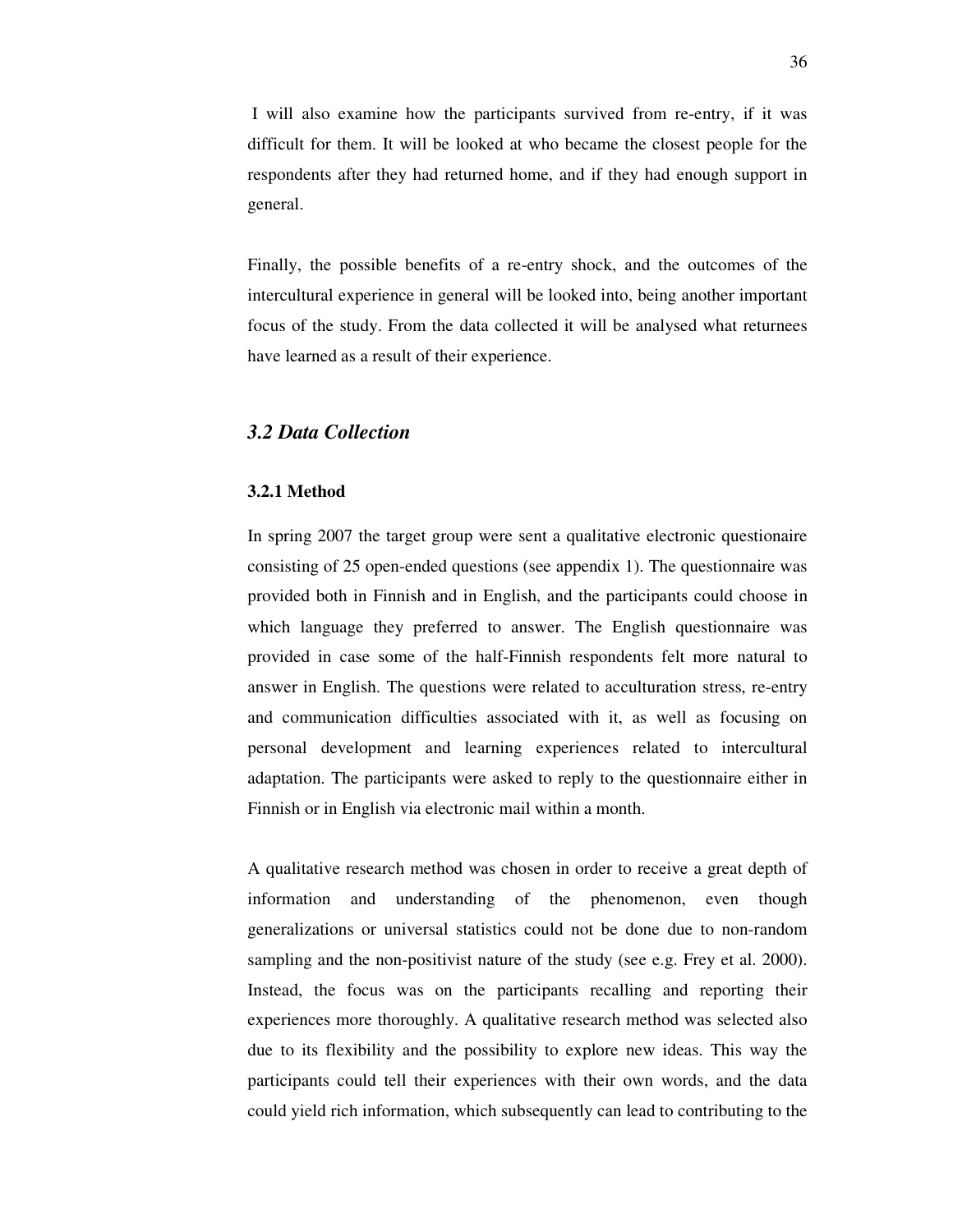I will also examine how the participants survived from re-entry, if it was difficult for them. It will be looked at who became the closest people for the respondents after they had returned home, and if they had enough support in general.

Finally, the possible benefits of a re-entry shock, and the outcomes of the intercultural experience in general will be looked into, being another important focus of the study. From the data collected it will be analysed what returnees have learned as a result of their experience.

## *3.2 Data Collection*

### 3.2.1 Method

In spring 2007 the target group were sent a qualitative electronic questionaire consisting of 25 open-ended questions (see appendix 1). The questionnaire was provided both in Finnish and in English, and the participants could choose in which language they preferred to answer. The English questionnaire was provided in case some of the half-Finnish respondents felt more natural to answer in English. The questions were related to acculturation stress, re-entry and communication difficulties associated with it, as well as focusing on personal development and learning experiences related to intercultural adaptation. The participants were asked to reply to the questionnaire either in Finnish or in English via electronic mail within a month.

A qualitative research method was chosen in order to receive a great depth of information and understanding of the phenomenon, even though generalizations or universal statistics could not be done due to non-random sampling and the non-positivist nature of the study (see e.g. Frey et al. 2000). Instead, the focus was on the participants recalling and reporting their experiences more thoroughly. A qualitative research method was selected also due to its flexibility and the possibility to explore new ideas. This way the participants could tell their experiences with their own words, and the data could yield rich information, which subsequently can lead to contributing to the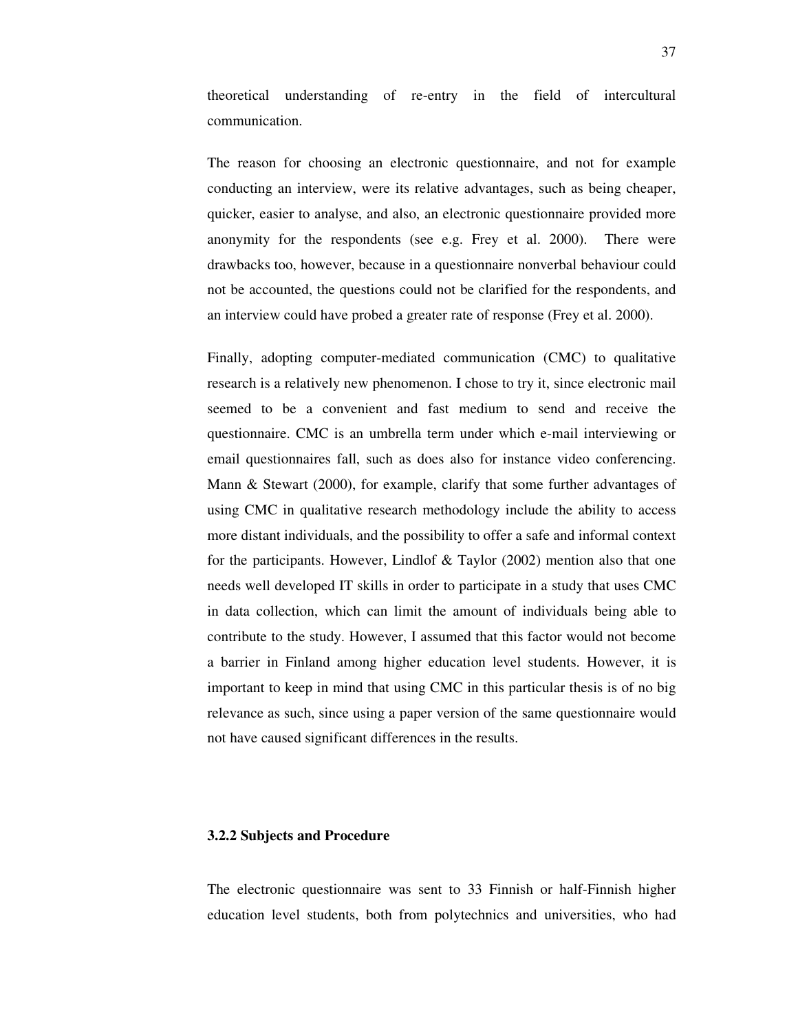theoretical understanding of re-entry in the field of intercultural communication.

The reason for choosing an electronic questionnaire, and not for example conducting an interview, were its relative advantages, such as being cheaper, quicker, easier to analyse, and also, an electronic questionnaire provided more anonymity for the respondents (see e.g. Frey et al. 2000). There were drawbacks too, however, because in a questionnaire nonverbal behaviour could not be accounted, the questions could not be clarified for the respondents, and an interview could have probed a greater rate of response (Frey et al. 2000).

Finally, adopting computer-mediated communication (CMC) to qualitative research is a relatively new phenomenon. I chose to try it, since electronic mail seemed to be a convenient and fast medium to send and receive the questionnaire. CMC is an umbrella term under which e-mail interviewing or email questionnaires fall, such as does also for instance video conferencing. Mann & Stewart (2000), for example, clarify that some further advantages of using CMC in qualitative research methodology include the ability to access more distant individuals, and the possibility to offer a safe and informal context for the participants. However, Lindlof & Taylor (2002) mention also that one needs well developed IT skills in order to participate in a study that uses CMC in data collection, which can limit the amount of individuals being able to contribute to the study. However, I assumed that this factor would not become a barrier in Finland among higher education level students. However, it is important to keep in mind that using CMC in this particular thesis is of no big relevance as such, since using a paper version of the same questionnaire would not have caused significant differences in the results.

### 3.2.2 Subjects and Procedure

The electronic questionnaire was sent to 33 Finnish or half-Finnish higher education level students, both from polytechnics and universities, who had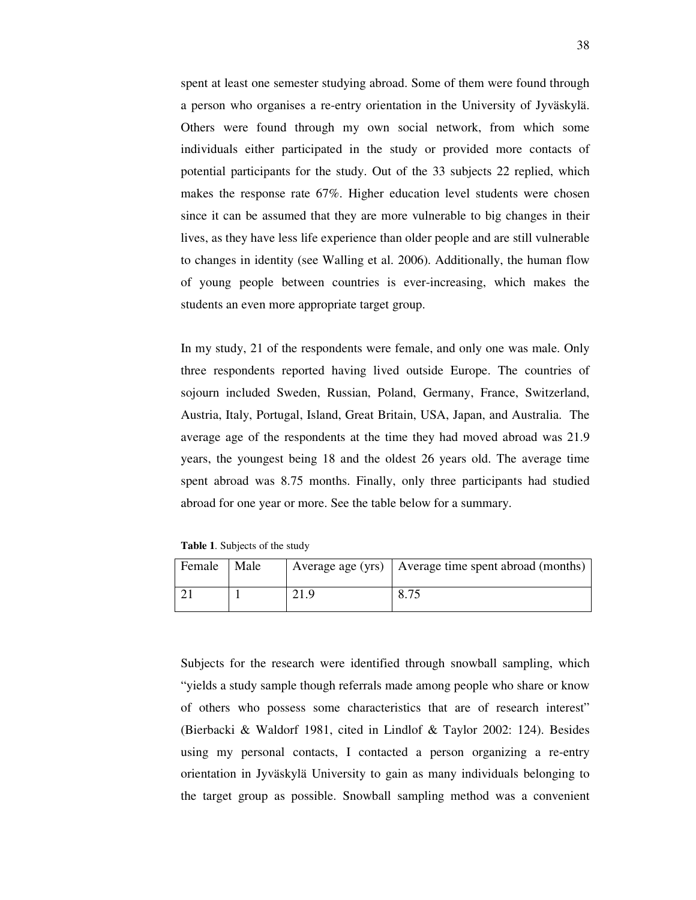spent at least one semester studying abroad. Some of them were found through a person who organises a re-entry orientation in the University of Jyväskylä. Others were found through my own social network, from which some individuals either participated in the study or provided more contacts of potential participants for the study. Out of the 33 subjects 22 replied, which makes the response rate 67%. Higher education level students were chosen since it can be assumed that they are more vulnerable to big changes in their lives, as they have less life experience than older people and are still vulnerable to changes in identity (see Walling et al. 2006). Additionally, the human flow of young people between countries is ever-increasing, which makes the students an even more appropriate target group.

In my study, 21 of the respondents were female, and only one was male. Only three respondents reported having lived outside Europe. The countries of sojourn included Sweden, Russian, Poland, Germany, France, Switzerland, Austria, Italy, Portugal, Island, Great Britain, USA, Japan, and Australia. The average age of the respondents at the time they had moved abroad was 21.9 years, the youngest being 18 and the oldest 26 years old. The average time spent abroad was 8.75 months. Finally, only three participants had studied abroad for one year or more. See the table below for a summary.

**Table 1**. Subjects of the study

| Female | Male | Average age (yrs) | Average time spent abroad (months) |
|---|---|---|---|
| 21 | 1 | 21.9 | 8.75 |

Subjects for the research were identified through snowball sampling, which "yields a study sample though referrals made among people who share or know of others who possess some characteristics that are of research interest" (Bierbacki & Waldorf 1981, cited in Lindlof & Taylor 2002: 124). Besides using my personal contacts, I contacted a person organizing a re-entry orientation in Jyväskylä University to gain as many individuals belonging to the target group as possible. Snowball sampling method was a convenient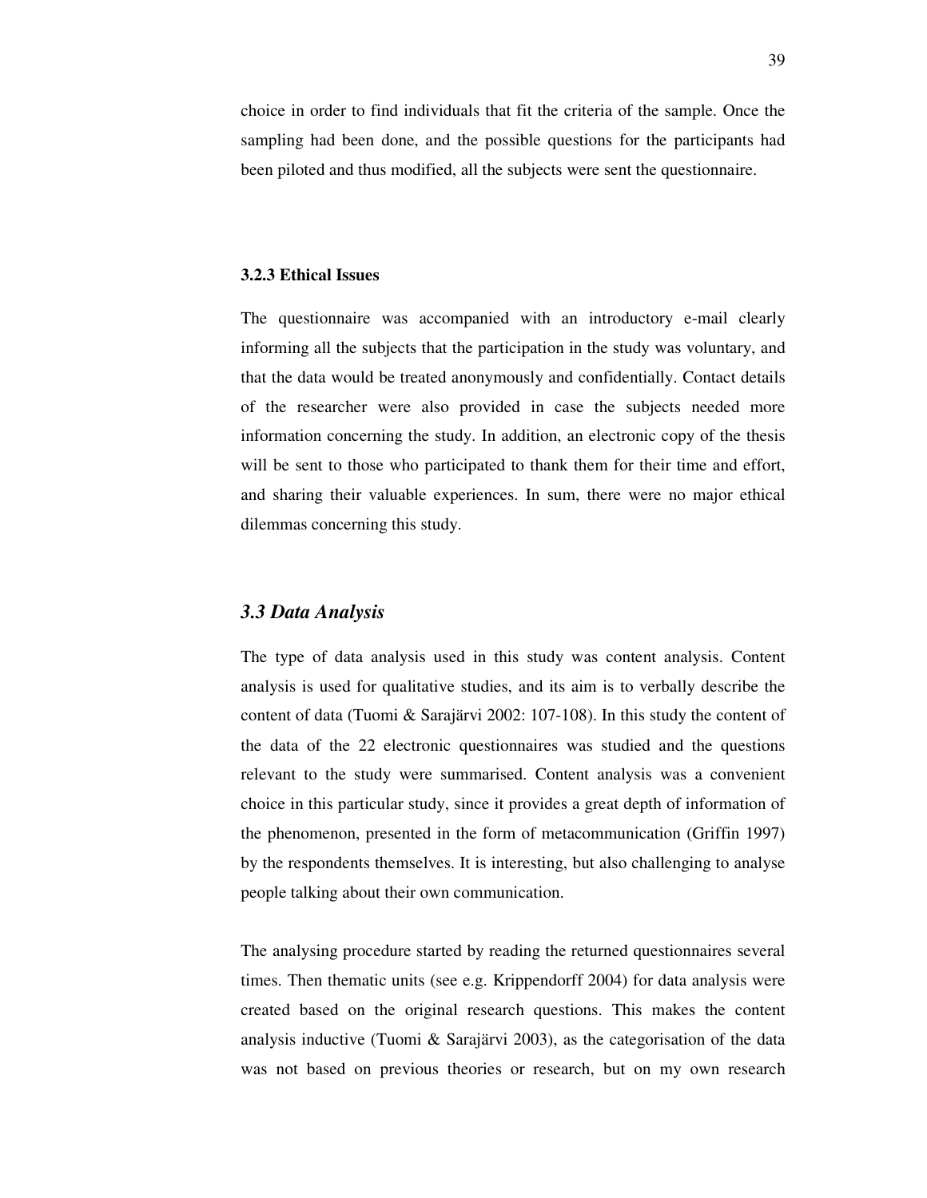choice in order to find individuals that fit the criteria of the sample. Once the sampling had been done, and the possible questions for the participants had been piloted and thus modified, all the subjects were sent the questionnaire.

#### 3.2.3 Ethical Issues

The questionnaire was accompanied with an introductory e-mail clearly informing all the subjects that the participation in the study was voluntary, and that the data would be treated anonymously and confidentially. Contact details of the researcher were also provided in case the subjects needed more information concerning the study. In addition, an electronic copy of the thesis will be sent to those who participated to thank them for their time and effort, and sharing their valuable experiences. In sum, there were no major ethical dilemmas concerning this study.

### *3.3 Data Analysis*

The type of data analysis used in this study was content analysis. Content analysis is used for qualitative studies, and its aim is to verbally describe the content of data (Tuomi & Sarajärvi 2002: 107-108). In this study the content of the data of the 22 electronic questionnaires was studied and the questions relevant to the study were summarised. Content analysis was a convenient choice in this particular study, since it provides a great depth of information of the phenomenon, presented in the form of metacommunication (Griffin 1997) by the respondents themselves. It is interesting, but also challenging to analyse people talking about their own communication.

The analysing procedure started by reading the returned questionnaires several times. Then thematic units (see e.g. Krippendorff 2004) for data analysis were created based on the original research questions. This makes the content analysis inductive (Tuomi & Sarajärvi 2003), as the categorisation of the data was not based on previous theories or research, but on my own research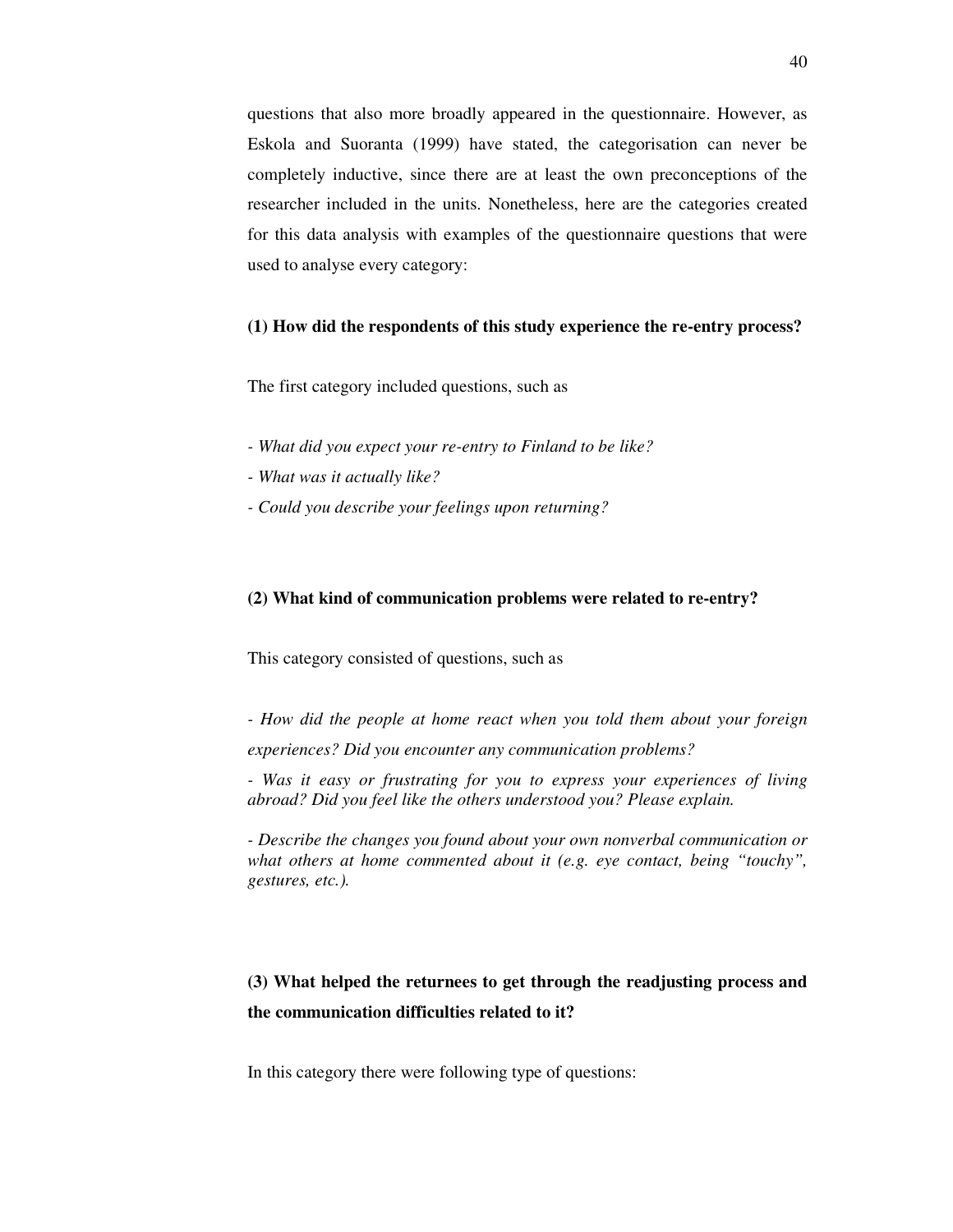questions that also more broadly appeared in the questionnaire. However, as Eskola and Suoranta (1999) have stated, the categorisation can never be completely inductive, since there are at least the own preconceptions of the researcher included in the units. Nonetheless, here are the categories created for this data analysis with examples of the questionnaire questions that were used to analyse every category:

**(1) How did the respondents of this study experience the re-entry process?**

The first category included questions, such as

- *What did you expect your re-entry to Finland to be like?*
- *What was it actually like?*
- *Could you describe your feelings upon returning?*

**(2) What kind of communication problems were related to re-entry?**

This category consisted of questions, such as

- *How did the people at home react when you told them about your foreign experiences? Did you encounter any communication problems?*
- *Was it easy or frustrating for you to express your experiences of living abroad? Did you feel like the others understood you? Please explain.*
- *Describe the changes you found about your own nonverbal communication or what others at home commented about it (e.g. eye contact, being "touchy", gestures, etc.).*

**(3) What helped the returnees to get through the readjusting process and the communication difficulties related to it?**

In this category there were following type of questions: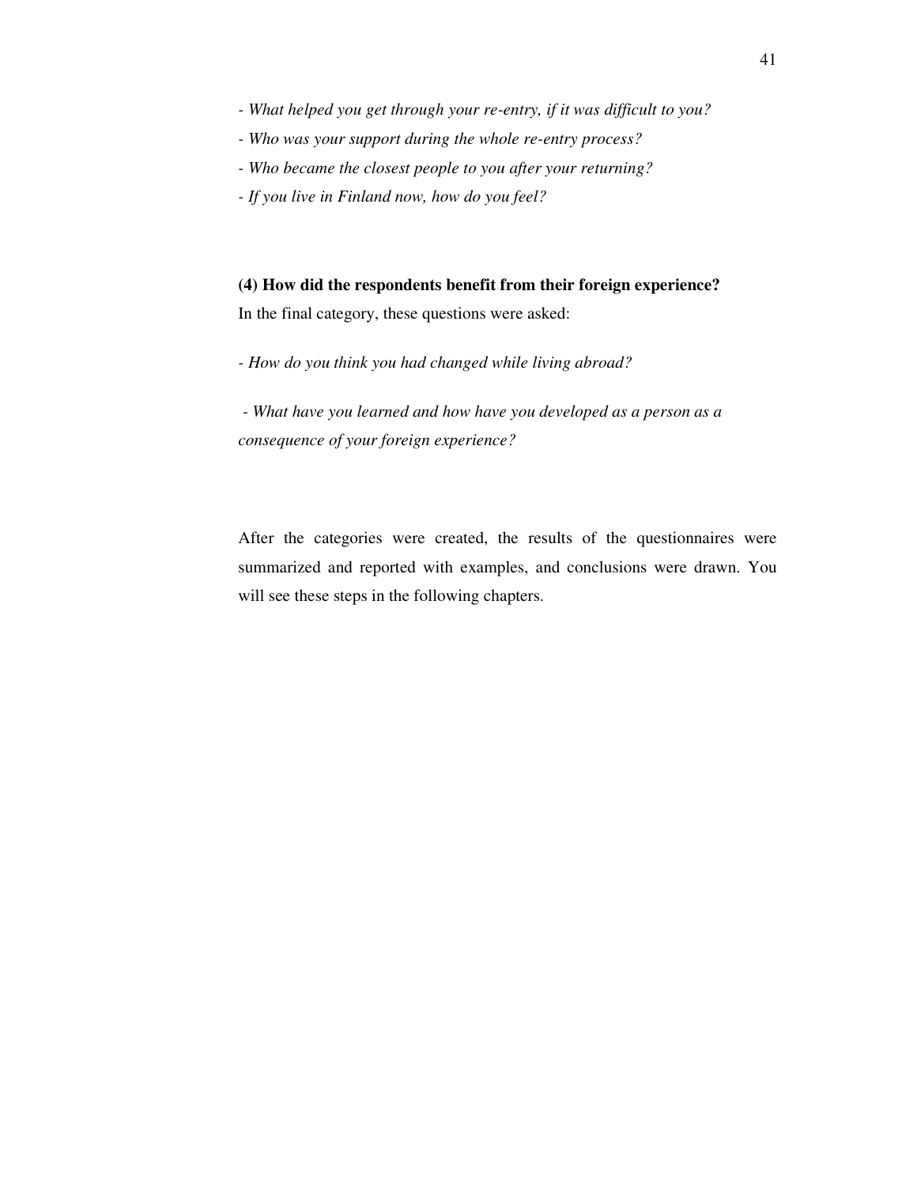- *What helped you get through your re-entry, if it was difficult to you?*
- *Who was your support during the whole re-entry process?*
- *Who became the closest people to you after your returning?*
- *If you live in Finland now, how do you feel?*

**(4) How did the respondents benefit from their foreign experience?**

In the final category, these questions were asked:

- *How do you think you had changed while living abroad?*

- *What have you learned and how have you developed as a person as a consequence of your foreign experience?*

After the categories were created, the results of the questionnaires were summarized and reported with examples, and conclusions were drawn. You will see these steps in the following chapters.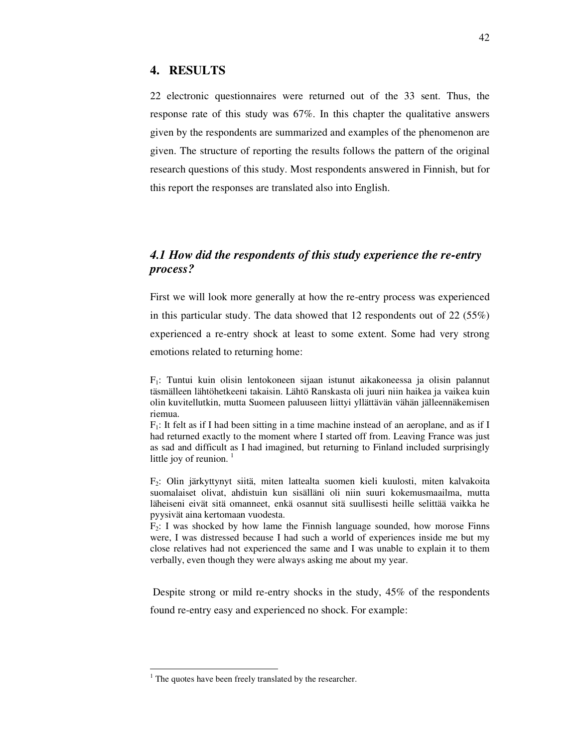# 4. RESULTS

22 electronic questionnaires were returned out of the 33 sent. Thus, the response rate of this study was 67%. In this chapter the qualitative answers given by the respondents are summarized and examples of the phenomenon are given. The structure of reporting the results follows the pattern of the original research questions of this study. Most respondents answered in Finnish, but for this report the responses are translated also into English.

## *4.1 How did the respondents of this study experience the re-entry process?*

First we will look more generally at how the re-entry process was experienced in this particular study. The data showed that 12 respondents out of 22 (55%) experienced a re-entry shock at least to some extent. Some had very strong emotions related to returning home:

$F_1$: Tuntui kuin olisin lentokoneen sijaan istunut aikakoneessa ja olisin palannut täsmälleen lähtöhetkeeni takaisin. Lähtö Ranskasta oli juuri niin haikea ja vaikea kuin olin kuvitellutkin, mutta Suomeen paluuseen liittyi yllättävän vähän jälleennäkemisen riemua.
$F_1$: It felt as if I had been sitting in a time machine instead of an aeroplane, and as if I had returned exactly to the moment where I started off from. Leaving France was just as sad and difficult as I had imagined, but returning to Finland included surprisingly little joy of reunion. [1]

$F_2$: Olin järkyttynyt siitä, miten lattealta suomen kieli kuulosti, miten kalvakoita suomalaiset olivat, ahdistuin kun sisälläni oli niin suuri kokemusmaailma, mutta läheiseni eivät sitä omanneet, enkä osannut sitä suullisesti heille selittää vaikka he pyysivät aina kertomaan vuodesta.
$F_2$: I was shocked by how lame the Finnish language sounded, how morose Finns were, I was distressed because I had such a world of experiences inside me but my close relatives had not experienced the same and I was unable to explain it to them verbally, even though they were always asking me about my year.

Despite strong or mild re-entry shocks in the study, 45% of the respondents found re-entry easy and experienced no shock. For example:

---

[1] The quotes have been freely translated by the researcher.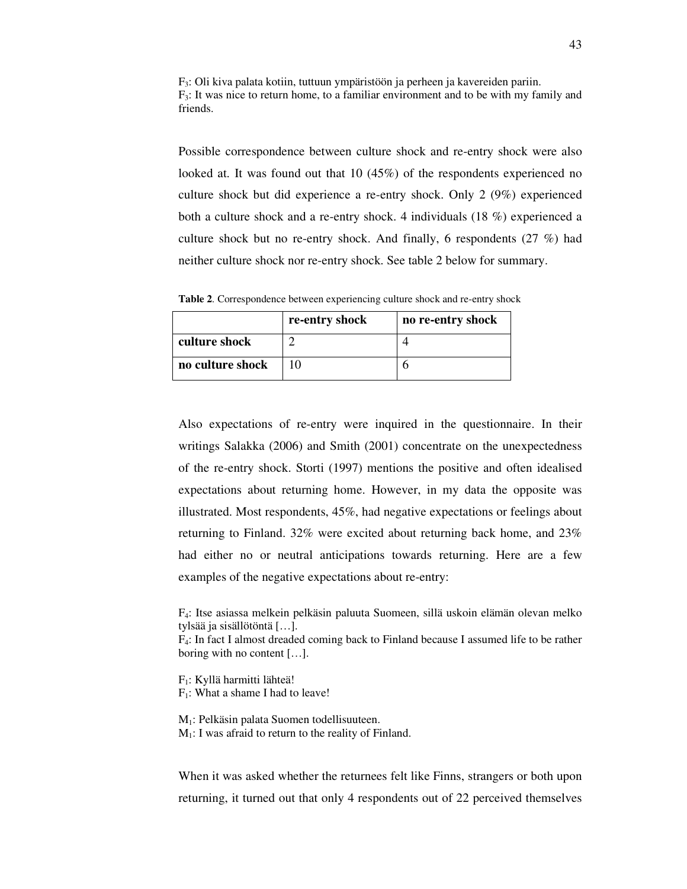$F_3$: Oli kiva palata kotiin, tuttuun ympäristöön ja perheen ja kavereiden pariin.
$F_3$: It was nice to return home, to a familiar environment and to be with my family and friends.

Possible correspondence between culture shock and re-entry shock were also looked at. It was found out that 10 (45%) of the respondents experienced no culture shock but did experience a re-entry shock. Only 2 (9%) experienced both a culture shock and a re-entry shock. 4 individuals (18 %) experienced a culture shock but no re-entry shock. And finally, 6 respondents (27 %) had neither culture shock nor re-entry shock. See table 2 below for summary.

**Table 2**. Correspondence between experiencing culture shock and re-entry shock

| | **re-entry shock** | **no re-entry shock** |
|---|---|---|
| **culture shock** | 2 | 4 |
| **no culture shock** | 10 | 6 |

Also expectations of re-entry were inquired in the questionnaire. In their writings Salakka (2006) and Smith (2001) concentrate on the unexpectedness of the re-entry shock. Storti (1997) mentions the positive and often idealised expectations about returning home. However, in my data the opposite was illustrated. Most respondents, 45%, had negative expectations or feelings about returning to Finland. 32% were excited about returning back home, and 23% had either no or neutral anticipations towards returning. Here are a few examples of the negative expectations about re-entry:

$F_4$: Itse asiassa melkein pelkäsin paluuta Suomeen, sillä uskoin elämän olevan melko tylsää ja sisällötöntä […].
$F_4$: In fact I almost dreaded coming back to Finland because I assumed life to be rather boring with no content […].

$F_1$: Kyllä harmitti lähteä!
$F_1$: What a shame I had to leave!

$M_1$: Pelkäsin palata Suomen todellisuuteen.
$M_1$: I was afraid to return to the reality of Finland.

When it was asked whether the returnees felt like Finns, strangers or both upon returning, it turned out that only 4 respondents out of 22 perceived themselves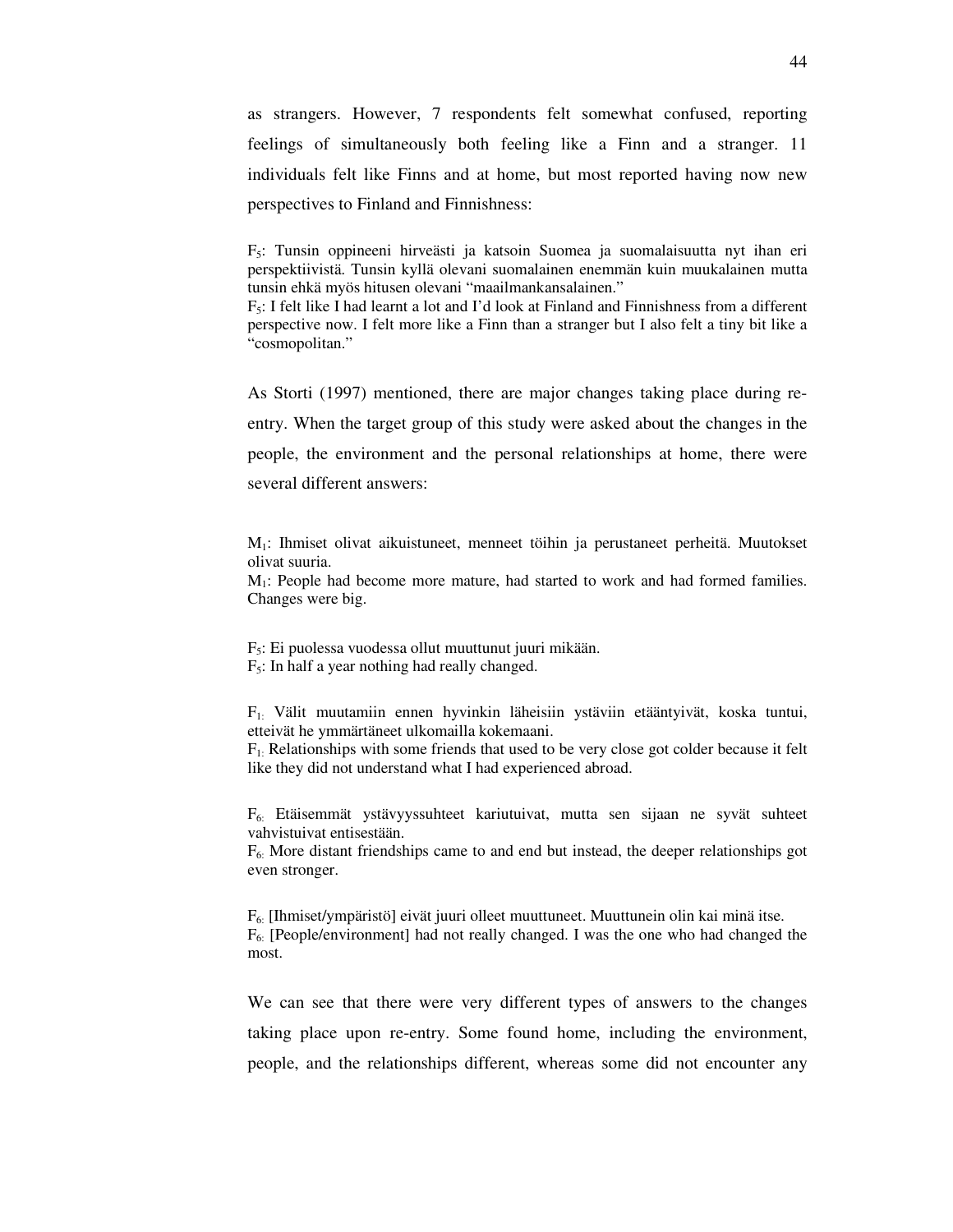as strangers. However, 7 respondents felt somewhat confused, reporting feelings of simultaneously both feeling like a Finn and a stranger. 11 individuals felt like Finns and at home, but most reported having now new perspectives to Finland and Finnishness:

$F_5$: Tunsin oppineeni hirveästi ja katsoin Suomea ja suomalaisuutta nyt ihan eri perspektiivistä. Tunsin kyllä olevani suomalainen enemmän kuin muukalainen mutta tunsin ehkä myös hitusen olevani "maailmankansalainen."
$F_5$: I felt like I had learnt a lot and I'd look at Finland and Finnishness from a different perspective now. I felt more like a Finn than a stranger but I also felt a tiny bit like a "cosmopolitan."

As Storti (1997) mentioned, there are major changes taking place during re-entry. When the target group of this study were asked about the changes in the people, the environment and the personal relationships at home, there were several different answers:

$M_1$: Ihmiset olivat aikuistuneet, menneet töihin ja perustaneet perheitä. Muutokset olivat suuria.
$M_1$: People had become more mature, had started to work and had formed families. Changes were big.

$F_5$: Ei puolessa vuodessa ollut muuttunut juuri mikään.
$F_5$: In half a year nothing had really changed.

$F_1$: Välit muutamiin ennen hyvinkin läheisiin ystäviin etääntyivät, koska tuntui, etteivät he ymmärtäneet ulkomailla kokemaani.
$F_1$: Relationships with some friends that used to be very close got colder because it felt like they did not understand what I had experienced abroad.

$F_6$: Etäisemmät ystävyyssuhteet kariutuivat, mutta sen sijaan ne syvät suhteet vahvistuivat entisestään.
$F_6$: More distant friendships came to and end but instead, the deeper relationships got even stronger.

$F_6$: [Ihmiset/ympäristö] eivät juuri olleet muuttuneet. Muuttunein olin kai minä itse.
$F_6$: [People/environment] had not really changed. I was the one who had changed the most.

We can see that there were very different types of answers to the changes taking place upon re-entry. Some found home, including the environment, people, and the relationships different, whereas some did not encounter any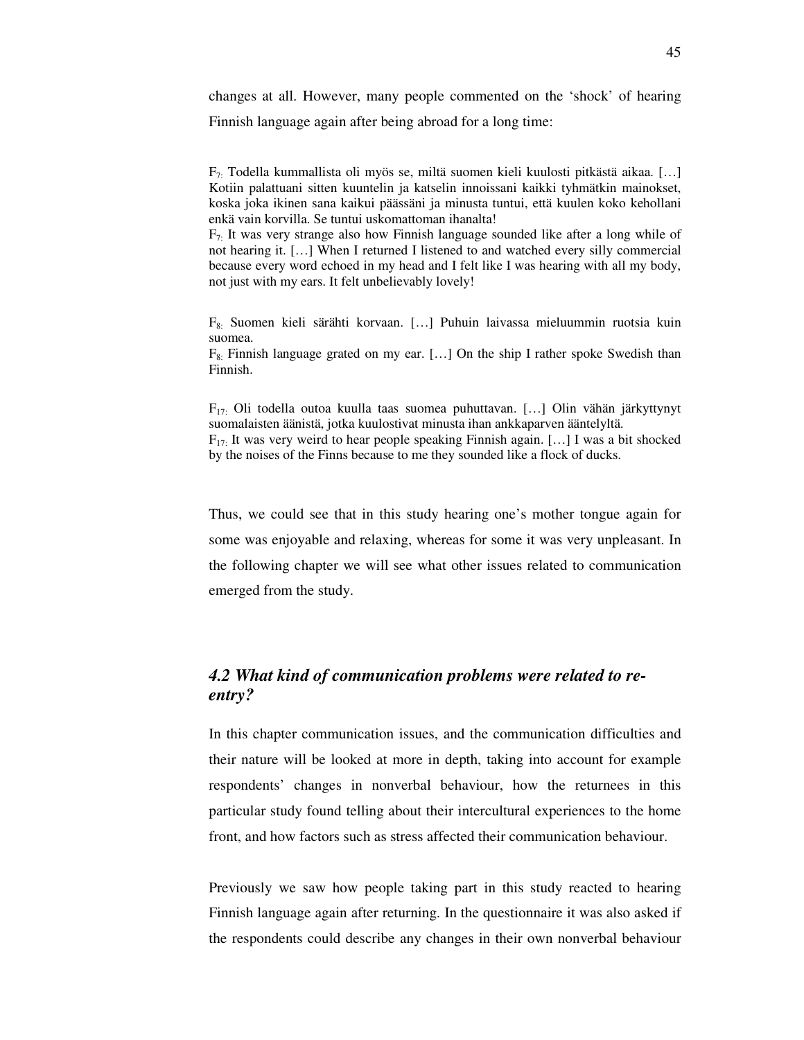changes at all. However, many people commented on the 'shock' of hearing Finnish language again after being abroad for a long time:

$F_{7:}$ Todella kummallista oli myös se, miltä suomen kieli kuulosti pitkästä aikaa. […] Kotiin palattuani sitten kuuntelin ja katselin innoissani kaikki tyhmätkin mainokset, koska joka ikinen sana kaikui päässäni ja minusta tuntui, että kuulen koko kehollani enkä vain korvilla. Se tuntui uskomattoman ihanalta!
$F_{7:}$ It was very strange also how Finnish language sounded like after a long while of not hearing it. […] When I returned I listened to and watched every silly commercial because every word echoed in my head and I felt like I was hearing with all my body, not just with my ears. It felt unbelievably lovely!

$F_{8:}$ Suomen kieli särähti korvaan. […] Puhuin laivassa mieluummin ruotsia kuin suomea.
$F_{8:}$ Finnish language grated on my ear. […] On the ship I rather spoke Swedish than Finnish.

$F_{17:}$ Oli todella outoa kuulla taas suomea puhuttavan. […] Olin vähän järkyttynyt suomalaisten äänistä, jotka kuulostivat minusta ihan ankkaparven ääntelyltä.
$F_{17:}$ It was very weird to hear people speaking Finnish again. […] I was a bit shocked by the noises of the Finns because to me they sounded like a flock of ducks.

Thus, we could see that in this study hearing one's mother tongue again for some was enjoyable and relaxing, whereas for some it was very unpleasant. In the following chapter we will see what other issues related to communication emerged from the study.

### *4.2 What kind of communication problems were related to re-entry?*

In this chapter communication issues, and the communication difficulties and their nature will be looked at more in depth, taking into account for example respondents' changes in nonverbal behaviour, how the returnees in this particular study found telling about their intercultural experiences to the home front, and how factors such as stress affected their communication behaviour.

Previously we saw how people taking part in this study reacted to hearing Finnish language again after returning. In the questionnaire it was also asked if the respondents could describe any changes in their own nonverbal behaviour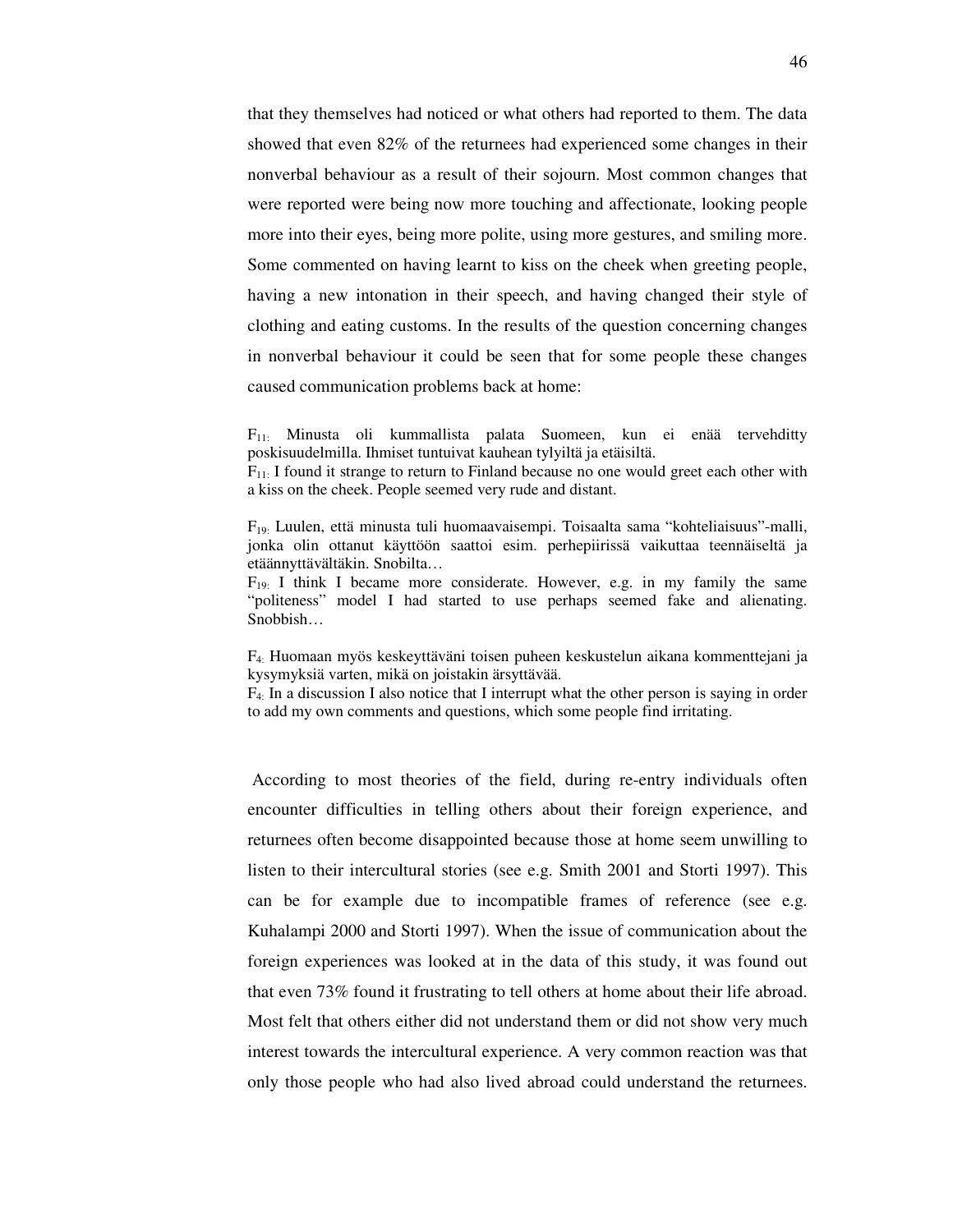that they themselves had noticed or what others had reported to them. The data showed that even 82% of the returnees had experienced some changes in their nonverbal behaviour as a result of their sojourn. Most common changes that were reported were being now more touching and affectionate, looking people more into their eyes, being more polite, using more gestures, and smiling more. Some commented on having learnt to kiss on the cheek when greeting people, having a new intonation in their speech, and having changed their style of clothing and eating customs. In the results of the question concerning changes in nonverbal behaviour it could be seen that for some people these changes caused communication problems back at home:

$F_{11:}$ Minusta oli kummallista palata Suomeen, kun ei enää tervehditty poskisuudelmilla. Ihmiset tuntuivat kauhean tylyiltä ja etäisiltä.
$F_{11:}$ I found it strange to return to Finland because no one would greet each other with a kiss on the cheek. People seemed very rude and distant.

$F_{19:}$ Luulen, että minusta tuli huomaavaisempi. Toisaalta sama "kohteliaisuus"-malli, jonka olin ottanut käyttöön saattoi esim. perhepiirissä vaikuttaa teennäiseltä ja etäännyttävältäkin. Snobilta…
$F_{19:}$ I think I became more considerate. However, e.g. in my family the same "politeness" model I had started to use perhaps seemed fake and alienating. Snobbish…

$F_{4:}$ Huomaan myös keskeyttäväni toisen puheen keskustelun aikana kommenttejani ja kysymyksiä varten, mikä on joistakin ärsyttävää.
$F_{4:}$ In a discussion I also notice that I interrupt what the other person is saying in order to add my own comments and questions, which some people find irritating.

According to most theories of the field, during re-entry individuals often encounter difficulties in telling others about their foreign experience, and returnees often become disappointed because those at home seem unwilling to listen to their intercultural stories (see e.g. Smith 2001 and Storti 1997). This can be for example due to incompatible frames of reference (see e.g. Kuhalampi 2000 and Storti 1997). When the issue of communication about the foreign experiences was looked at in the data of this study, it was found out that even 73% found it frustrating to tell others at home about their life abroad. Most felt that others either did not understand them or did not show very much interest towards the intercultural experience. A very common reaction was that only those people who had also lived abroad could understand the returnees.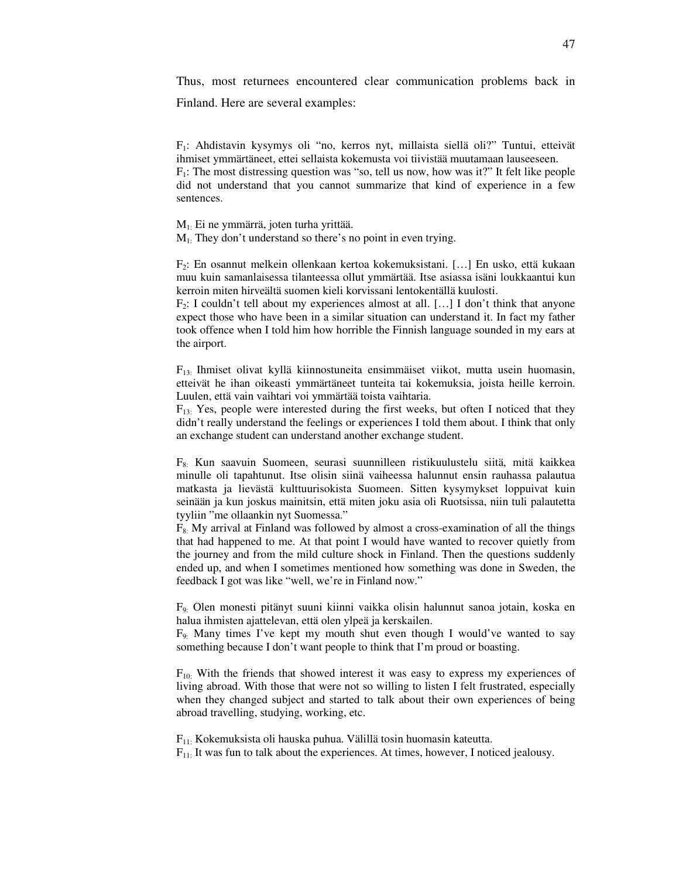Thus, most returnees encountered clear communication problems back in Finland. Here are several examples:

$F_1$: Ahdistavin kysymys oli "no, kerros nyt, millaista siellä oli?" Tuntui, etteivät ihmiset ymmärtäneet, ettei sellaista kokemusta voi tiivistää muutamaan lauseeseen.
$F_1$: The most distressing question was "so, tell us now, how was it?" It felt like people did not understand that you cannot summarize that kind of experience in a few sentences.

$M_1$: Ei ne ymmärrä, joten turha yrittää.
$M_1$: They don't understand so there's no point in even trying.

$F_2$: En osannut melkein ollenkaan kertoa kokemuksistani. […] En usko, että kukaan muu kuin samanlaisessa tilanteessa ollut ymmärtää. Itse asiassa isäni loukkaantui kun kerroin miten hirveältä suomen kieli korvissani lentokentällä kuulosti.
$F_2$: I couldn't tell about my experiences almost at all. […] I don't think that anyone expect those who have been in a similar situation can understand it. In fact my father took offence when I told him how horrible the Finnish language sounded in my ears at the airport.

$F_{13}$: Ihmiset olivat kyllä kiinnostuneita ensimmäiset viikot, mutta usein huomasin, etteivät he ihan oikeasti ymmärtäneet tunteita tai kokemuksia, joista heille kerroin. Luulen, että vain vaihtari voi ymmärtää toista vaihtaria.
$F_{13}$: Yes, people were interested during the first weeks, but often I noticed that they didn't really understand the feelings or experiences I told them about. I think that only an exchange student can understand another exchange student.

$F_8$: Kun saavuin Suomeen, seurasi suunnilleen ristikuulustelu siitä, mitä kaikkea minulle oli tapahtunut. Itse olisin siinä vaiheessa halunnut ensin rauhassa palautua matkasta ja lievästä kulttuurisokista Suomeen. Sitten kysymykset loppuivat kuin seinään ja kun joskus mainitsin, että miten joku asia oli Ruotsissa, niin tuli palautetta tyyliin "me ollaankin nyt Suomessa."
$F_8$: My arrival at Finland was followed by almost a cross-examination of all the things that had happened to me. At that point I would have wanted to recover quietly from the journey and from the mild culture shock in Finland. Then the questions suddenly ended up, and when I sometimes mentioned how something was done in Sweden, the feedback I got was like "well, we're in Finland now."

$F_9$: Olen monesti pitänyt suuni kiinni vaikka olisin halunnut sanoa jotain, koska en halua ihmisten ajattelevan, että olen ylpeä ja kerskailen.
$F_9$: Many times I've kept my mouth shut even though I would've wanted to say something because I don't want people to think that I'm proud or boasting.

$F_{10}$: With the friends that showed interest it was easy to express my experiences of living abroad. With those that were not so willing to listen I felt frustrated, especially when they changed subject and started to talk about their own experiences of being abroad travelling, studying, working, etc.

$F_{11}$: Kokemuksista oli hauska puhua. Välillä tosin huomasin kateutta.
$F_{11}$: It was fun to talk about the experiences. At times, however, I noticed jealousy.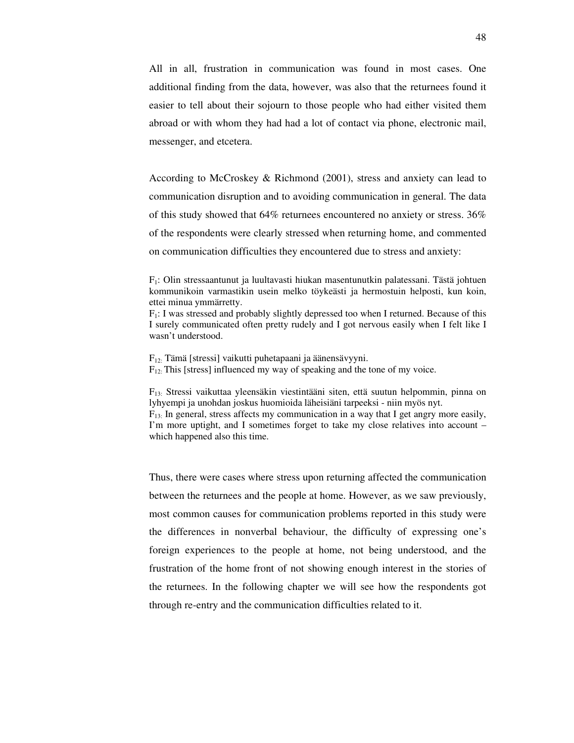All in all, frustration in communication was found in most cases. One additional finding from the data, however, was also that the returnees found it easier to tell about their sojourn to those people who had either visited them abroad or with whom they had had a lot of contact via phone, electronic mail, messenger, and etcetera.

According to McCroskey & Richmond (2001), stress and anxiety can lead to communication disruption and to avoiding communication in general. The data of this study showed that 64% returnees encountered no anxiety or stress. 36% of the respondents were clearly stressed when returning home, and commented on communication difficulties they encountered due to stress and anxiety:

$F_1$: Olin stressaantunut ja luultavasti hiukan masentunutkin palatessani. Tästä johtuen kommunikoin varmastikin usein melko töykeästi ja hermostuin helposti, kun koin, ettei minua ymmärretty.
$F_1$: I was stressed and probably slightly depressed too when I returned. Because of this I surely communicated often pretty rudely and I got nervous easily when I felt like I wasn't understood.

$F_{12:}$ Tämä [stressi] vaikutti puhetapaani ja äänensävyyni.
$F_{12:}$ This [stress] influenced my way of speaking and the tone of my voice.

$F_{13:}$ Stressi vaikuttaa yleensäkin viestintääni siten, että suutun helpommin, pinna on lyhyempi ja unohdan joskus huomioida läheisiäni tarpeeksi - niin myös nyt.
$F_{13:}$ In general, stress affects my communication in a way that I get angry more easily, I'm more uptight, and I sometimes forget to take my close relatives into account – which happened also this time.

Thus, there were cases where stress upon returning affected the communication between the returnees and the people at home. However, as we saw previously, most common causes for communication problems reported in this study were the differences in nonverbal behaviour, the difficulty of expressing one's foreign experiences to the people at home, not being understood, and the frustration of the home front of not showing enough interest in the stories of the returnees. In the following chapter we will see how the respondents got through re-entry and the communication difficulties related to it.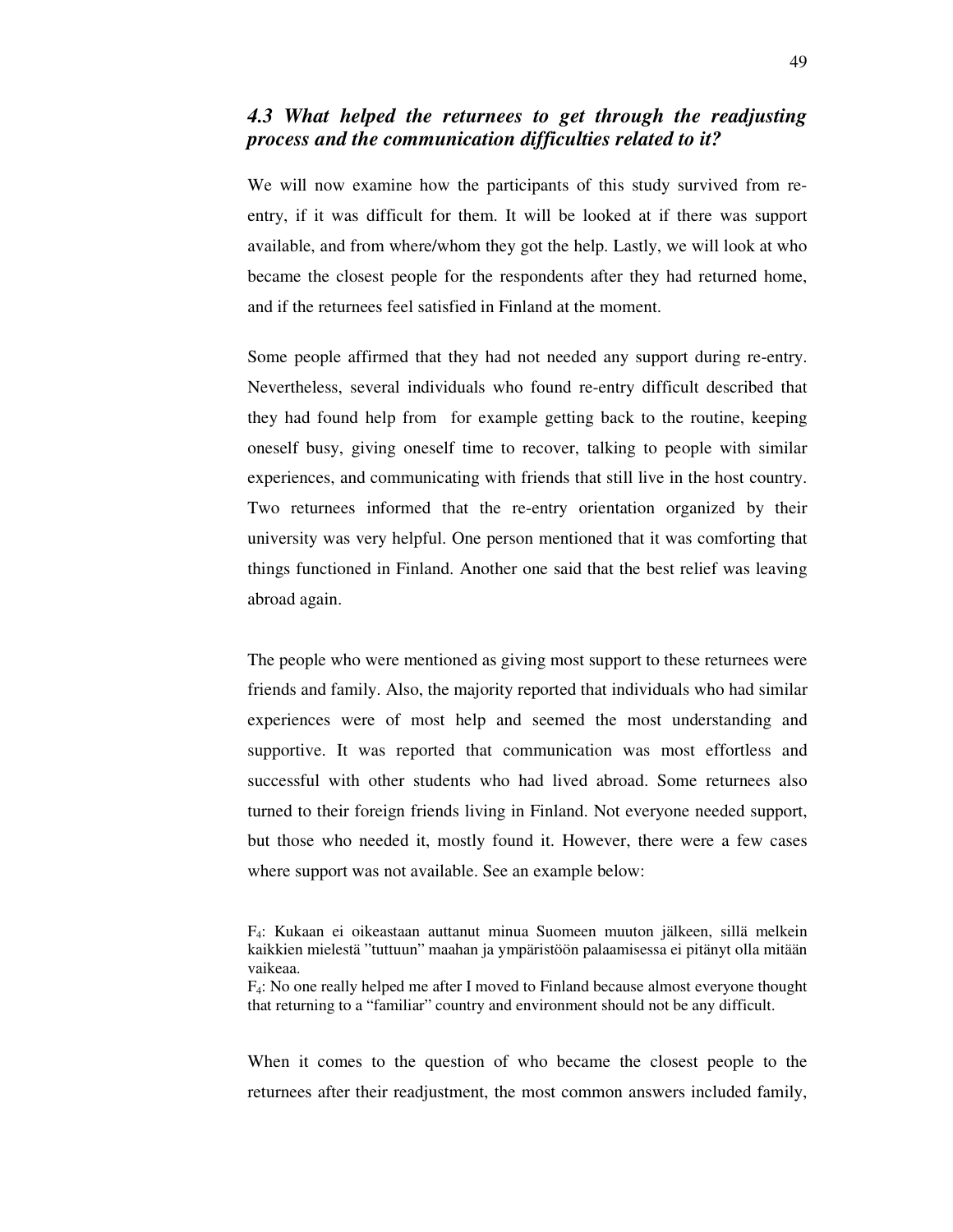### *4.3 What helped the returnees to get through the readjusting process and the communication difficulties related to it?*

We will now examine how the participants of this study survived from re-entry, if it was difficult for them. It will be looked at if there was support available, and from where/whom they got the help. Lastly, we will look at who became the closest people for the respondents after they had returned home, and if the returnees feel satisfied in Finland at the moment.

Some people affirmed that they had not needed any support during re-entry. Nevertheless, several individuals who found re-entry difficult described that they had found help from for example getting back to the routine, keeping oneself busy, giving oneself time to recover, talking to people with similar experiences, and communicating with friends that still live in the host country. Two returnees informed that the re-entry orientation organized by their university was very helpful. One person mentioned that it was comforting that things functioned in Finland. Another one said that the best relief was leaving abroad again.

The people who were mentioned as giving most support to these returnees were friends and family. Also, the majority reported that individuals who had similar experiences were of most help and seemed the most understanding and supportive. It was reported that communication was most effortless and successful with other students who had lived abroad. Some returnees also turned to their foreign friends living in Finland. Not everyone needed support, but those who needed it, mostly found it. However, there were a few cases where support was not available. See an example below:

$F_4$: Kukaan ei oikeastaan auttanut minua Suomeen muuton jälkeen, sillä melkein kaikkien mielestä "tuttuun" maahan ja ympäristöön palaamisessa ei pitänyt olla mitään vaikeaa.
$F_4$: No one really helped me after I moved to Finland because almost everyone thought that returning to a "familiar" country and environment should not be any difficult.

When it comes to the question of who became the closest people to the returnees after their readjustment, the most common answers included family,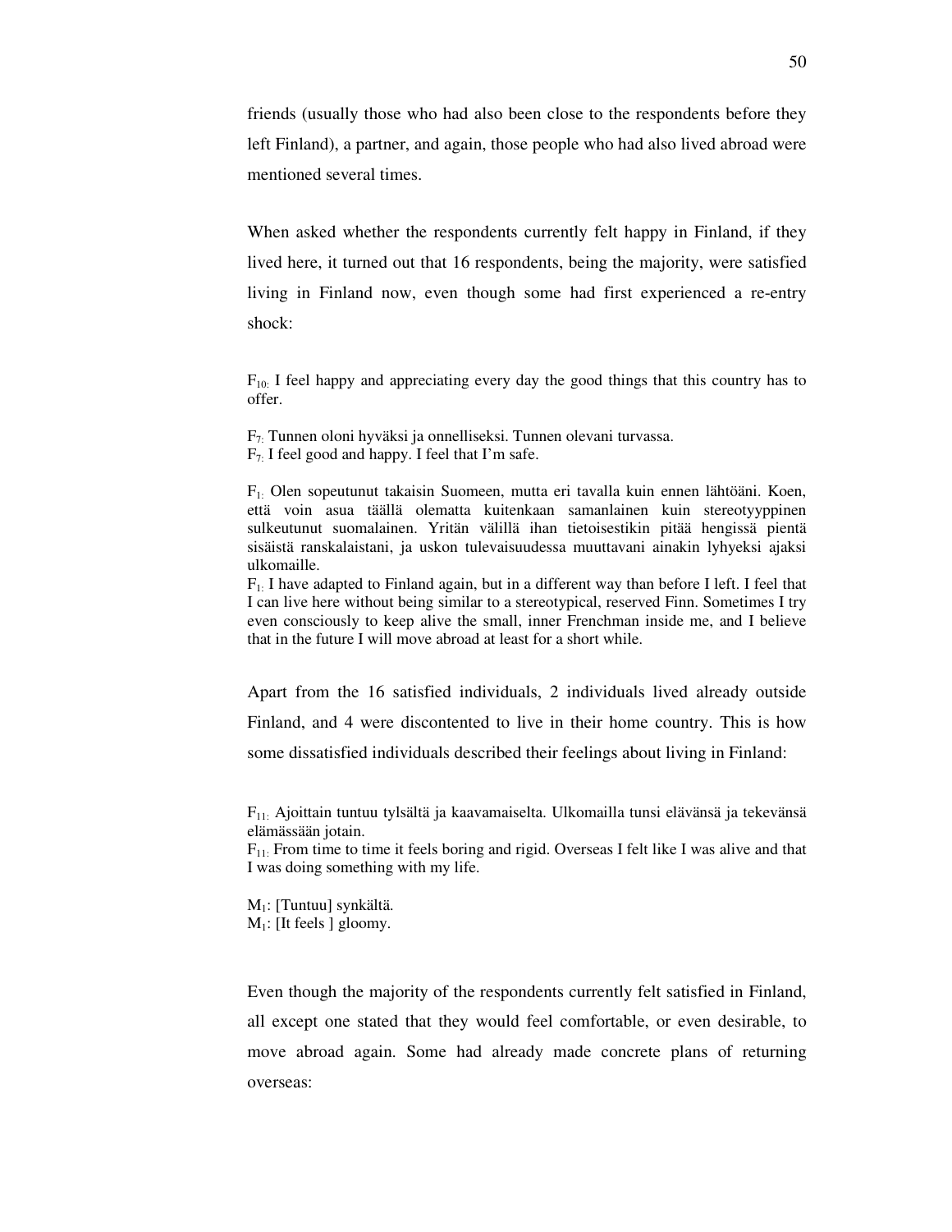friends (usually those who had also been close to the respondents before they left Finland), a partner, and again, those people who had also lived abroad were mentioned several times.

When asked whether the respondents currently felt happy in Finland, if they lived here, it turned out that 16 respondents, being the majority, were satisfied living in Finland now, even though some had first experienced a re-entry shock:

$F_{10:}$ I feel happy and appreciating every day the good things that this country has to offer.

$F_{7:}$ Tunnen oloni hyväksi ja onnelliseksi. Tunnen olevani turvassa.
$F_{7:}$ I feel good and happy. I feel that I'm safe.

$F_{1:}$ Olen sopeutunut takaisin Suomeen, mutta eri tavalla kuin ennen lähtöäni. Koen, että voin asua täällä olematta kuitenkaan samanlainen kuin stereotyyppinen sulkeutunut suomalainen. Yritän välillä ihan tietoisestikin pitää hengissä pientä sisäistä ranskalaistani, ja uskon tulevaisuudessa muuttavani ainakin lyhyeksi ajaksi ulkomaille.
$F_{1:}$ I have adapted to Finland again, but in a different way than before I left. I feel that I can live here without being similar to a stereotypical, reserved Finn. Sometimes I try even consciously to keep alive the small, inner Frenchman inside me, and I believe that in the future I will move abroad at least for a short while.

Apart from the 16 satisfied individuals, 2 individuals lived already outside Finland, and 4 were discontented to live in their home country. This is how some dissatisfied individuals described their feelings about living in Finland:

$F_{11:}$ Ajoittain tuntuu tylsältä ja kaavamaiselta. Ulkomailla tunsi elävänsä ja tekevänsä elämässään jotain.
$F_{11:}$ From time to time it feels boring and rigid. Overseas I felt like I was alive and that I was doing something with my life.

$M_1$: [Tuntuu] synkältä.
$M_1$: [It feels ] gloomy.

Even though the majority of the respondents currently felt satisfied in Finland, all except one stated that they would feel comfortable, or even desirable, to move abroad again. Some had already made concrete plans of returning overseas: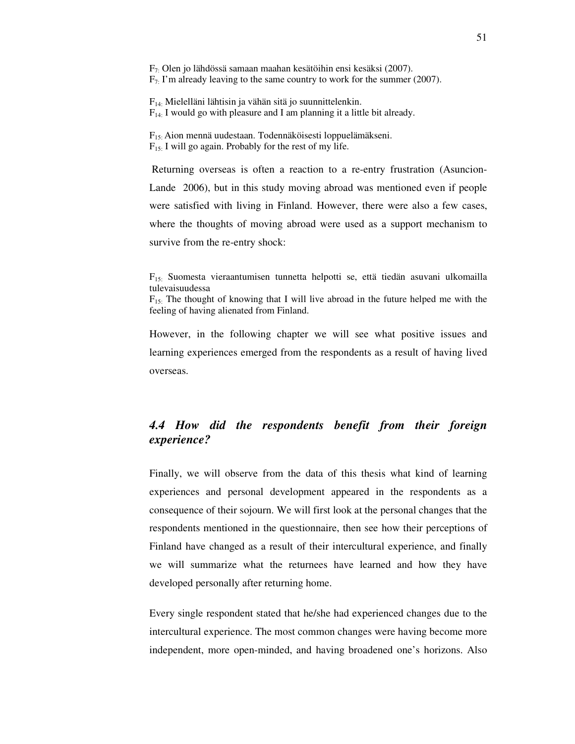$F_{7:}$ Olen jo lähdössä samaan maahan kesätöihin ensi kesäksi (2007).
$F_{7:}$ I'm already leaving to the same country to work for the summer (2007).

$F_{14:}$ Mielelläni lähtisin ja vähän sitä jo suunnittelenkin.
$F_{14:}$ I would go with pleasure and I am planning it a little bit already.

$F_{15:}$ Aion mennä uudestaan. Todennäköisesti loppuelämäkseni.
$F_{15:}$ I will go again. Probably for the rest of my life.

Returning overseas is often a reaction to a re-entry frustration (Asuncion-Lande 2006), but in this study moving abroad was mentioned even if people were satisfied with living in Finland. However, there were also a few cases, where the thoughts of moving abroad were used as a support mechanism to survive from the re-entry shock:

$F_{15:}$ Suomesta vieraantumisen tunnetta helpotti se, että tiedän asuvani ulkomailla tulevaisuudessa
$F_{15:}$ The thought of knowing that I will live abroad in the future helped me with the feeling of having alienated from Finland.

However, in the following chapter we will see what positive issues and learning experiences emerged from the respondents as a result of having lived overseas.

## *4.4 How did the respondents benefit from their foreign experience?*

Finally, we will observe from the data of this thesis what kind of learning experiences and personal development appeared in the respondents as a consequence of their sojourn. We will first look at the personal changes that the respondents mentioned in the questionnaire, then see how their perceptions of Finland have changed as a result of their intercultural experience, and finally we will summarize what the returnees have learned and how they have developed personally after returning home.

Every single respondent stated that he/she had experienced changes due to the intercultural experience. The most common changes were having become more independent, more open-minded, and having broadened one's horizons. Also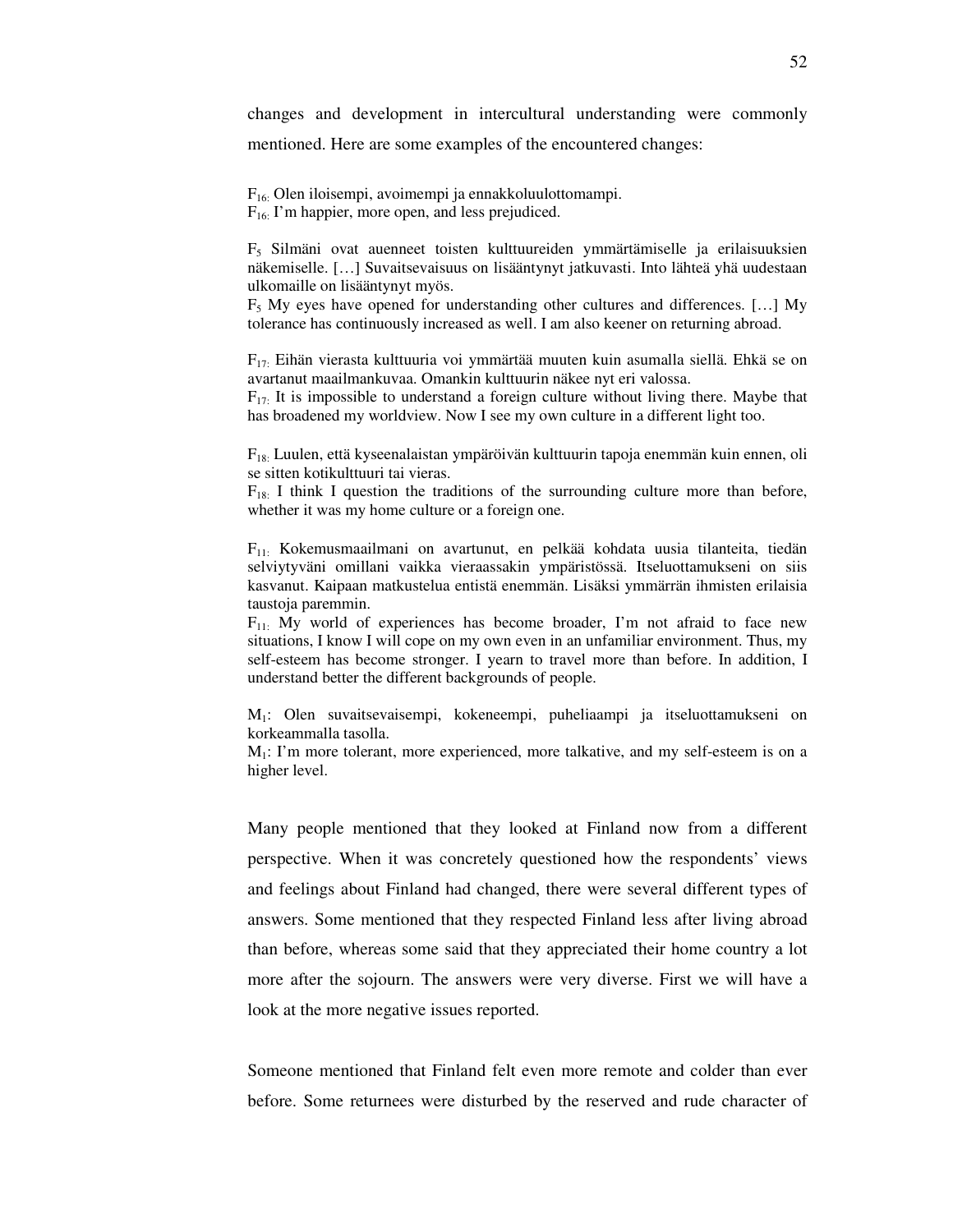changes and development in intercultural understanding were commonly mentioned. Here are some examples of the encountered changes:

$F_{16:}$ Olen iloisempi, avoimempi ja ennakkoluulottomampi.
$F_{16:}$ I'm happier, more open, and less prejudiced.

$F_5$ Silmäni ovat auenneet toisten kulttuureiden ymmärtämiselle ja erilaisuuksien näkemiselle. […] Suvaitsevaisuus on lisääntynyt jatkuvasti. Into lähteä yhä uudestaan ulkomaille on lisääntynyt myös.
$F_5$ My eyes have opened for understanding other cultures and differences. […] My tolerance has continuously increased as well. I am also keener on returning abroad.

$F_{17:}$ Eihän vierasta kulttuuria voi ymmärtää muuten kuin asumalla siellä. Ehkä se on avartanut maailmankuvaa. Omankin kulttuurin näkee nyt eri valossa.
$F_{17:}$ It is impossible to understand a foreign culture without living there. Maybe that has broadened my worldview. Now I see my own culture in a different light too.

$F_{18:}$ Luulen, että kyseenalaistan ympäröivän kulttuurin tapoja enemmän kuin ennen, oli se sitten kotikulttuuri tai vieras.
$F_{18:}$ I think I question the traditions of the surrounding culture more than before, whether it was my home culture or a foreign one.

$F_{11:}$ Kokemusmaailmani on avartunut, en pelkää kohdata uusia tilanteita, tiedän selviytyväni omillani vaikka vieraassakin ympäristössä. Itseluottamukseni on siis kasvanut. Kaipaan matkustelua entistä enemmän. Lisäksi ymmärrän ihmisten erilaisia taustoja paremmin.
$F_{11:}$ My world of experiences has become broader, I'm not afraid to face new situations, I know I will cope on my own even in an unfamiliar environment. Thus, my self-esteem has become stronger. I yearn to travel more than before. In addition, I understand better the different backgrounds of people.

$M_1$: Olen suvaitsevaisempi, kokeneempi, puheliaampi ja itseluottamukseni on korkeammalla tasolla.
$M_1$: I'm more tolerant, more experienced, more talkative, and my self-esteem is on a higher level.

Many people mentioned that they looked at Finland now from a different perspective. When it was concretely questioned how the respondents' views and feelings about Finland had changed, there were several different types of answers. Some mentioned that they respected Finland less after living abroad than before, whereas some said that they appreciated their home country a lot more after the sojourn. The answers were very diverse. First we will have a look at the more negative issues reported.

Someone mentioned that Finland felt even more remote and colder than ever before. Some returnees were disturbed by the reserved and rude character of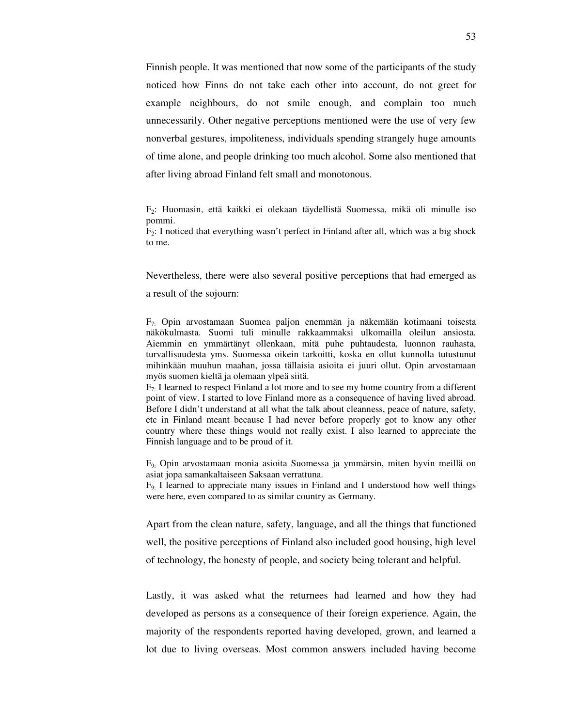Finnish people. It was mentioned that now some of the participants of the study noticed how Finns do not take each other into account, do not greet for example neighbours, do not smile enough, and complain too much unnecessarily. Other negative perceptions mentioned were the use of very few nonverbal gestures, impoliteness, individuals spending strangely huge amounts of time alone, and people drinking too much alcohol. Some also mentioned that after living abroad Finland felt small and monotonous.

$F_2$: Huomasin, että kaikki ei olekaan täydellistä Suomessa, mikä oli minulle iso pommi.
$F_2$: I noticed that everything wasn't perfect in Finland after all, which was a big shock to me.

Nevertheless, there were also several positive perceptions that had emerged as a result of the sojourn:

$F_7$: Opin arvostamaan Suomea paljon enemmän ja näkemään kotimaani toisesta näkökulmasta. Suomi tuli minulle rakkaammaksi ulkomailla oleilun ansiosta. Aiemmin en ymmärtänyt ollenkaan, mitä puhe puhtaudesta, luonnon rauhasta, turvallisuudesta yms. Suomessa oikein tarkoitti, koska en ollut kunnolla tutustunut mihinkään muuhun maahan, jossa tällaisia asioita ei juuri ollut. Opin arvostamaan myös suomen kieltä ja olemaan ylpeä siitä.
$F_7$: I learned to respect Finland a lot more and to see my home country from a different point of view. I started to love Finland more as a consequence of having lived abroad. Before I didn't understand at all what the talk about cleanness, peace of nature, safety, etc in Finland meant because I had never before properly got to know any other country where these things would not really exist. I also learned to appreciate the Finnish language and to be proud of it.

$F_9$: Opin arvostamaan monia asioita Suomessa ja ymmärsin, miten hyvin meillä on asiat jopa samankaltaiseen Saksaan verrattuna.
$F_9$: I learned to appreciate many issues in Finland and I understood how well things were here, even compared to as similar country as Germany.

Apart from the clean nature, safety, language, and all the things that functioned well, the positive perceptions of Finland also included good housing, high level of technology, the honesty of people, and society being tolerant and helpful.

Lastly, it was asked what the returnees had learned and how they had developed as persons as a consequence of their foreign experience. Again, the majority of the respondents reported having developed, grown, and learned a lot due to living overseas. Most common answers included having become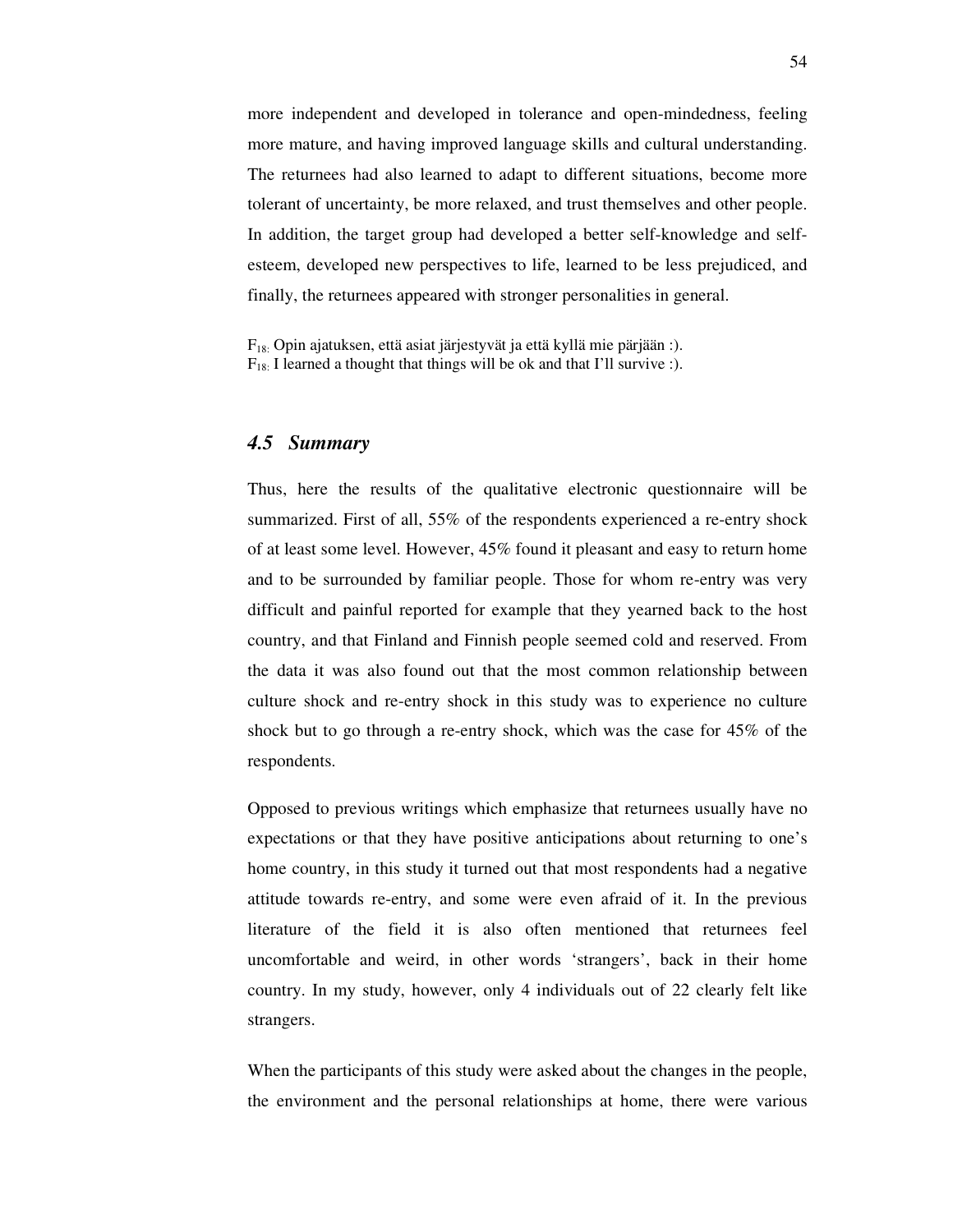more independent and developed in tolerance and open-mindedness, feeling more mature, and having improved language skills and cultural understanding. The returnees had also learned to adapt to different situations, become more tolerant of uncertainty, be more relaxed, and trust themselves and other people. In addition, the target group had developed a better self-knowledge and self-esteem, developed new perspectives to life, learned to be less prejudiced, and finally, the returnees appeared with stronger personalities in general.

$F_{18:}$ Opin ajatuksen, että asiat järjestyvät ja että kyllä mie pärjään :).
$F_{18:}$ I learned a thought that things will be ok and that I'll survive :).

## *4.5 Summary*

Thus, here the results of the qualitative electronic questionnaire will be summarized. First of all, 55% of the respondents experienced a re-entry shock of at least some level. However, 45% found it pleasant and easy to return home and to be surrounded by familiar people. Those for whom re-entry was very difficult and painful reported for example that they yearned back to the host country, and that Finland and Finnish people seemed cold and reserved. From the data it was also found out that the most common relationship between culture shock and re-entry shock in this study was to experience no culture shock but to go through a re-entry shock, which was the case for 45% of the respondents.

Opposed to previous writings which emphasize that returnees usually have no expectations or that they have positive anticipations about returning to one's home country, in this study it turned out that most respondents had a negative attitude towards re-entry, and some were even afraid of it. In the previous literature of the field it is also often mentioned that returnees feel uncomfortable and weird, in other words 'strangers', back in their home country. In my study, however, only 4 individuals out of 22 clearly felt like strangers.

When the participants of this study were asked about the changes in the people, the environment and the personal relationships at home, there were various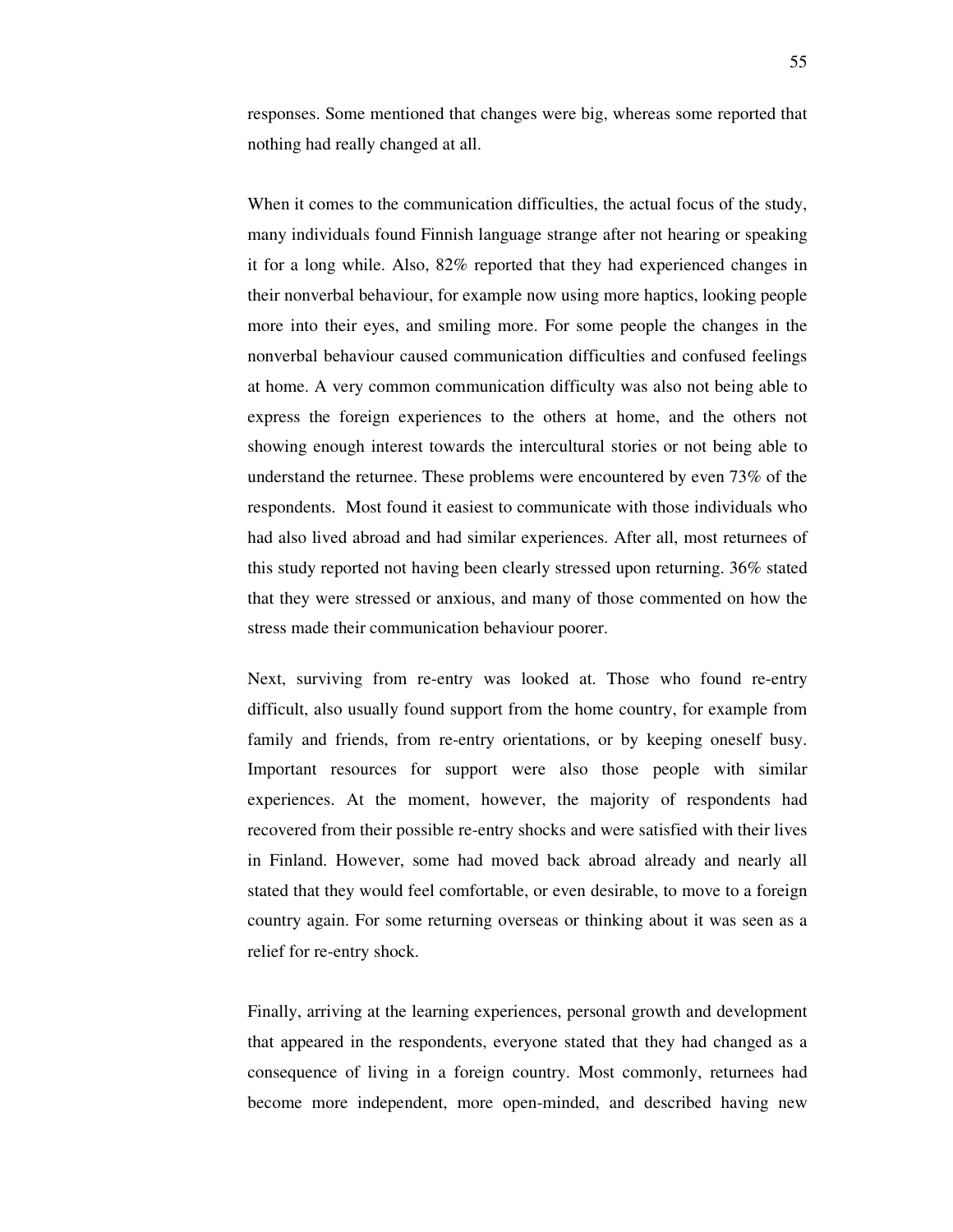responses. Some mentioned that changes were big, whereas some reported that nothing had really changed at all.

When it comes to the communication difficulties, the actual focus of the study, many individuals found Finnish language strange after not hearing or speaking it for a long while. Also, 82% reported that they had experienced changes in their nonverbal behaviour, for example now using more haptics, looking people more into their eyes, and smiling more. For some people the changes in the nonverbal behaviour caused communication difficulties and confused feelings at home. A very common communication difficulty was also not being able to express the foreign experiences to the others at home, and the others not showing enough interest towards the intercultural stories or not being able to understand the returnee. These problems were encountered by even 73% of the respondents. Most found it easiest to communicate with those individuals who had also lived abroad and had similar experiences. After all, most returnees of this study reported not having been clearly stressed upon returning. 36% stated that they were stressed or anxious, and many of those commented on how the stress made their communication behaviour poorer.

Next, surviving from re-entry was looked at. Those who found re-entry difficult, also usually found support from the home country, for example from family and friends, from re-entry orientations, or by keeping oneself busy. Important resources for support were also those people with similar experiences. At the moment, however, the majority of respondents had recovered from their possible re-entry shocks and were satisfied with their lives in Finland. However, some had moved back abroad already and nearly all stated that they would feel comfortable, or even desirable, to move to a foreign country again. For some returning overseas or thinking about it was seen as a relief for re-entry shock.

Finally, arriving at the learning experiences, personal growth and development that appeared in the respondents, everyone stated that they had changed as a consequence of living in a foreign country. Most commonly, returnees had become more independent, more open-minded, and described having new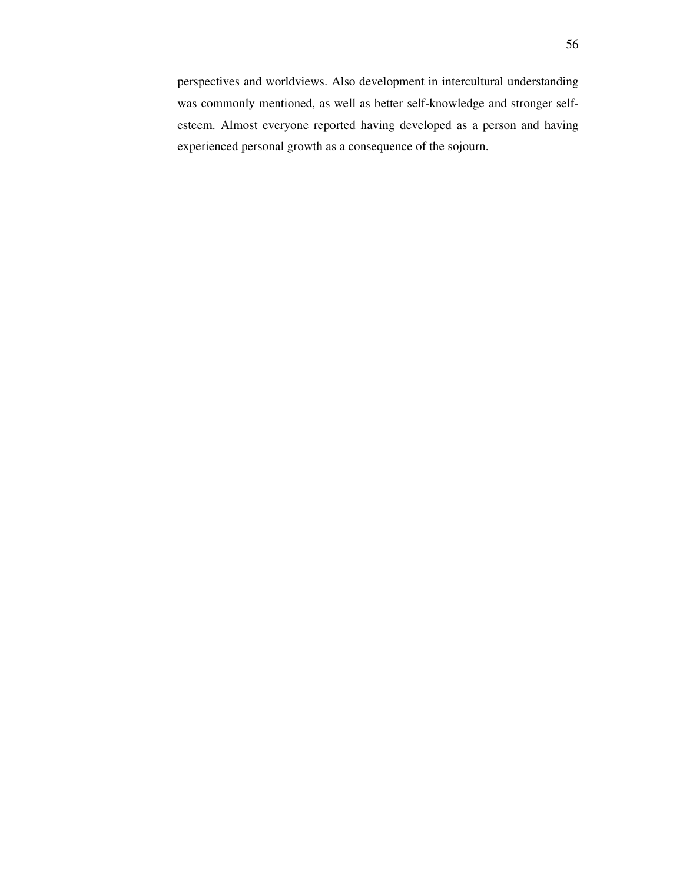perspectives and worldviews. Also development in intercultural understanding was commonly mentioned, as well as better self-knowledge and stronger self-esteem. Almost everyone reported having developed as a person and having experienced personal growth as a consequence of the sojourn.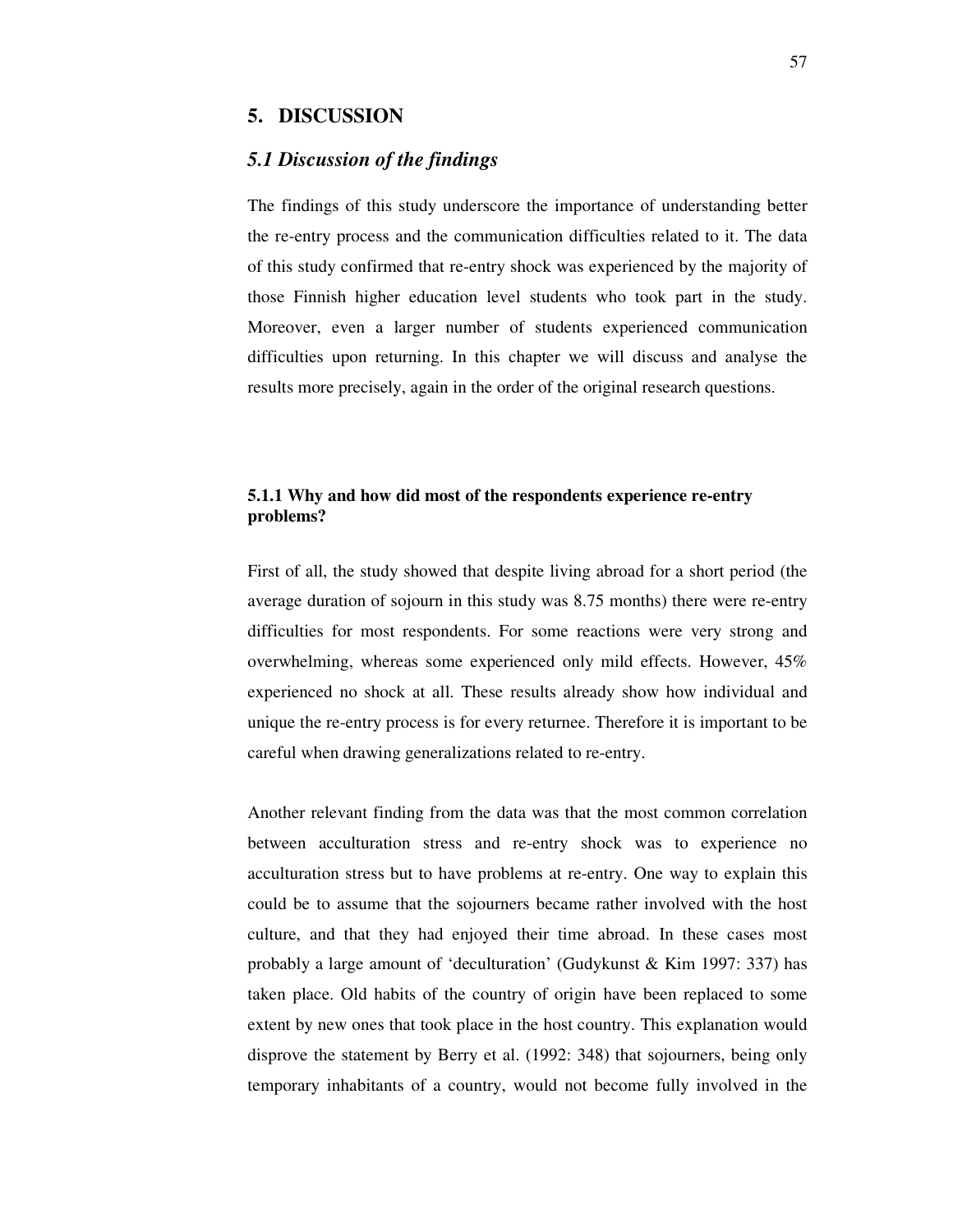# 5. DISCUSSION

## *5.1 Discussion of the findings*

The findings of this study underscore the importance of understanding better the re-entry process and the communication difficulties related to it. The data of this study confirmed that re-entry shock was experienced by the majority of those Finnish higher education level students who took part in the study. Moreover, even a larger number of students experienced communication difficulties upon returning. In this chapter we will discuss and analyse the results more precisely, again in the order of the original research questions.

### 5.1.1 Why and how did most of the respondents experience re-entry problems?

First of all, the study showed that despite living abroad for a short period (the average duration of sojourn in this study was 8.75 months) there were re-entry difficulties for most respondents. For some reactions were very strong and overwhelming, whereas some experienced only mild effects. However, 45% experienced no shock at all. These results already show how individual and unique the re-entry process is for every returnee. Therefore it is important to be careful when drawing generalizations related to re-entry.

Another relevant finding from the data was that the most common correlation between acculturation stress and re-entry shock was to experience no acculturation stress but to have problems at re-entry. One way to explain this could be to assume that the sojourners became rather involved with the host culture, and that they had enjoyed their time abroad. In these cases most probably a large amount of 'deculturation' (Gudykunst & Kim 1997: 337) has taken place. Old habits of the country of origin have been replaced to some extent by new ones that took place in the host country. This explanation would disprove the statement by Berry et al. (1992: 348) that sojourners, being only temporary inhabitants of a country, would not become fully involved in the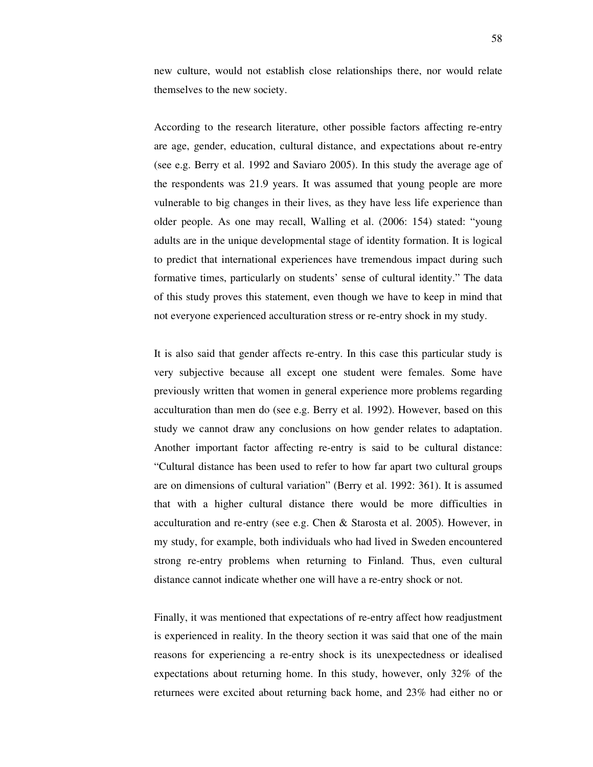new culture, would not establish close relationships there, nor would relate themselves to the new society.

According to the research literature, other possible factors affecting re-entry are age, gender, education, cultural distance, and expectations about re-entry (see e.g. Berry et al. 1992 and Saviaro 2005). In this study the average age of the respondents was 21.9 years. It was assumed that young people are more vulnerable to big changes in their lives, as they have less life experience than older people. As one may recall, Walling et al. (2006: 154) stated: "young adults are in the unique developmental stage of identity formation. It is logical to predict that international experiences have tremendous impact during such formative times, particularly on students' sense of cultural identity." The data of this study proves this statement, even though we have to keep in mind that not everyone experienced acculturation stress or re-entry shock in my study.

It is also said that gender affects re-entry. In this case this particular study is very subjective because all except one student were females. Some have previously written that women in general experience more problems regarding acculturation than men do (see e.g. Berry et al. 1992). However, based on this study we cannot draw any conclusions on how gender relates to adaptation. Another important factor affecting re-entry is said to be cultural distance: "Cultural distance has been used to refer to how far apart two cultural groups are on dimensions of cultural variation" (Berry et al. 1992: 361). It is assumed that with a higher cultural distance there would be more difficulties in acculturation and re-entry (see e.g. Chen & Starosta et al. 2005). However, in my study, for example, both individuals who had lived in Sweden encountered strong re-entry problems when returning to Finland. Thus, even cultural distance cannot indicate whether one will have a re-entry shock or not.

Finally, it was mentioned that expectations of re-entry affect how readjustment is experienced in reality. In the theory section it was said that one of the main reasons for experiencing a re-entry shock is its unexpectedness or idealised expectations about returning home. In this study, however, only 32% of the returnees were excited about returning back home, and 23% had either no or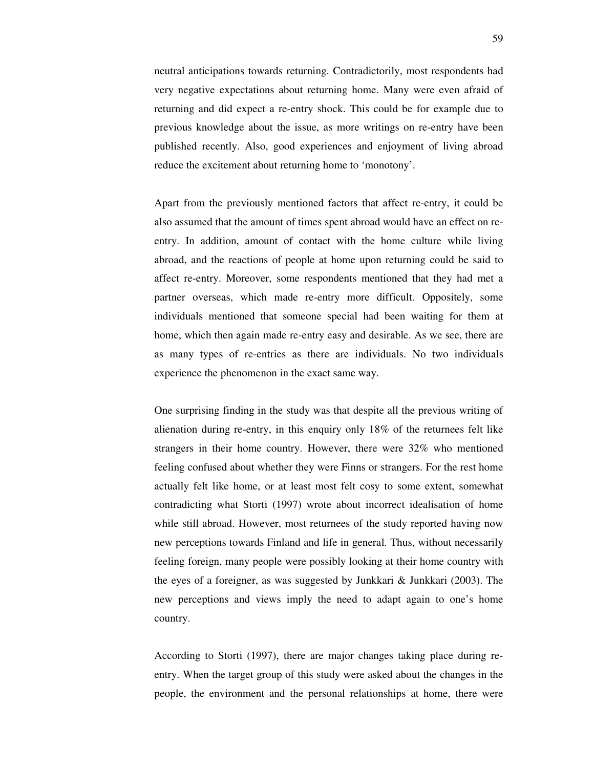neutral anticipations towards returning. Contradictorily, most respondents had very negative expectations about returning home. Many were even afraid of returning and did expect a re-entry shock. This could be for example due to previous knowledge about the issue, as more writings on re-entry have been published recently. Also, good experiences and enjoyment of living abroad reduce the excitement about returning home to 'monotony'.

Apart from the previously mentioned factors that affect re-entry, it could be also assumed that the amount of times spent abroad would have an effect on re-entry. In addition, amount of contact with the home culture while living abroad, and the reactions of people at home upon returning could be said to affect re-entry. Moreover, some respondents mentioned that they had met a partner overseas, which made re-entry more difficult. Oppositely, some individuals mentioned that someone special had been waiting for them at home, which then again made re-entry easy and desirable. As we see, there are as many types of re-entries as there are individuals. No two individuals experience the phenomenon in the exact same way.

One surprising finding in the study was that despite all the previous writing of alienation during re-entry, in this enquiry only 18% of the returnees felt like strangers in their home country. However, there were 32% who mentioned feeling confused about whether they were Finns or strangers. For the rest home actually felt like home, or at least most felt cosy to some extent, somewhat contradicting what Storti (1997) wrote about incorrect idealisation of home while still abroad. However, most returnees of the study reported having now new perceptions towards Finland and life in general. Thus, without necessarily feeling foreign, many people were possibly looking at their home country with the eyes of a foreigner, as was suggested by Junkkari & Junkkari (2003). The new perceptions and views imply the need to adapt again to one's home country.

According to Storti (1997), there are major changes taking place during re-entry. When the target group of this study were asked about the changes in the people, the environment and the personal relationships at home, there were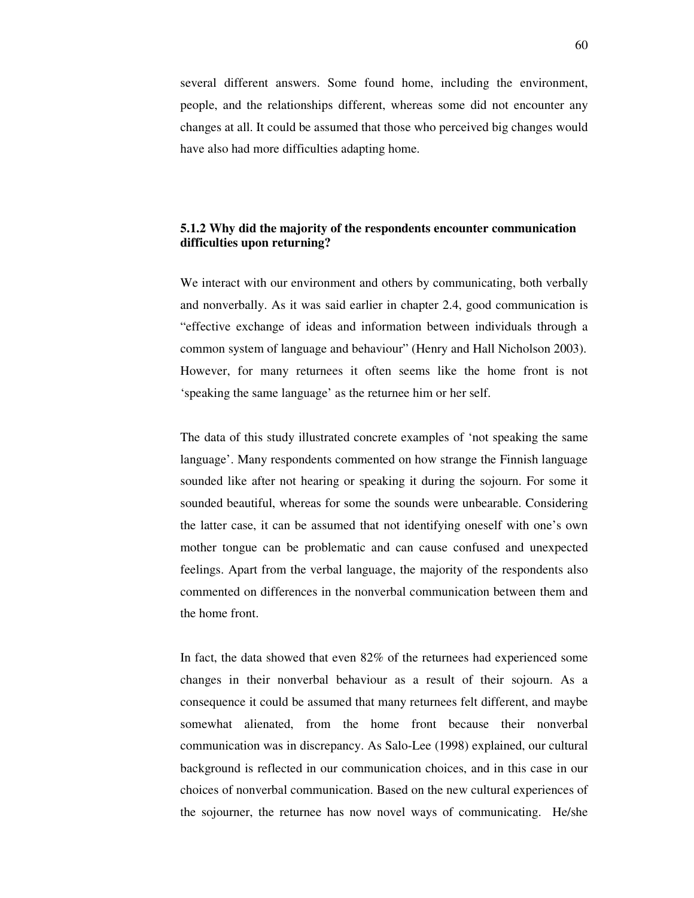several different answers. Some found home, including the environment, people, and the relationships different, whereas some did not encounter any changes at all. It could be assumed that those who perceived big changes would have also had more difficulties adapting home.

### 5.1.2 Why did the majority of the respondents encounter communication difficulties upon returning?

We interact with our environment and others by communicating, both verbally and nonverbally. As it was said earlier in chapter 2.4, good communication is "effective exchange of ideas and information between individuals through a common system of language and behaviour" (Henry and Hall Nicholson 2003). However, for many returnees it often seems like the home front is not 'speaking the same language' as the returnee him or her self.

The data of this study illustrated concrete examples of 'not speaking the same language'. Many respondents commented on how strange the Finnish language sounded like after not hearing or speaking it during the sojourn. For some it sounded beautiful, whereas for some the sounds were unbearable. Considering the latter case, it can be assumed that not identifying oneself with one's own mother tongue can be problematic and can cause confused and unexpected feelings. Apart from the verbal language, the majority of the respondents also commented on differences in the nonverbal communication between them and the home front.

In fact, the data showed that even 82% of the returnees had experienced some changes in their nonverbal behaviour as a result of their sojourn. As a consequence it could be assumed that many returnees felt different, and maybe somewhat alienated, from the home front because their nonverbal communication was in discrepancy. As Salo-Lee (1998) explained, our cultural background is reflected in our communication choices, and in this case in our choices of nonverbal communication. Based on the new cultural experiences of the sojourner, the returnee has now novel ways of communicating. He/she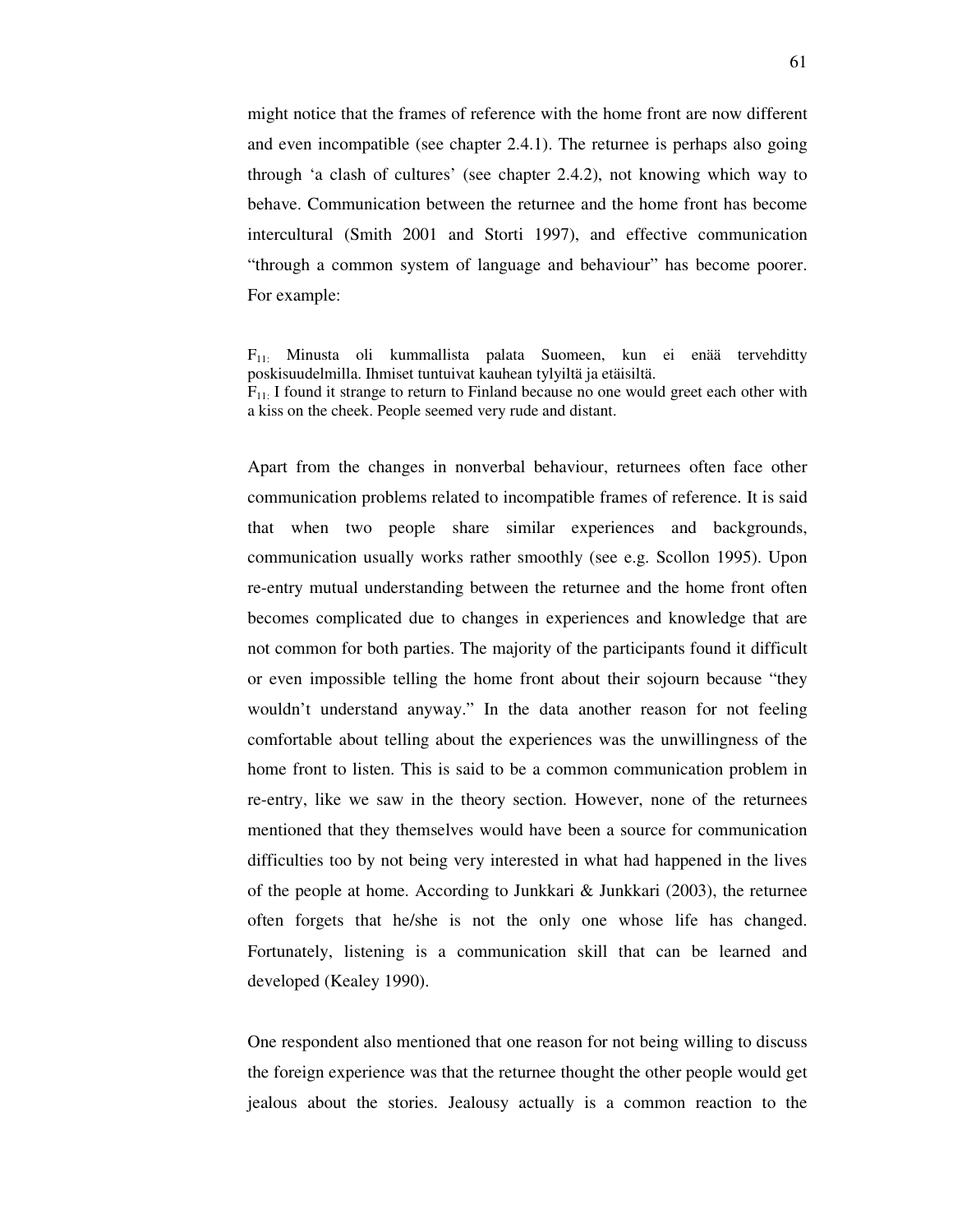might notice that the frames of reference with the home front are now different and even incompatible (see chapter 2.4.1). The returnee is perhaps also going through 'a clash of cultures' (see chapter 2.4.2), not knowing which way to behave. Communication between the returnee and the home front has become intercultural (Smith 2001 and Storti 1997), and effective communication "through a common system of language and behaviour" has become poorer. For example:

$F_{11:}$ Minusta oli kummallista palata Suomeen, kun ei enää tervehditty poskisuudelmilla. Ihmiset tuntuivat kauhean tylyiltä ja etäisiltä.
$F_{11:}$ I found it strange to return to Finland because no one would greet each other with a kiss on the cheek. People seemed very rude and distant.

Apart from the changes in nonverbal behaviour, returnees often face other communication problems related to incompatible frames of reference. It is said that when two people share similar experiences and backgrounds, communication usually works rather smoothly (see e.g. Scollon 1995). Upon re-entry mutual understanding between the returnee and the home front often becomes complicated due to changes in experiences and knowledge that are not common for both parties. The majority of the participants found it difficult or even impossible telling the home front about their sojourn because "they wouldn't understand anyway." In the data another reason for not feeling comfortable about telling about the experiences was the unwillingness of the home front to listen. This is said to be a common communication problem in re-entry, like we saw in the theory section. However, none of the returnees mentioned that they themselves would have been a source for communication difficulties too by not being very interested in what had happened in the lives of the people at home. According to Junkkari & Junkkari (2003), the returnee often forgets that he/she is not the only one whose life has changed. Fortunately, listening is a communication skill that can be learned and developed (Kealey 1990).

One respondent also mentioned that one reason for not being willing to discuss the foreign experience was that the returnee thought the other people would get jealous about the stories. Jealousy actually is a common reaction to the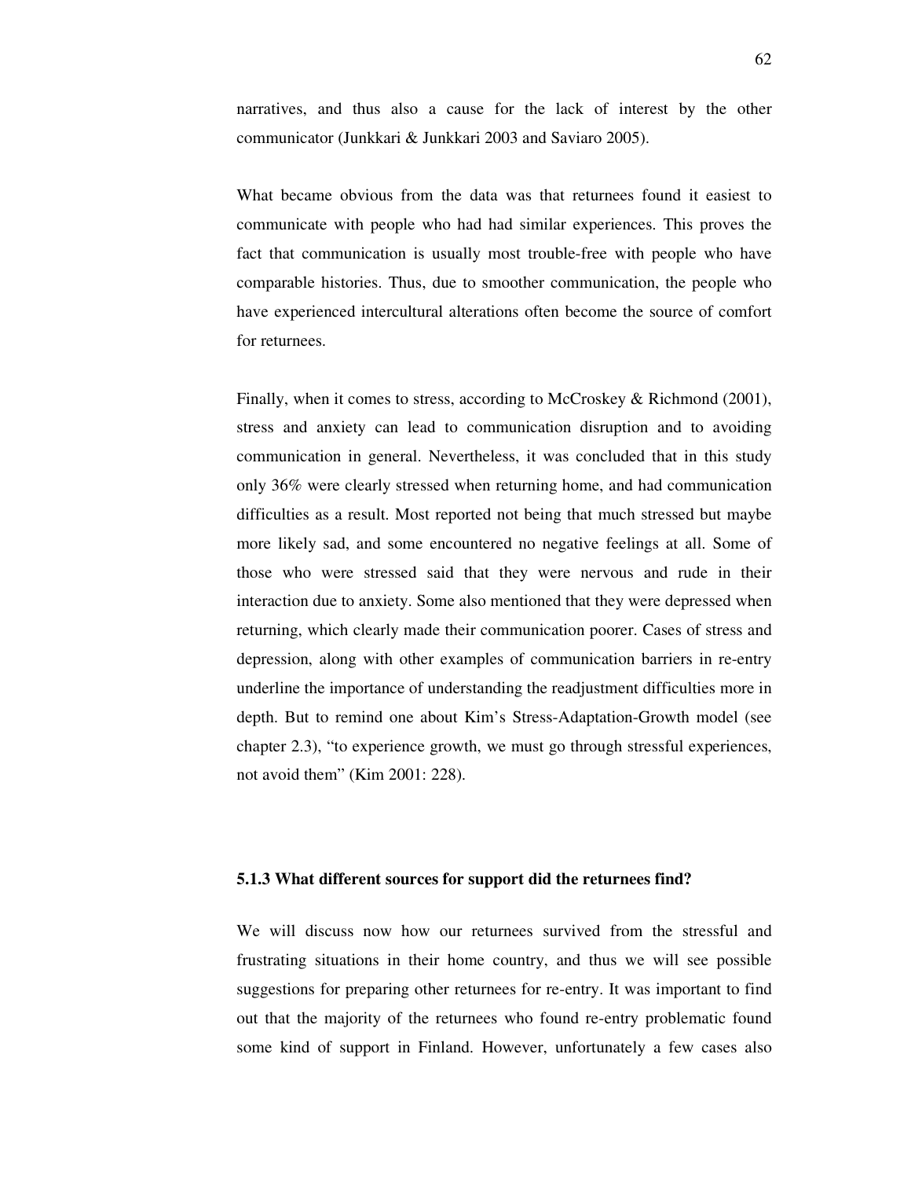narratives, and thus also a cause for the lack of interest by the other communicator (Junkkari & Junkkari 2003 and Saviaro 2005).

What became obvious from the data was that returnees found it easiest to communicate with people who had had similar experiences. This proves the fact that communication is usually most trouble-free with people who have comparable histories. Thus, due to smoother communication, the people who have experienced intercultural alterations often become the source of comfort for returnees.

Finally, when it comes to stress, according to McCroskey & Richmond (2001), stress and anxiety can lead to communication disruption and to avoiding communication in general. Nevertheless, it was concluded that in this study only 36% were clearly stressed when returning home, and had communication difficulties as a result. Most reported not being that much stressed but maybe more likely sad, and some encountered no negative feelings at all. Some of those who were stressed said that they were nervous and rude in their interaction due to anxiety. Some also mentioned that they were depressed when returning, which clearly made their communication poorer. Cases of stress and depression, along with other examples of communication barriers in re-entry underline the importance of understanding the readjustment difficulties more in depth. But to remind one about Kim's Stress-Adaptation-Growth model (see chapter 2.3), "to experience growth, we must go through stressful experiences, not avoid them" (Kim 2001: 228).

### 5.1.3 What different sources for support did the returnees find?

We will discuss now how our returnees survived from the stressful and frustrating situations in their home country, and thus we will see possible suggestions for preparing other returnees for re-entry. It was important to find out that the majority of the returnees who found re-entry problematic found some kind of support in Finland. However, unfortunately a few cases also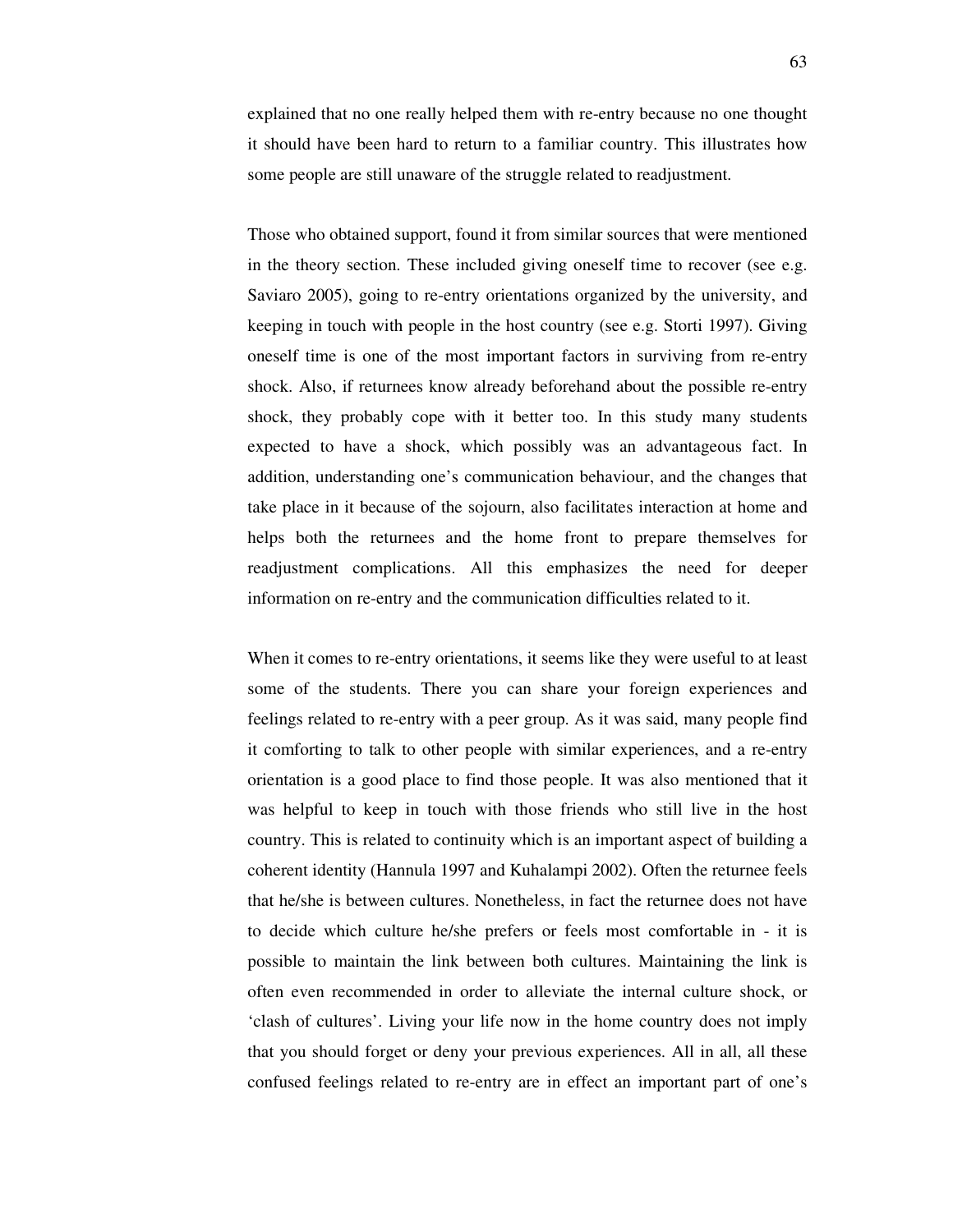explained that no one really helped them with re-entry because no one thought it should have been hard to return to a familiar country. This illustrates how some people are still unaware of the struggle related to readjustment.

Those who obtained support, found it from similar sources that were mentioned in the theory section. These included giving oneself time to recover (see e.g. Saviaro 2005), going to re-entry orientations organized by the university, and keeping in touch with people in the host country (see e.g. Storti 1997). Giving oneself time is one of the most important factors in surviving from re-entry shock. Also, if returnees know already beforehand about the possible re-entry shock, they probably cope with it better too. In this study many students expected to have a shock, which possibly was an advantageous fact. In addition, understanding one's communication behaviour, and the changes that take place in it because of the sojourn, also facilitates interaction at home and helps both the returnees and the home front to prepare themselves for readjustment complications. All this emphasizes the need for deeper information on re-entry and the communication difficulties related to it.

When it comes to re-entry orientations, it seems like they were useful to at least some of the students. There you can share your foreign experiences and feelings related to re-entry with a peer group. As it was said, many people find it comforting to talk to other people with similar experiences, and a re-entry orientation is a good place to find those people. It was also mentioned that it was helpful to keep in touch with those friends who still live in the host country. This is related to continuity which is an important aspect of building a coherent identity (Hannula 1997 and Kuhalampi 2002). Often the returnee feels that he/she is between cultures. Nonetheless, in fact the returnee does not have to decide which culture he/she prefers or feels most comfortable in - it is possible to maintain the link between both cultures. Maintaining the link is often even recommended in order to alleviate the internal culture shock, or 'clash of cultures'. Living your life now in the home country does not imply that you should forget or deny your previous experiences. All in all, all these confused feelings related to re-entry are in effect an important part of one's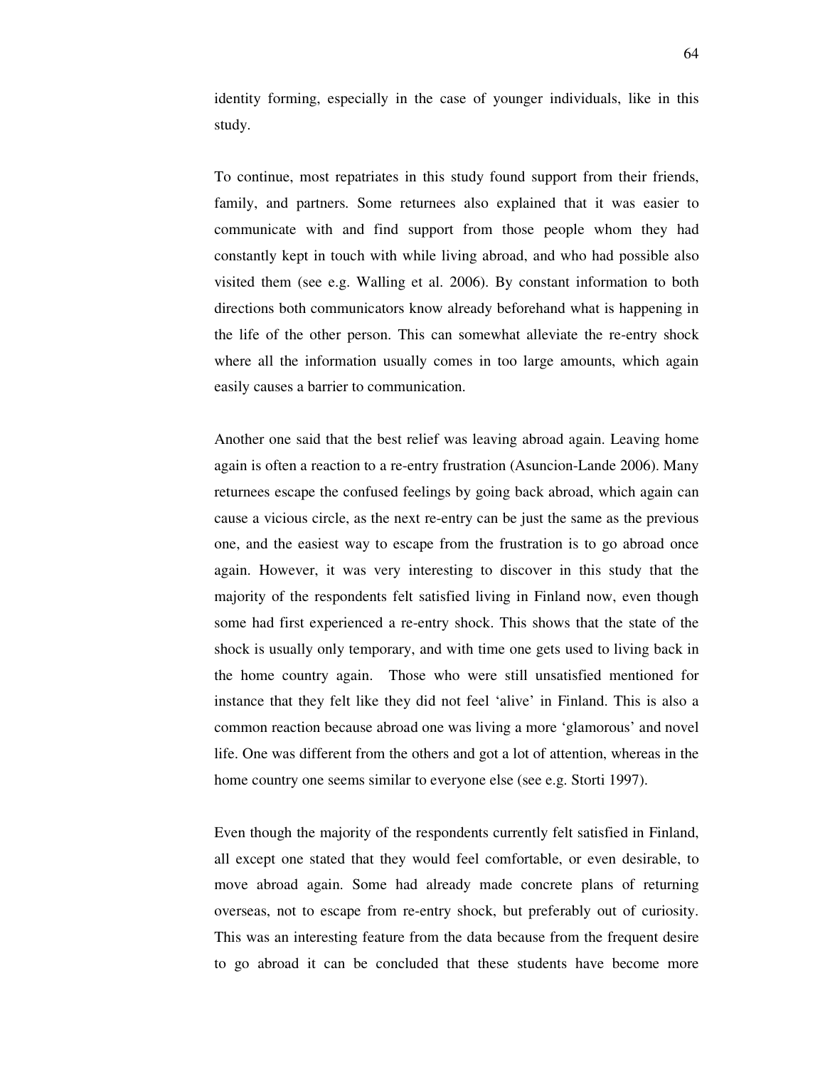identity forming, especially in the case of younger individuals, like in this study.

To continue, most repatriates in this study found support from their friends, family, and partners. Some returnees also explained that it was easier to communicate with and find support from those people whom they had constantly kept in touch with while living abroad, and who had possible also visited them (see e.g. Walling et al. 2006). By constant information to both directions both communicators know already beforehand what is happening in the life of the other person. This can somewhat alleviate the re-entry shock where all the information usually comes in too large amounts, which again easily causes a barrier to communication.

Another one said that the best relief was leaving abroad again. Leaving home again is often a reaction to a re-entry frustration (Asuncion-Lande 2006). Many returnees escape the confused feelings by going back abroad, which again can cause a vicious circle, as the next re-entry can be just the same as the previous one, and the easiest way to escape from the frustration is to go abroad once again. However, it was very interesting to discover in this study that the majority of the respondents felt satisfied living in Finland now, even though some had first experienced a re-entry shock. This shows that the state of the shock is usually only temporary, and with time one gets used to living back in the home country again. Those who were still unsatisfied mentioned for instance that they felt like they did not feel 'alive' in Finland. This is also a common reaction because abroad one was living a more 'glamorous' and novel life. One was different from the others and got a lot of attention, whereas in the home country one seems similar to everyone else (see e.g. Storti 1997).

Even though the majority of the respondents currently felt satisfied in Finland, all except one stated that they would feel comfortable, or even desirable, to move abroad again. Some had already made concrete plans of returning overseas, not to escape from re-entry shock, but preferably out of curiosity. This was an interesting feature from the data because from the frequent desire to go abroad it can be concluded that these students have become more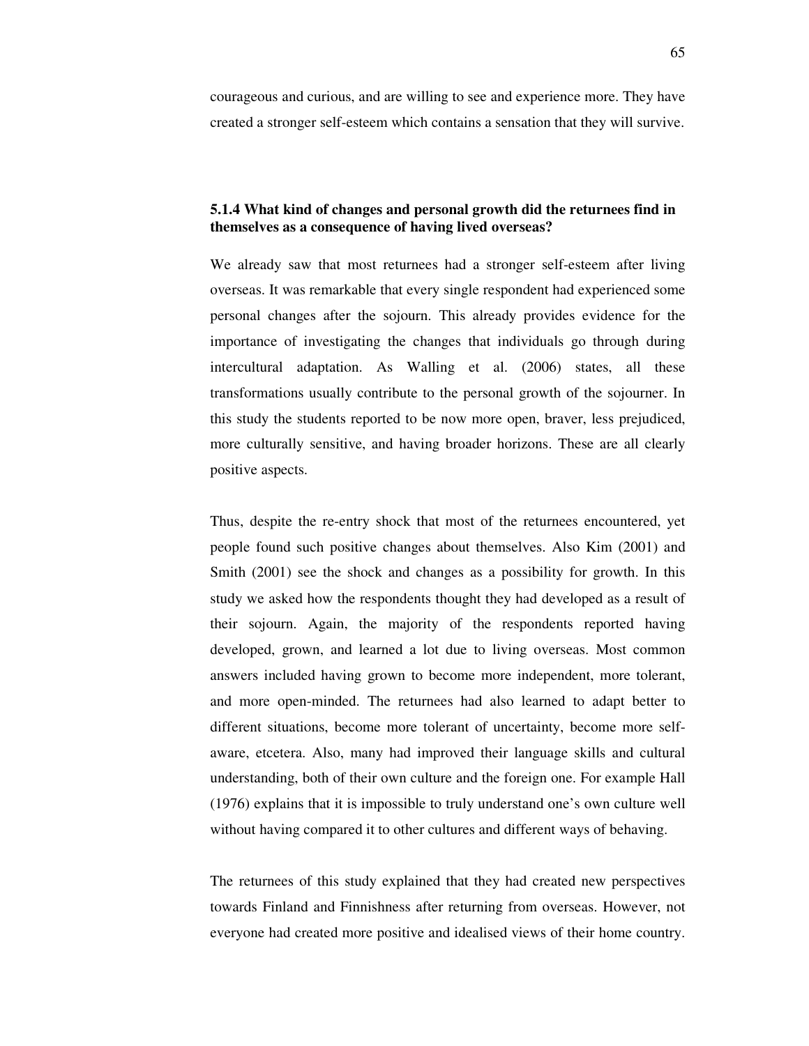courageous and curious, and are willing to see and experience more. They have created a stronger self-esteem which contains a sensation that they will survive.

### 5.1.4 What kind of changes and personal growth did the returnees find in themselves as a consequence of having lived overseas?

We already saw that most returnees had a stronger self-esteem after living overseas. It was remarkable that every single respondent had experienced some personal changes after the sojourn. This already provides evidence for the importance of investigating the changes that individuals go through during intercultural adaptation. As Walling et al. (2006) states, all these transformations usually contribute to the personal growth of the sojourner. In this study the students reported to be now more open, braver, less prejudiced, more culturally sensitive, and having broader horizons. These are all clearly positive aspects.

Thus, despite the re-entry shock that most of the returnees encountered, yet people found such positive changes about themselves. Also Kim (2001) and Smith (2001) see the shock and changes as a possibility for growth. In this study we asked how the respondents thought they had developed as a result of their sojourn. Again, the majority of the respondents reported having developed, grown, and learned a lot due to living overseas. Most common answers included having grown to become more independent, more tolerant, and more open-minded. The returnees had also learned to adapt better to different situations, become more tolerant of uncertainty, become more self-aware, etcetera. Also, many had improved their language skills and cultural understanding, both of their own culture and the foreign one. For example Hall (1976) explains that it is impossible to truly understand one's own culture well without having compared it to other cultures and different ways of behaving.

The returnees of this study explained that they had created new perspectives towards Finland and Finnishness after returning from overseas. However, not everyone had created more positive and idealised views of their home country.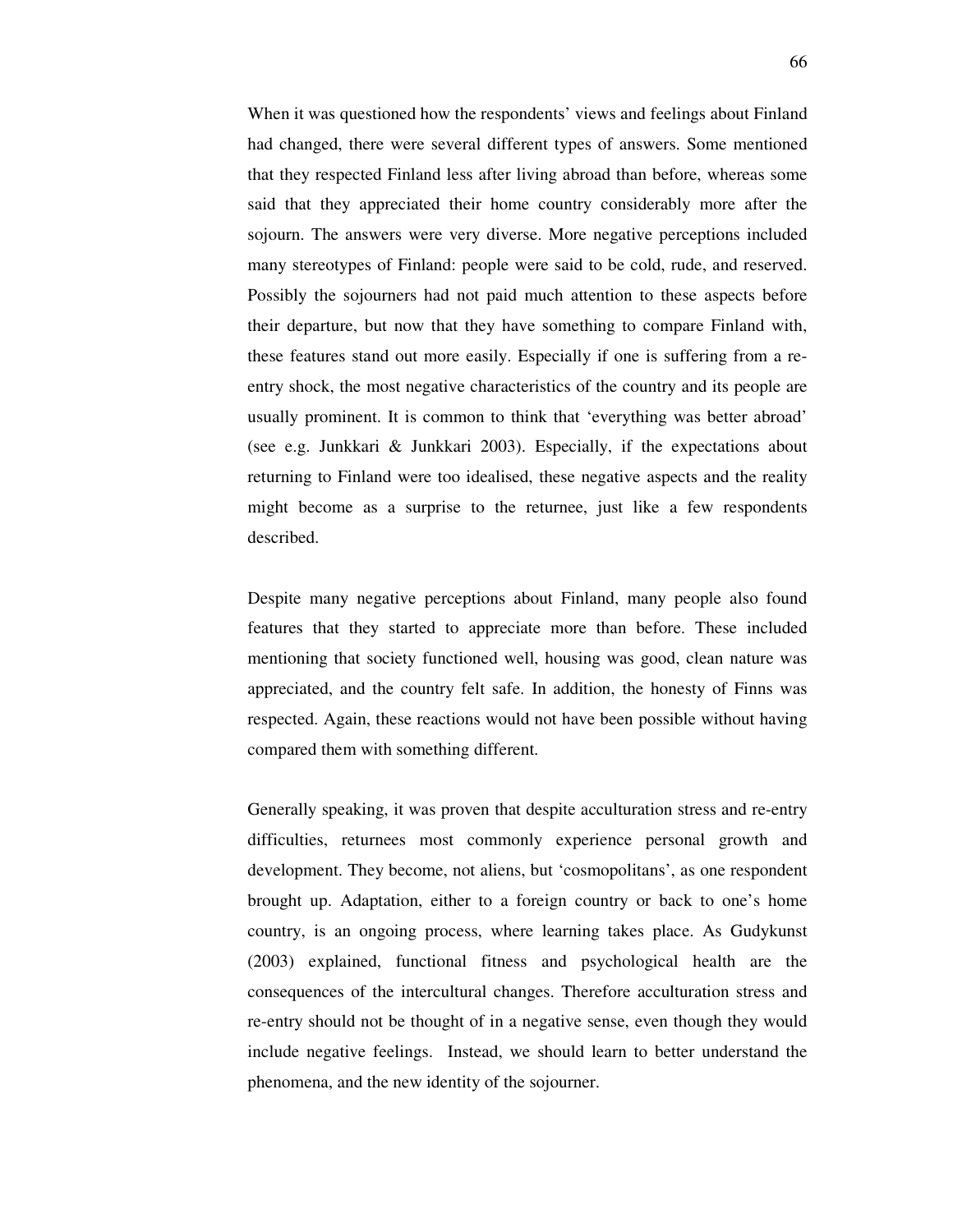When it was questioned how the respondents' views and feelings about Finland had changed, there were several different types of answers. Some mentioned that they respected Finland less after living abroad than before, whereas some said that they appreciated their home country considerably more after the sojourn. The answers were very diverse. More negative perceptions included many stereotypes of Finland: people were said to be cold, rude, and reserved. Possibly the sojourners had not paid much attention to these aspects before their departure, but now that they have something to compare Finland with, these features stand out more easily. Especially if one is suffering from a re-entry shock, the most negative characteristics of the country and its people are usually prominent. It is common to think that 'everything was better abroad' (see e.g. Junkkari & Junkkari 2003). Especially, if the expectations about returning to Finland were too idealised, these negative aspects and the reality might become as a surprise to the returnee, just like a few respondents described.

Despite many negative perceptions about Finland, many people also found features that they started to appreciate more than before. These included mentioning that society functioned well, housing was good, clean nature was appreciated, and the country felt safe. In addition, the honesty of Finns was respected. Again, these reactions would not have been possible without having compared them with something different.

Generally speaking, it was proven that despite acculturation stress and re-entry difficulties, returnees most commonly experience personal growth and development. They become, not aliens, but 'cosmopolitans', as one respondent brought up. Adaptation, either to a foreign country or back to one's home country, is an ongoing process, where learning takes place. As Gudykunst (2003) explained, functional fitness and psychological health are the consequences of the intercultural changes. Therefore acculturation stress and re-entry should not be thought of in a negative sense, even though they would include negative feelings. Instead, we should learn to better understand the phenomena, and the new identity of the sojourner.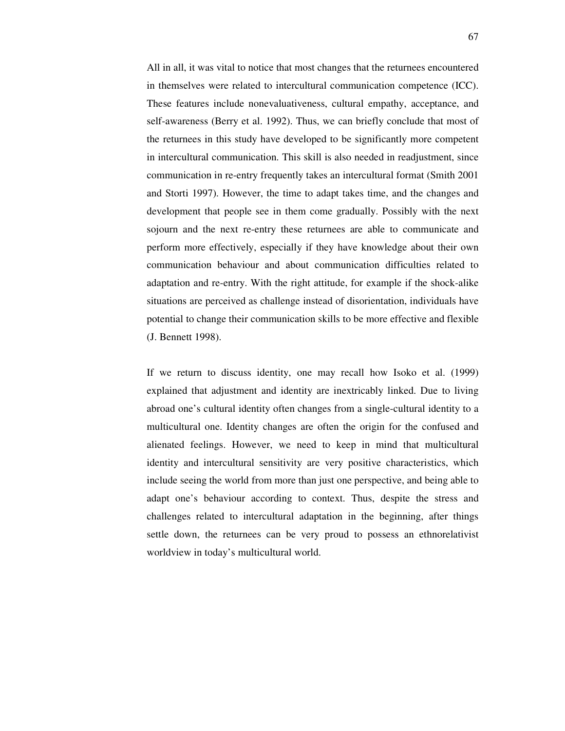All in all, it was vital to notice that most changes that the returnees encountered in themselves were related to intercultural communication competence (ICC). These features include nonevaluativeness, cultural empathy, acceptance, and self-awareness (Berry et al. 1992). Thus, we can briefly conclude that most of the returnees in this study have developed to be significantly more competent in intercultural communication. This skill is also needed in readjustment, since communication in re-entry frequently takes an intercultural format (Smith 2001 and Storti 1997). However, the time to adapt takes time, and the changes and development that people see in them come gradually. Possibly with the next sojourn and the next re-entry these returnees are able to communicate and perform more effectively, especially if they have knowledge about their own communication behaviour and about communication difficulties related to adaptation and re-entry. With the right attitude, for example if the shock-alike situations are perceived as challenge instead of disorientation, individuals have potential to change their communication skills to be more effective and flexible (J. Bennett 1998).

If we return to discuss identity, one may recall how Isoko et al. (1999) explained that adjustment and identity are inextricably linked. Due to living abroad one's cultural identity often changes from a single-cultural identity to a multicultural one. Identity changes are often the origin for the confused and alienated feelings. However, we need to keep in mind that multicultural identity and intercultural sensitivity are very positive characteristics, which include seeing the world from more than just one perspective, and being able to adapt one's behaviour according to context. Thus, despite the stress and challenges related to intercultural adaptation in the beginning, after things settle down, the returnees can be very proud to possess an ethnorelativist worldview in today's multicultural world.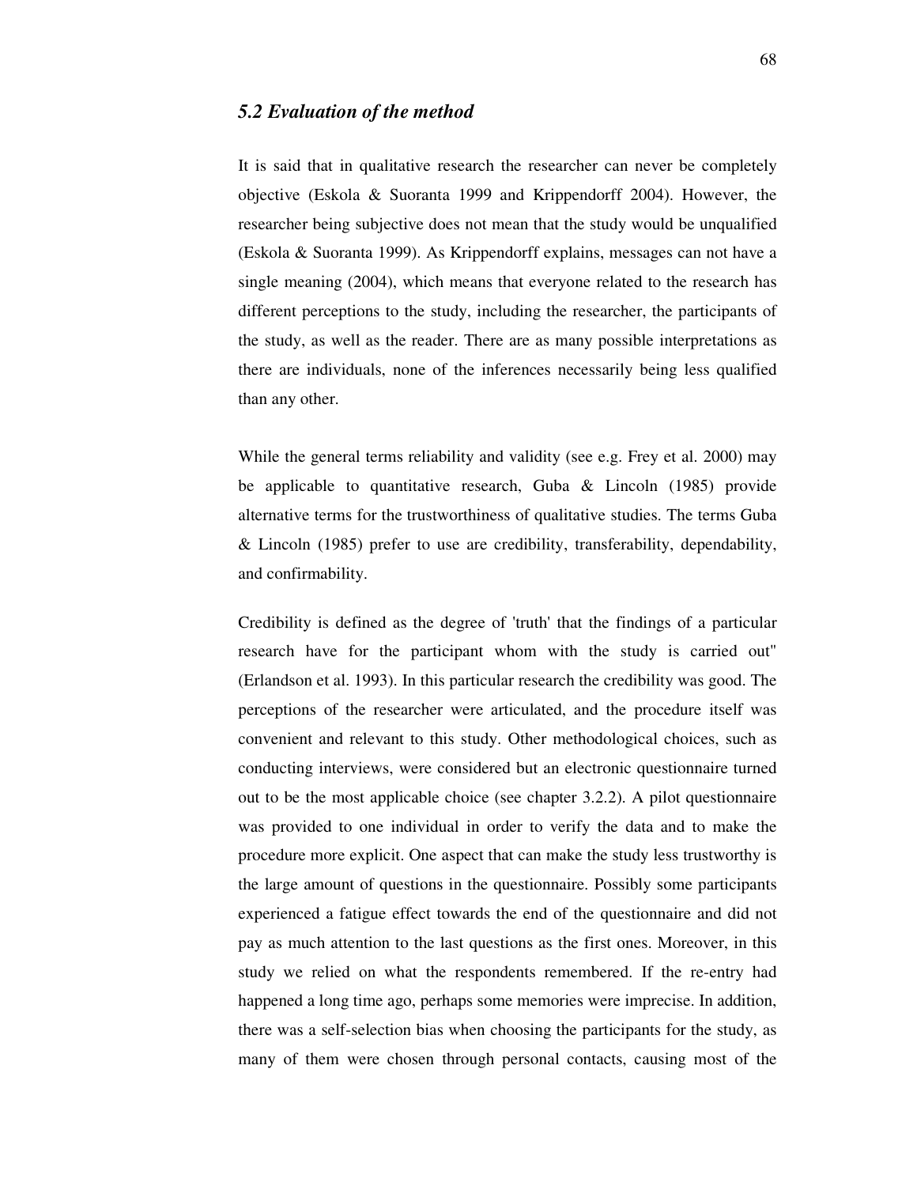### *5.2 Evaluation of the method*

It is said that in qualitative research the researcher can never be completely objective (Eskola & Suoranta 1999 and Krippendorff 2004). However, the researcher being subjective does not mean that the study would be unqualified (Eskola & Suoranta 1999). As Krippendorff explains, messages can not have a single meaning (2004), which means that everyone related to the research has different perceptions to the study, including the researcher, the participants of the study, as well as the reader. There are as many possible interpretations as there are individuals, none of the inferences necessarily being less qualified than any other.

While the general terms reliability and validity (see e.g. Frey et al. 2000) may be applicable to quantitative research, Guba & Lincoln (1985) provide alternative terms for the trustworthiness of qualitative studies. The terms Guba & Lincoln (1985) prefer to use are credibility, transferability, dependability, and confirmability.

Credibility is defined as the degree of 'truth' that the findings of a particular research have for the participant whom with the study is carried out" (Erlandson et al. 1993). In this particular research the credibility was good. The perceptions of the researcher were articulated, and the procedure itself was convenient and relevant to this study. Other methodological choices, such as conducting interviews, were considered but an electronic questionnaire turned out to be the most applicable choice (see chapter 3.2.2). A pilot questionnaire was provided to one individual in order to verify the data and to make the procedure more explicit. One aspect that can make the study less trustworthy is the large amount of questions in the questionnaire. Possibly some participants experienced a fatigue effect towards the end of the questionnaire and did not pay as much attention to the last questions as the first ones. Moreover, in this study we relied on what the respondents remembered. If the re-entry had happened a long time ago, perhaps some memories were imprecise. In addition, there was a self-selection bias when choosing the participants for the study, as many of them were chosen through personal contacts, causing most of the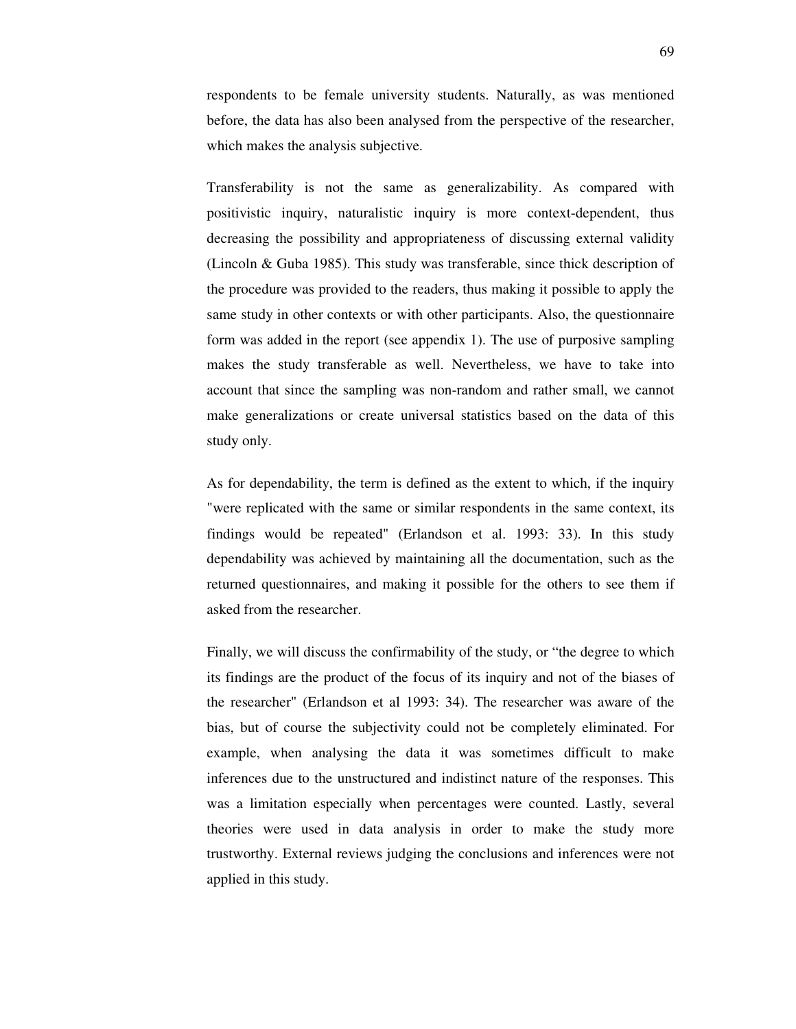respondents to be female university students. Naturally, as was mentioned before, the data has also been analysed from the perspective of the researcher, which makes the analysis subjective.

Transferability is not the same as generalizability. As compared with positivistic inquiry, naturalistic inquiry is more context-dependent, thus decreasing the possibility and appropriateness of discussing external validity (Lincoln & Guba 1985). This study was transferable, since thick description of the procedure was provided to the readers, thus making it possible to apply the same study in other contexts or with other participants. Also, the questionnaire form was added in the report (see appendix 1). The use of purposive sampling makes the study transferable as well. Nevertheless, we have to take into account that since the sampling was non-random and rather small, we cannot make generalizations or create universal statistics based on the data of this study only.

As for dependability, the term is defined as the extent to which, if the inquiry "were replicated with the same or similar respondents in the same context, its findings would be repeated" (Erlandson et al. 1993: 33). In this study dependability was achieved by maintaining all the documentation, such as the returned questionnaires, and making it possible for the others to see them if asked from the researcher.

Finally, we will discuss the confirmability of the study, or "the degree to which its findings are the product of the focus of its inquiry and not of the biases of the researcher" (Erlandson et al 1993: 34). The researcher was aware of the bias, but of course the subjectivity could not be completely eliminated. For example, when analysing the data it was sometimes difficult to make inferences due to the unstructured and indistinct nature of the responses. This was a limitation especially when percentages were counted. Lastly, several theories were used in data analysis in order to make the study more trustworthy. External reviews judging the conclusions and inferences were not applied in this study.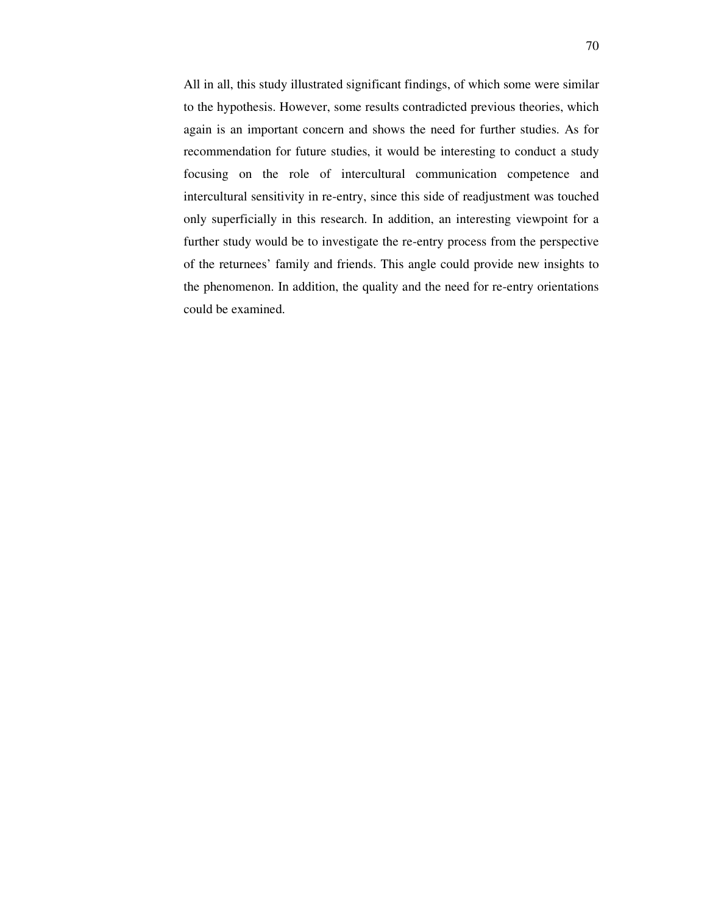All in all, this study illustrated significant findings, of which some were similar to the hypothesis. However, some results contradicted previous theories, which again is an important concern and shows the need for further studies. As for recommendation for future studies, it would be interesting to conduct a study focusing on the role of intercultural communication competence and intercultural sensitivity in re-entry, since this side of readjustment was touched only superficially in this research. In addition, an interesting viewpoint for a further study would be to investigate the re-entry process from the perspective of the returnees' family and friends. This angle could provide new insights to the phenomenon. In addition, the quality and the need for re-entry orientations could be examined.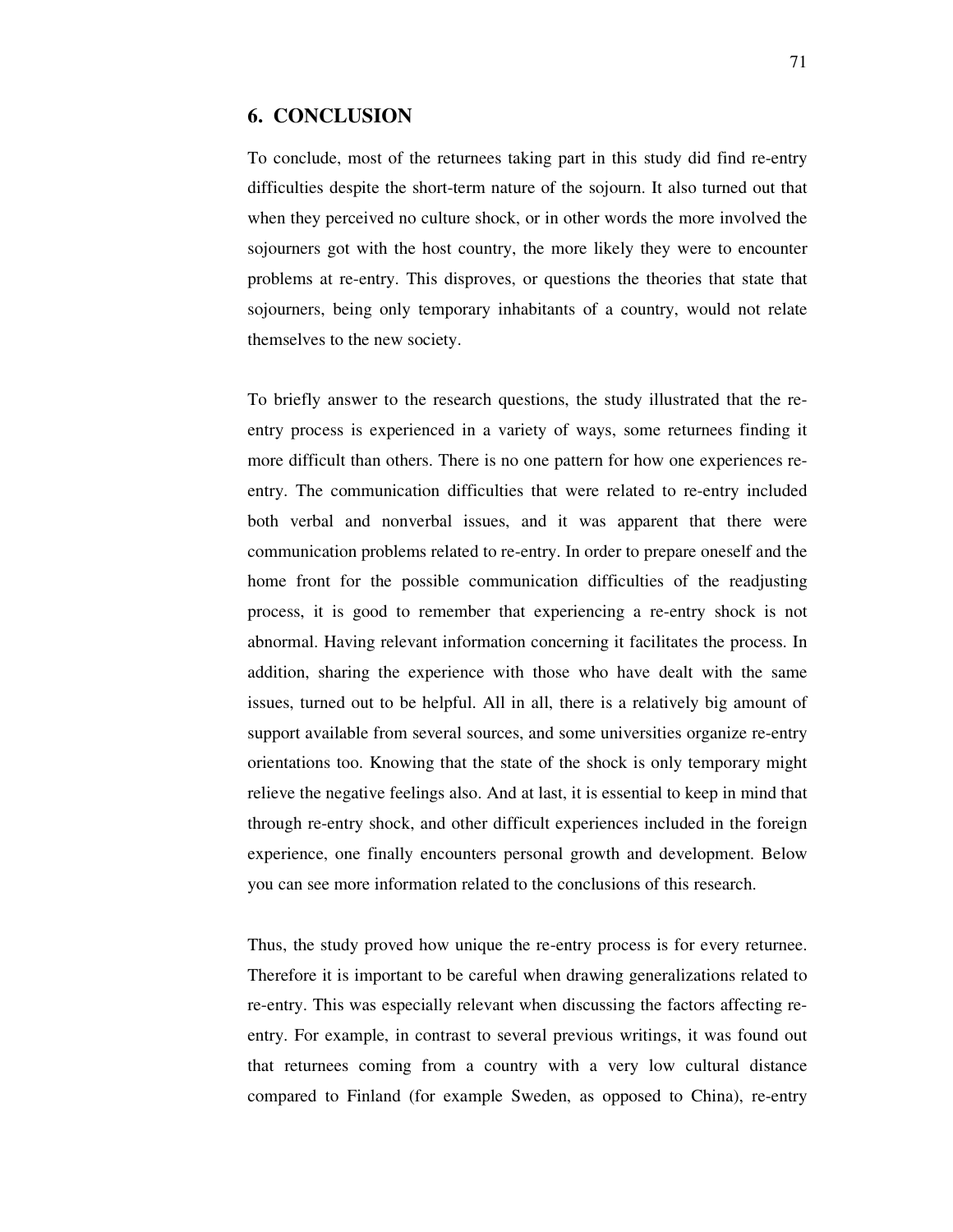# 6. CONCLUSION

To conclude, most of the returnees taking part in this study did find re-entry difficulties despite the short-term nature of the sojourn. It also turned out that when they perceived no culture shock, or in other words the more involved the sojourners got with the host country, the more likely they were to encounter problems at re-entry. This disproves, or questions the theories that state that sojourners, being only temporary inhabitants of a country, would not relate themselves to the new society.

To briefly answer to the research questions, the study illustrated that the re-entry process is experienced in a variety of ways, some returnees finding it more difficult than others. There is no one pattern for how one experiences re-entry. The communication difficulties that were related to re-entry included both verbal and nonverbal issues, and it was apparent that there were communication problems related to re-entry. In order to prepare oneself and the home front for the possible communication difficulties of the readjusting process, it is good to remember that experiencing a re-entry shock is not abnormal. Having relevant information concerning it facilitates the process. In addition, sharing the experience with those who have dealt with the same issues, turned out to be helpful. All in all, there is a relatively big amount of support available from several sources, and some universities organize re-entry orientations too. Knowing that the state of the shock is only temporary might relieve the negative feelings also. And at last, it is essential to keep in mind that through re-entry shock, and other difficult experiences included in the foreign experience, one finally encounters personal growth and development. Below you can see more information related to the conclusions of this research.

Thus, the study proved how unique the re-entry process is for every returnee. Therefore it is important to be careful when drawing generalizations related to re-entry. This was especially relevant when discussing the factors affecting re-entry. For example, in contrast to several previous writings, it was found out that returnees coming from a country with a very low cultural distance compared to Finland (for example Sweden, as opposed to China), re-entry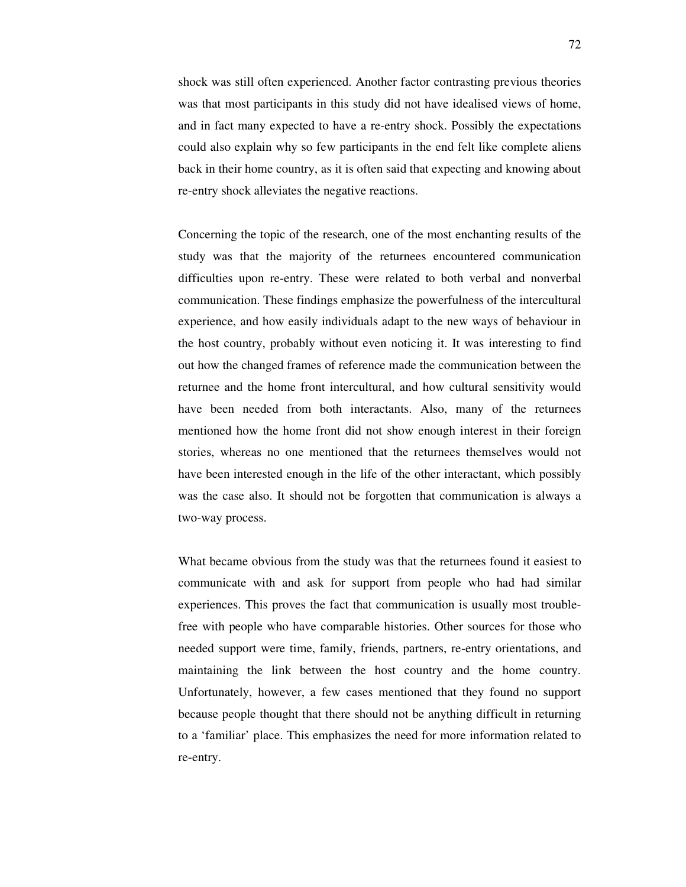shock was still often experienced. Another factor contrasting previous theories was that most participants in this study did not have idealised views of home, and in fact many expected to have a re-entry shock. Possibly the expectations could also explain why so few participants in the end felt like complete aliens back in their home country, as it is often said that expecting and knowing about re-entry shock alleviates the negative reactions.

Concerning the topic of the research, one of the most enchanting results of the study was that the majority of the returnees encountered communication difficulties upon re-entry. These were related to both verbal and nonverbal communication. These findings emphasize the powerfulness of the intercultural experience, and how easily individuals adapt to the new ways of behaviour in the host country, probably without even noticing it. It was interesting to find out how the changed frames of reference made the communication between the returnee and the home front intercultural, and how cultural sensitivity would have been needed from both interactants. Also, many of the returnees mentioned how the home front did not show enough interest in their foreign stories, whereas no one mentioned that the returnees themselves would not have been interested enough in the life of the other interactant, which possibly was the case also. It should not be forgotten that communication is always a two-way process.

What became obvious from the study was that the returnees found it easiest to communicate with and ask for support from people who had had similar experiences. This proves the fact that communication is usually most trouble-free with people who have comparable histories. Other sources for those who needed support were time, family, friends, partners, re-entry orientations, and maintaining the link between the host country and the home country. Unfortunately, however, a few cases mentioned that they found no support because people thought that there should not be anything difficult in returning to a 'familiar' place. This emphasizes the need for more information related to re-entry.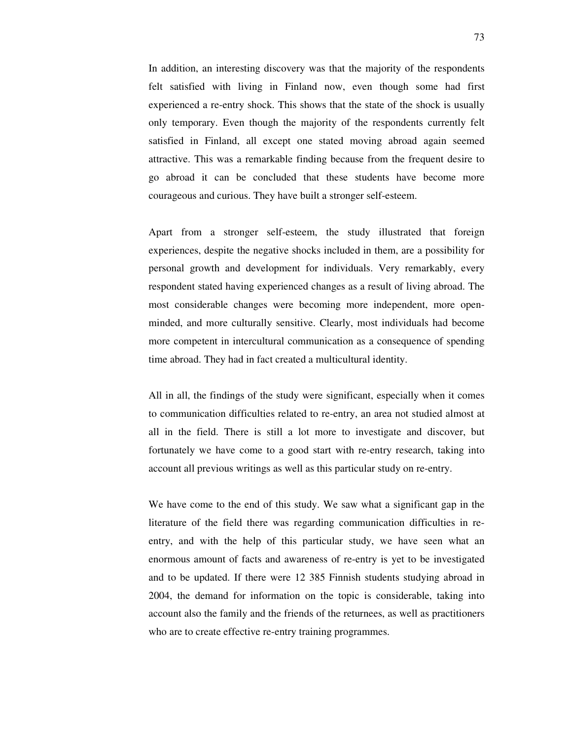In addition, an interesting discovery was that the majority of the respondents felt satisfied with living in Finland now, even though some had first experienced a re-entry shock. This shows that the state of the shock is usually only temporary. Even though the majority of the respondents currently felt satisfied in Finland, all except one stated moving abroad again seemed attractive. This was a remarkable finding because from the frequent desire to go abroad it can be concluded that these students have become more courageous and curious. They have built a stronger self-esteem.

Apart from a stronger self-esteem, the study illustrated that foreign experiences, despite the negative shocks included in them, are a possibility for personal growth and development for individuals. Very remarkably, every respondent stated having experienced changes as a result of living abroad. The most considerable changes were becoming more independent, more open-minded, and more culturally sensitive. Clearly, most individuals had become more competent in intercultural communication as a consequence of spending time abroad. They had in fact created a multicultural identity.

All in all, the findings of the study were significant, especially when it comes to communication difficulties related to re-entry, an area not studied almost at all in the field. There is still a lot more to investigate and discover, but fortunately we have come to a good start with re-entry research, taking into account all previous writings as well as this particular study on re-entry.

We have come to the end of this study. We saw what a significant gap in the literature of the field there was regarding communication difficulties in re-entry, and with the help of this particular study, we have seen what an enormous amount of facts and awareness of re-entry is yet to be investigated and to be updated. If there were 12 385 Finnish students studying abroad in 2004, the demand for information on the topic is considerable, taking into account also the family and the friends of the returnees, as well as practitioners who are to create effective re-entry training programmes.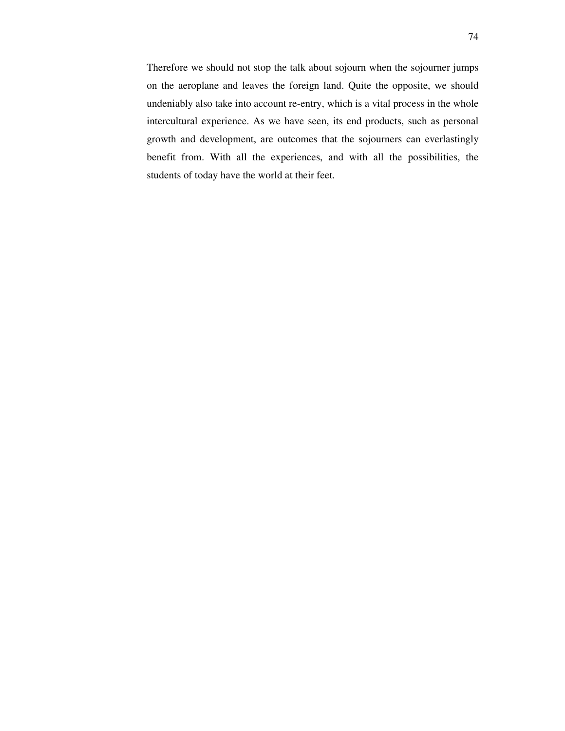Therefore we should not stop the talk about sojourn when the sojourner jumps on the aeroplane and leaves the foreign land. Quite the opposite, we should undeniably also take into account re-entry, which is a vital process in the whole intercultural experience. As we have seen, its end products, such as personal growth and development, are outcomes that the sojourners can everlastingly benefit from. With all the experiences, and with all the possibilities, the students of today have the world at their feet.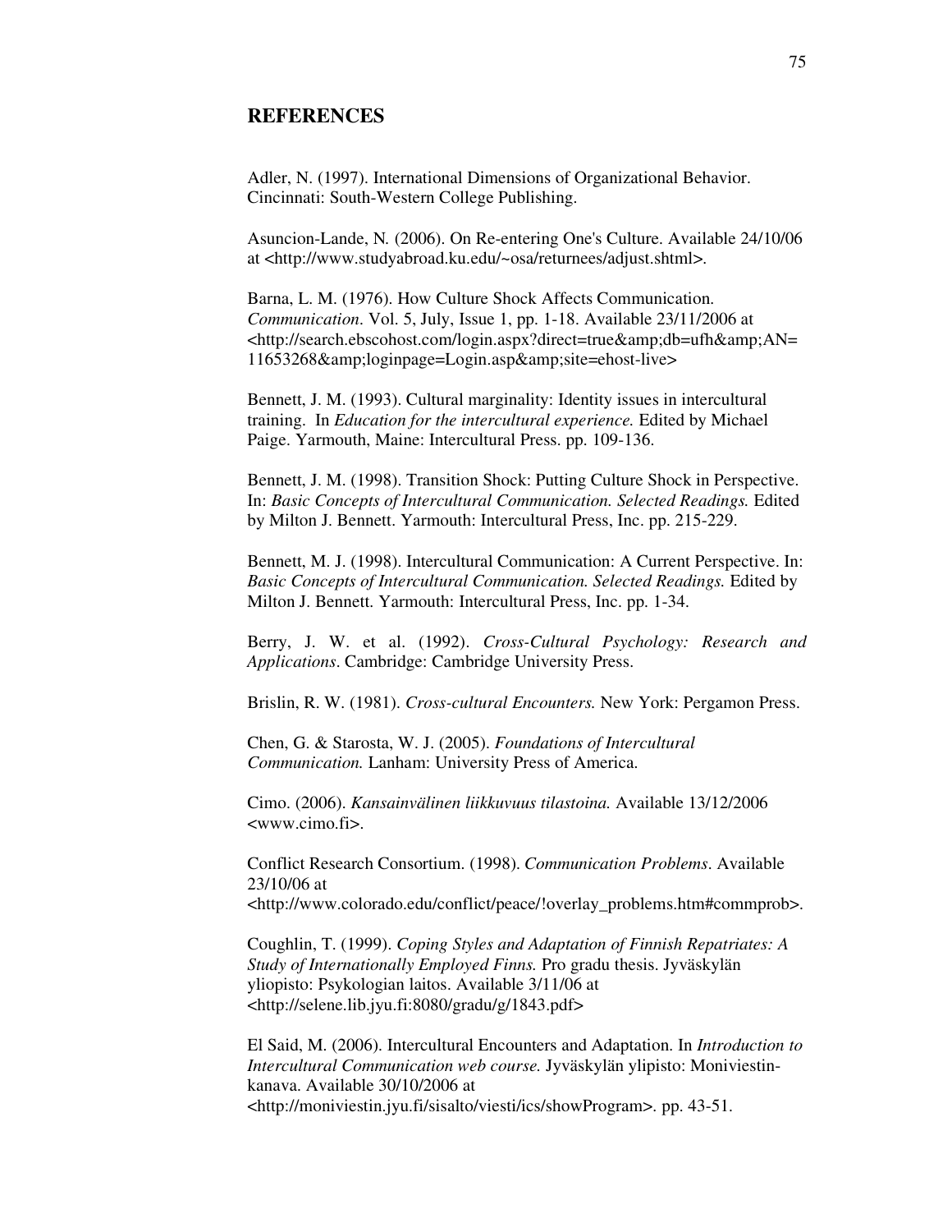## REFERENCES

Adler, N. (1997). International Dimensions of Organizational Behavior. Cincinnati: South-Western College Publishing.

Asuncion-Lande, N. (2006). On Re-entering One's Culture. Available 24/10/06 at <http://www.studyabroad.ku.edu/~osa/returnees/adjust.shtml>.

Barna, L. M. (1976). How Culture Shock Affects Communication. *Communication*. Vol. 5, July, Issue 1, pp. 1-18. Available 23/11/2006 at <http://search.ebscohost.com/login.aspx?direct=true&amp;db=ufh&amp;AN=11653268&amp;loginpage=Login.asp&amp;site=ehost-live>

Bennett, J. M. (1993). Cultural marginality: Identity issues in intercultural training. In *Education for the intercultural experience.* Edited by Michael Paige. Yarmouth, Maine: Intercultural Press. pp. 109-136.

Bennett, J. M. (1998). Transition Shock: Putting Culture Shock in Perspective. In: *Basic Concepts of Intercultural Communication. Selected Readings.* Edited by Milton J. Bennett. Yarmouth: Intercultural Press, Inc. pp. 215-229.

Bennett, M. J. (1998). Intercultural Communication: A Current Perspective. In: *Basic Concepts of Intercultural Communication. Selected Readings.* Edited by Milton J. Bennett. Yarmouth: Intercultural Press, Inc. pp. 1-34.

Berry, J. W. et al. (1992). *Cross-Cultural Psychology: Research and Applications*. Cambridge: Cambridge University Press.

Brislin, R. W. (1981). *Cross-cultural Encounters.* New York: Pergamon Press.

Chen, G. & Starosta, W. J. (2005). *Foundations of Intercultural Communication.* Lanham: University Press of America.

Cimo. (2006). *Kansainvälinen liikkuvuus tilastoina.* Available 13/12/2006 <www.cimo.fi>.

Conflict Research Consortium. (1998). *Communication Problems*. Available 23/10/06 at <http://www.colorado.edu/conflict/peace/!overlay_problems.htm#commprob>.

Coughlin, T. (1999). *Coping Styles and Adaptation of Finnish Repatriates: A Study of Internationally Employed Finns.* Pro gradu thesis. Jyväskylän yliopisto: Psykologian laitos. Available 3/11/06 at <http://selene.lib.jyu.fi:8080/gradu/g/1843.pdf>

El Said, M. (2006). Intercultural Encounters and Adaptation. In *Introduction to Intercultural Communication web course.* Jyväskylän ylipisto: Moniviestin-kanava. Available 30/10/2006 at <http://moniviestin.jyu.fi/sisalto/viesti/ics/showProgram>. pp. 43-51.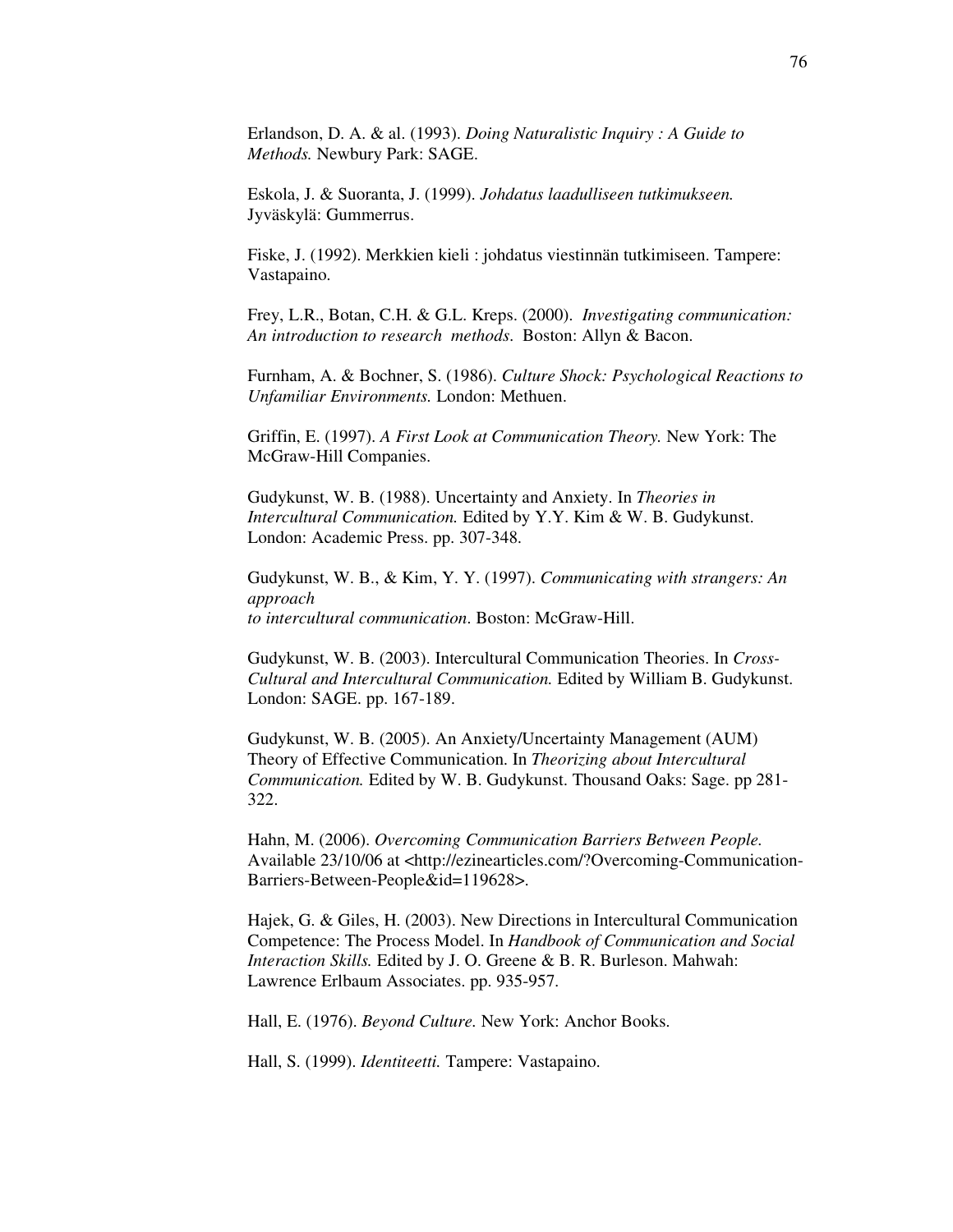Erlandson, D. A. & al. (1993). *Doing Naturalistic Inquiry : A Guide to Methods.* Newbury Park: SAGE.

Eskola, J. & Suoranta, J. (1999). *Johdatus laadulliseen tutkimukseen.* Jyväskylä: Gummerrus.

Fiske, J. (1992). Merkkien kieli : johdatus viestinnän tutkimiseen. Tampere: Vastapaino.

Frey, L.R., Botan, C.H. & G.L. Kreps. (2000). *Investigating communication: An introduction to research methods.* Boston: Allyn & Bacon.

Furnham, A. & Bochner, S. (1986). *Culture Shock: Psychological Reactions to Unfamiliar Environments.* London: Methuen.

Griffin, E. (1997). *A First Look at Communication Theory.* New York: The McGraw-Hill Companies.

Gudykunst, W. B. (1988). Uncertainty and Anxiety. In *Theories in Intercultural Communication.* Edited by Y.Y. Kim & W. B. Gudykunst. London: Academic Press. pp. 307-348.

Gudykunst, W. B., & Kim, Y. Y. (1997). *Communicating with strangers: An approach to intercultural communication*. Boston: McGraw-Hill.

Gudykunst, W. B. (2003). Intercultural Communication Theories. In *Cross-Cultural and Intercultural Communication.* Edited by William B. Gudykunst. London: SAGE. pp. 167-189.

Gudykunst, W. B. (2005). An Anxiety/Uncertainty Management (AUM) Theory of Effective Communication. In *Theorizing about Intercultural Communication.* Edited by W. B. Gudykunst. Thousand Oaks: Sage. pp 281-322.

Hahn, M. (2006). *Overcoming Communication Barriers Between People.* Available 23/10/06 at <http://ezinearticles.com/?Overcoming-Communication-Barriers-Between-People&id=119628>.

Hajek, G. & Giles, H. (2003). New Directions in Intercultural Communication Competence: The Process Model. In *Handbook of Communication and Social Interaction Skills.* Edited by J. O. Greene & B. R. Burleson. Mahwah: Lawrence Erlbaum Associates. pp. 935-957.

Hall, E. (1976). *Beyond Culture.* New York: Anchor Books.

Hall, S. (1999). *Identiteetti.* Tampere: Vastapaino.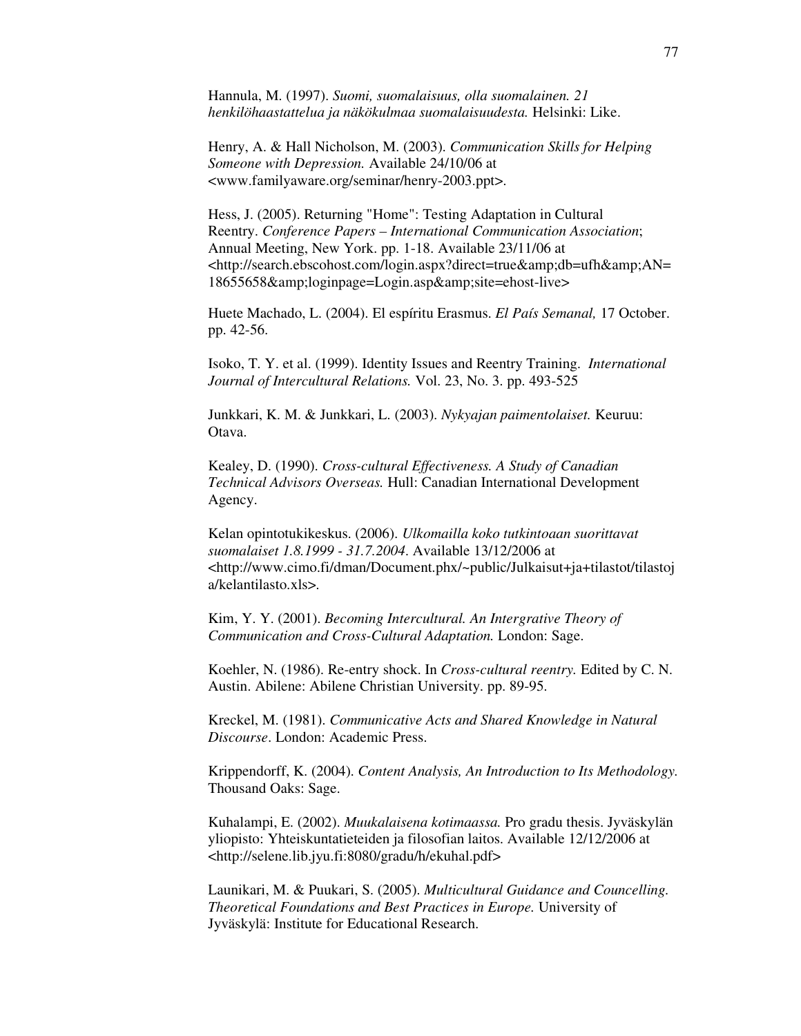Hannula, M. (1997). *Suomi, suomalaisuus, olla suomalainen. 21 henkilöhaastattelua ja näkökulmaa suomalaisuudesta.* Helsinki: Like.

Henry, A. & Hall Nicholson, M. (2003). *Communication Skills for Helping Someone with Depression.* Available 24/10/06 at <www.familyaware.org/seminar/henry-2003.ppt>.

Hess, J. (2005). Returning "Home": Testing Adaptation in Cultural Reentry. *Conference Papers – International Communication Association*; Annual Meeting, New York. pp. 1-18. Available 23/11/06 at <http://search.ebscohost.com/login.aspx?direct=true&amp;db=ufh&amp;AN=18655658&amp;loginpage=Login.asp&amp;site=ehost-live>

Huete Machado, L. (2004). El espíritu Erasmus. *El País Semanal,* 17 October. pp. 42-56.

Isoko, T. Y. et al. (1999). Identity Issues and Reentry Training. *International Journal of Intercultural Relations.* Vol. 23, No. 3. pp. 493-525

Junkkari, K. M. & Junkkari, L. (2003). *Nykyajan paimentolaiset.* Keuruu: Otava.

Kealey, D. (1990). *Cross-cultural Effectiveness. A Study of Canadian Technical Advisors Overseas.* Hull: Canadian International Development Agency.

Kelan opintotukikeskus. (2006). *Ulkomailla koko tutkintoaan suorittavat suomalaiset 1.8.1999 - 31.7.2004*. Available 13/12/2006 at <http://www.cimo.fi/dman/Document.phx/~public/Julkaisut+ja+tilastot/tilastoja/kelantilasto.xls>.

Kim, Y. Y. (2001). *Becoming Intercultural. An Intergrative Theory of Communication and Cross-Cultural Adaptation.* London: Sage.

Koehler, N. (1986). Re-entry shock. In *Cross-cultural reentry.* Edited by C. N. Austin. Abilene: Abilene Christian University. pp. 89-95.

Kreckel, M. (1981). *Communicative Acts and Shared Knowledge in Natural Discourse*. London: Academic Press.

Krippendorff, K. (2004). *Content Analysis, An Introduction to Its Methodology.* Thousand Oaks: Sage.

Kuhalampi, E. (2002). *Muukalaisena kotimaassa.* Pro gradu thesis. Jyväskylän yliopisto: Yhteiskuntatieteiden ja filosofian laitos. Available 12/12/2006 at <http://selene.lib.jyu.fi:8080/gradu/h/ekuhal.pdf>

Launikari, M. & Puukari, S. (2005). *Multicultural Guidance and Councelling. Theoretical Foundations and Best Practices in Europe.* University of Jyväskylä: Institute for Educational Research.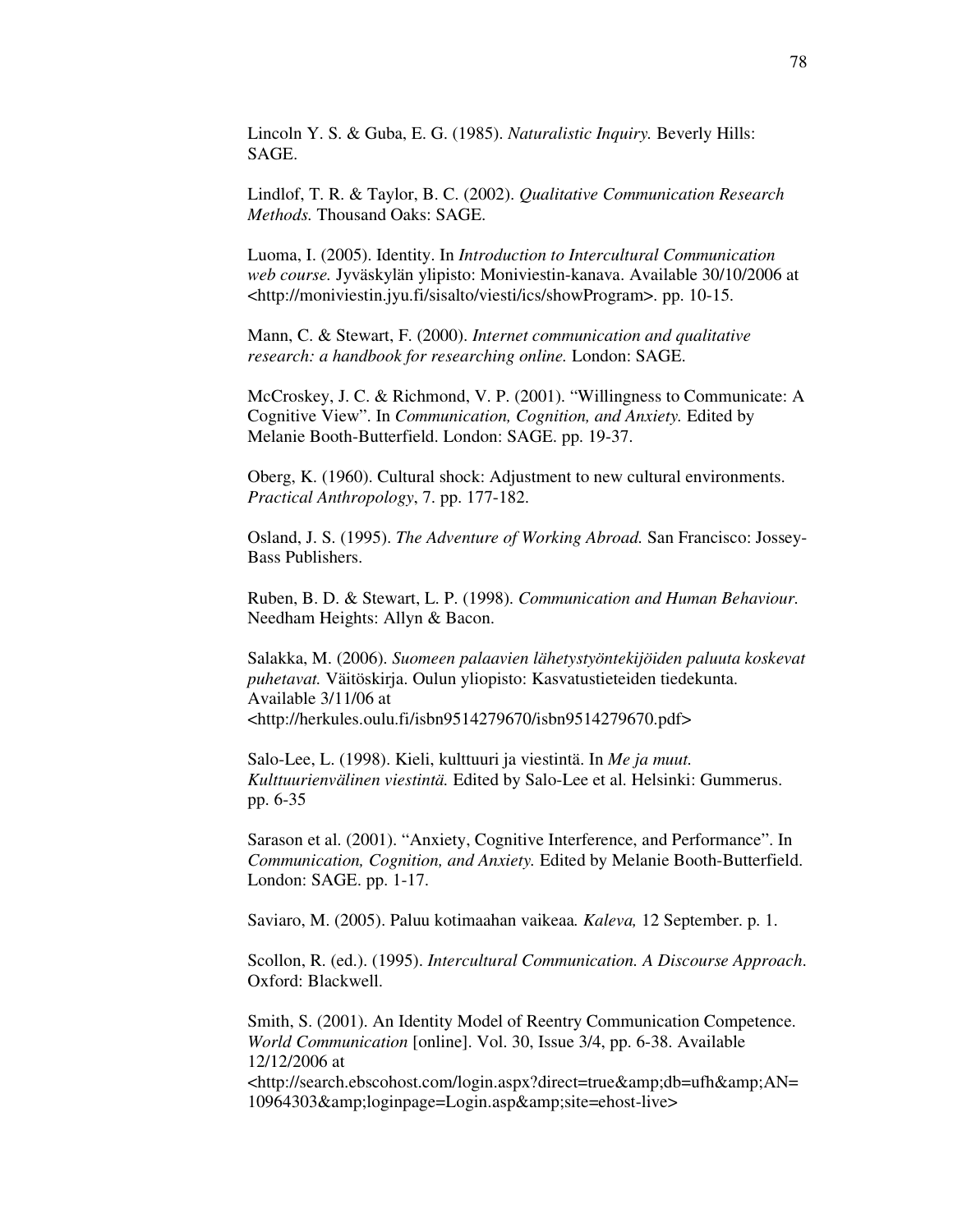Lincoln Y. S. & Guba, E. G. (1985). *Naturalistic Inquiry.* Beverly Hills: SAGE.

Lindlof, T. R. & Taylor, B. C. (2002). *Qualitative Communication Research Methods.* Thousand Oaks: SAGE.

Luoma, I. (2005). Identity. In *Introduction to Intercultural Communication web course.* Jyväskylän ylipisto: Moniviestin-kanava. Available 30/10/2006 at <http://moniviestin.jyu.fi/sisalto/viesti/ics/showProgram>. pp. 10-15.

Mann, C. & Stewart, F. (2000). *Internet communication and qualitative research: a handbook for researching online.* London: SAGE.

McCroskey, J. C. & Richmond, V. P. (2001). "Willingness to Communicate: A Cognitive View". In *Communication, Cognition, and Anxiety.* Edited by Melanie Booth-Butterfield. London: SAGE. pp. 19-37.

Oberg, K. (1960). Cultural shock: Adjustment to new cultural environments. *Practical Anthropology*, 7. pp. 177-182.

Osland, J. S. (1995). *The Adventure of Working Abroad.* San Francisco: Jossey-Bass Publishers.

Ruben, B. D. & Stewart, L. P. (1998). *Communication and Human Behaviour.* Needham Heights: Allyn & Bacon.

Salakka, M. (2006). *Suomeen palaavien lähetystyöntekijöiden paluuta koskevat puhetavat.* Väitöskirja. Oulun yliopisto: Kasvatustieteiden tiedekunta. Available 3/11/06 at <http://herkules.oulu.fi/isbn9514279670/isbn9514279670.pdf>

Salo-Lee, L. (1998). Kieli, kulttuuri ja viestintä. In *Me ja muut. Kulttuurienvälinen viestintä.* Edited by Salo-Lee et al. Helsinki: Gummerus. pp. 6-35

Sarason et al. (2001). "Anxiety, Cognitive Interference, and Performance". In *Communication, Cognition, and Anxiety.* Edited by Melanie Booth-Butterfield. London: SAGE. pp. 1-17.

Saviaro, M. (2005). Paluu kotimaahan vaikeaa*. Kaleva,* 12 September. p. 1.

Scollon, R. (ed.). (1995). *Intercultural Communication. A Discourse Approach*. Oxford: Blackwell.

Smith, S. (2001). An Identity Model of Reentry Communication Competence. *World Communication* [online]. Vol. 30, Issue 3/4, pp. 6-38. Available 12/12/2006 at <http://search.ebscohost.com/login.aspx?direct=true&amp;db=ufh&amp;AN=10964303&amp;loginpage=Login.asp&amp;site=ehost-live>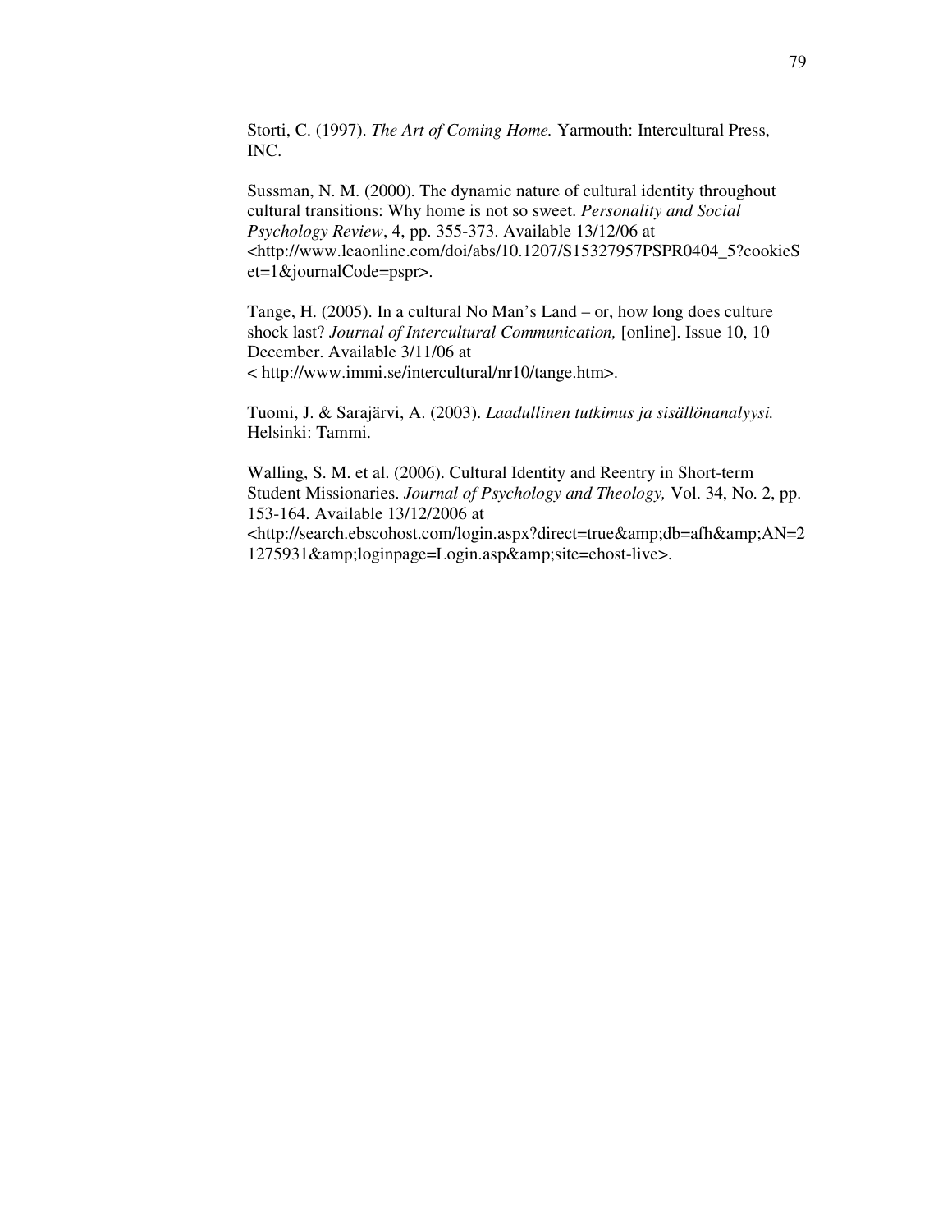Storti, C. (1997). *The Art of Coming Home.* Yarmouth: Intercultural Press, INC.

Sussman, N. M. (2000). The dynamic nature of cultural identity throughout cultural transitions: Why home is not so sweet. *Personality and Social Psychology Review*, 4, pp. 355-373. Available 13/12/06 at <http://www.leaonline.com/doi/abs/10.1207/S15327957PSPR0404_5?cookieSet=1&journalCode=pspr>.

Tange, H. (2005). In a cultural No Man's Land – or, how long does culture shock last? *Journal of Intercultural Communication,* [online]. Issue 10, 10 December. Available 3/11/06 at < http://www.immi.se/intercultural/nr10/tange.htm>.

Tuomi, J. & Sarajärvi, A. (2003). *Laadullinen tutkimus ja sisällönanalyysi.* Helsinki: Tammi.

Walling, S. M. et al. (2006). Cultural Identity and Reentry in Short-term Student Missionaries. *Journal of Psychology and Theology,* Vol. 34, No. 2, pp. 153-164. Available 13/12/2006 at <http://search.ebscohost.com/login.aspx?direct=true&amp;db=afh&amp;AN=21275931&amp;loginpage=Login.asp&amp;site=ehost-live>.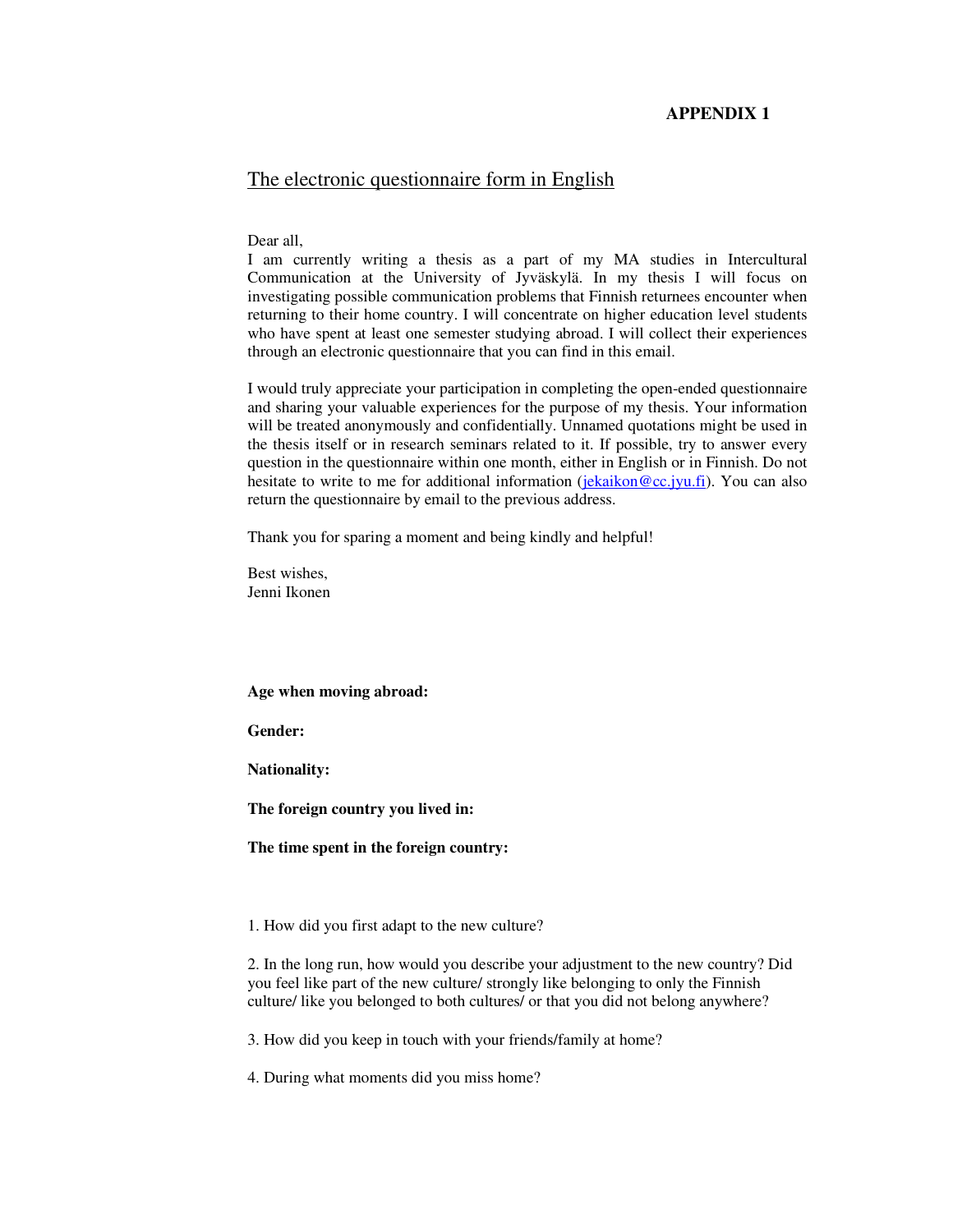**APPENDIX 1**

## The electronic questionnaire form in English

Dear all,
I am currently writing a thesis as a part of my MA studies in Intercultural Communication at the University of Jyväskylä. In my thesis I will focus on investigating possible communication problems that Finnish returnees encounter when returning to their home country. I will concentrate on higher education level students who have spent at least one semester studying abroad. I will collect their experiences through an electronic questionnaire that you can find in this email.

I would truly appreciate your participation in completing the open-ended questionnaire and sharing your valuable experiences for the purpose of my thesis. Your information will be treated anonymously and confidentially. Unnamed quotations might be used in the thesis itself or in research seminars related to it. If possible, try to answer every question in the questionnaire within one month, either in English or in Finnish. Do not hesitate to write to me for additional information (jekaikon@cc.jyu.fi). You can also return the questionnaire by email to the previous address.

Thank you for sparing a moment and being kindly and helpful!

Best wishes,
Jenni Ikonen

**Age when moving abroad:**

**Gender:**

**Nationality:**

**The foreign country you lived in:**

**The time spent in the foreign country:**

1. How did you first adapt to the new culture?

2. In the long run, how would you describe your adjustment to the new country? Did you feel like part of the new culture/ strongly like belonging to only the Finnish culture/ like you belonged to both cultures/ or that you did not belong anywhere?

3. How did you keep in touch with your friends/family at home?

4. During what moments did you miss home?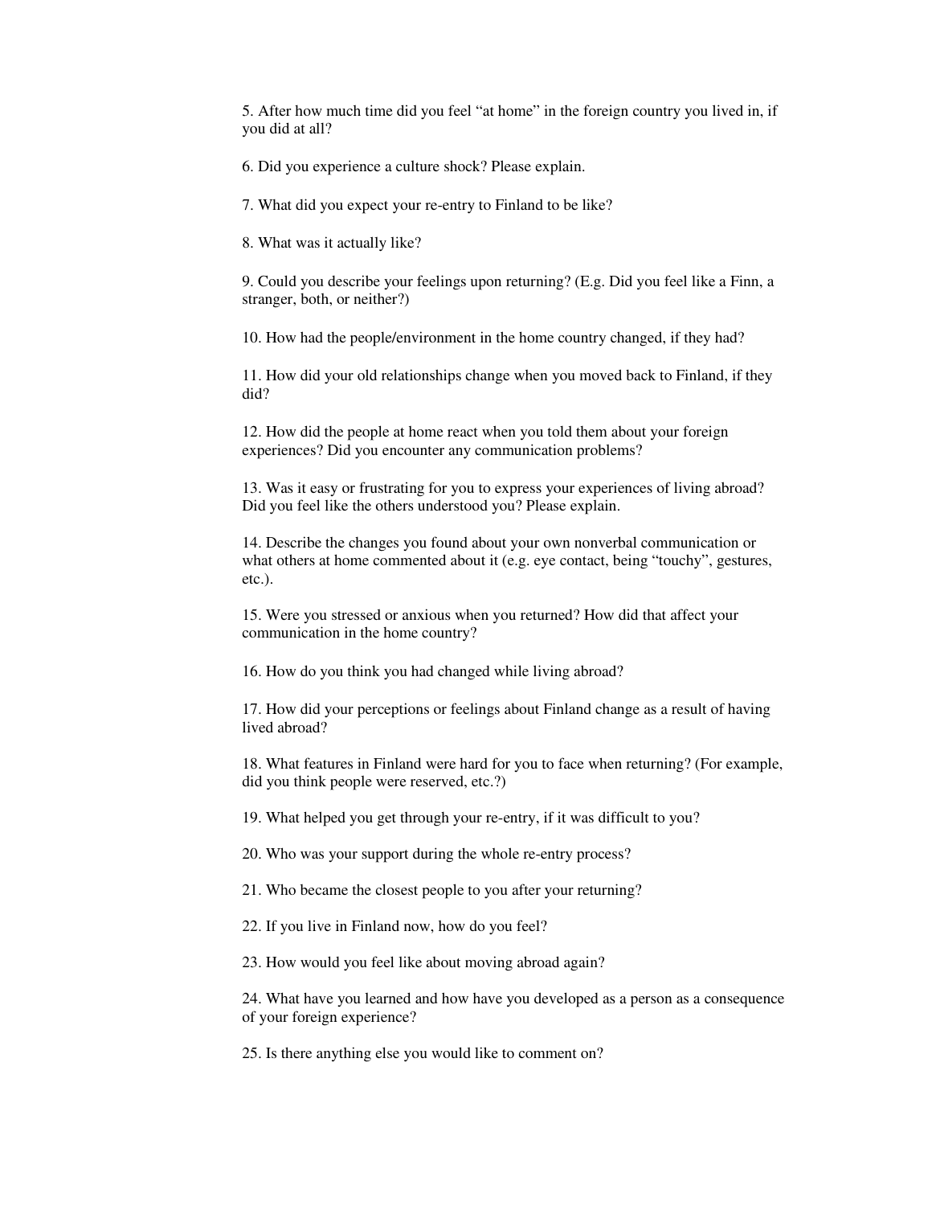5. After how much time did you feel “at home” in the foreign country you lived in, if you did at all?

6. Did you experience a culture shock? Please explain.

7. What did you expect your re-entry to Finland to be like?

8. What was it actually like?

9. Could you describe your feelings upon returning? (E.g. Did you feel like a Finn, a stranger, both, or neither?)

10. How had the people/environment in the home country changed, if they had?

11. How did your old relationships change when you moved back to Finland, if they did?

12. How did the people at home react when you told them about your foreign experiences? Did you encounter any communication problems?

13. Was it easy or frustrating for you to express your experiences of living abroad? Did you feel like the others understood you? Please explain.

14. Describe the changes you found about your own nonverbal communication or what others at home commented about it (e.g. eye contact, being “touchy”, gestures, etc.).

15. Were you stressed or anxious when you returned? How did that affect your communication in the home country?

16. How do you think you had changed while living abroad?

17. How did your perceptions or feelings about Finland change as a result of having lived abroad?

18. What features in Finland were hard for you to face when returning? (For example, did you think people were reserved, etc.?)

19. What helped you get through your re-entry, if it was difficult to you?

20. Who was your support during the whole re-entry process?

21. Who became the closest people to you after your returning?

22. If you live in Finland now, how do you feel?

23. How would you feel like about moving abroad again?

24. What have you learned and how have you developed as a person as a consequence of your foreign experience?

25. Is there anything else you would like to comment on?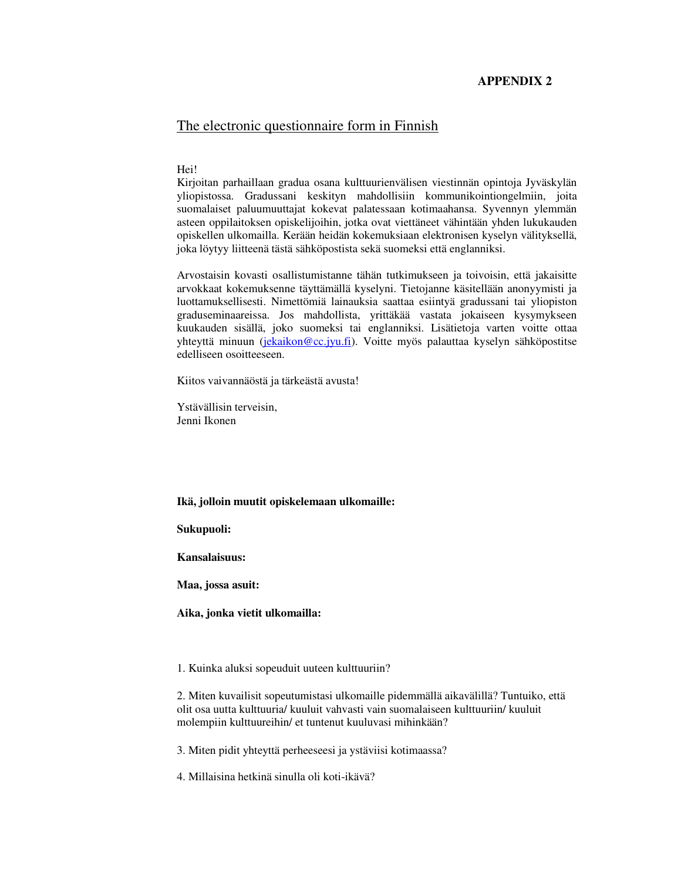**APPENDIX 2**

## The electronic questionnaire form in Finnish

Hei!
Kirjoitan parhaillaan gradua osana kulttuurienvälisen viestinnän opintoja Jyväskylän yliopistossa. Gradussani keskityn mahdollisiin kommunikointiongelmiin, joita suomalaiset paluumuuttajat kokevat palatessaan kotimaahansa. Syvennyn ylemmän asteen oppilaitoksen opiskelijoihin, jotka ovat viettäneet vähintään yhden lukukauden opiskellen ulkomailla. Kerään heidän kokemuksiaan elektronisen kyselyn välityksellä, joka löytyy liitteenä tästä sähköpostista sekä suomeksi että englanniksi.

Arvostaisin kovasti osallistumistanne tähän tutkimukseen ja toivoisin, että jakaisitte arvokkaat kokemuksenne täyttämällä kyselyni. Tietojanne käsitellään anonyymisti ja luottamuksellisesti. Nimettömiä lainauksia saattaa esiintyä gradussani tai yliopiston graduseminaareissa. Jos mahdollista, yrittäkää vastata jokaiseen kysymykseen kuukauden sisällä, joko suomeksi tai englanniksi. Lisätietoja varten voitte ottaa yhteyttä minuun (jekaikon@cc.jyu.fi). Voitte myös palauttaa kyselyn sähköpostitse edelliseen osoitteeseen.

Kiitos vaivannäöstä ja tärkeästä avusta!

Ystävällisin terveisin,
Jenni Ikonen

**Ikä, jolloin muutit opiskelemaan ulkomaille:**

**Sukupuoli:**

**Kansalaisuus:**

**Maa, jossa asuit:**

**Aika, jonka vietit ulkomailla:**

1. Kuinka aluksi sopeuduit uuteen kulttuuriin?

2. Miten kuvailisit sopeutumistasi ulkomaille pidemmällä aikavälillä? Tuntuiko, että olit osa uutta kulttuuria/ kuuluit vahvasti vain suomalaiseen kulttuuriin/ kuuluit molempiin kulttuureihin/ et tuntenut kuuluvasi mihinkään?

3. Miten pidit yhteyttä perheeseesi ja ystäviisi kotimaassa?

4. Millaisina hetkinä sinulla oli koti-ikävä?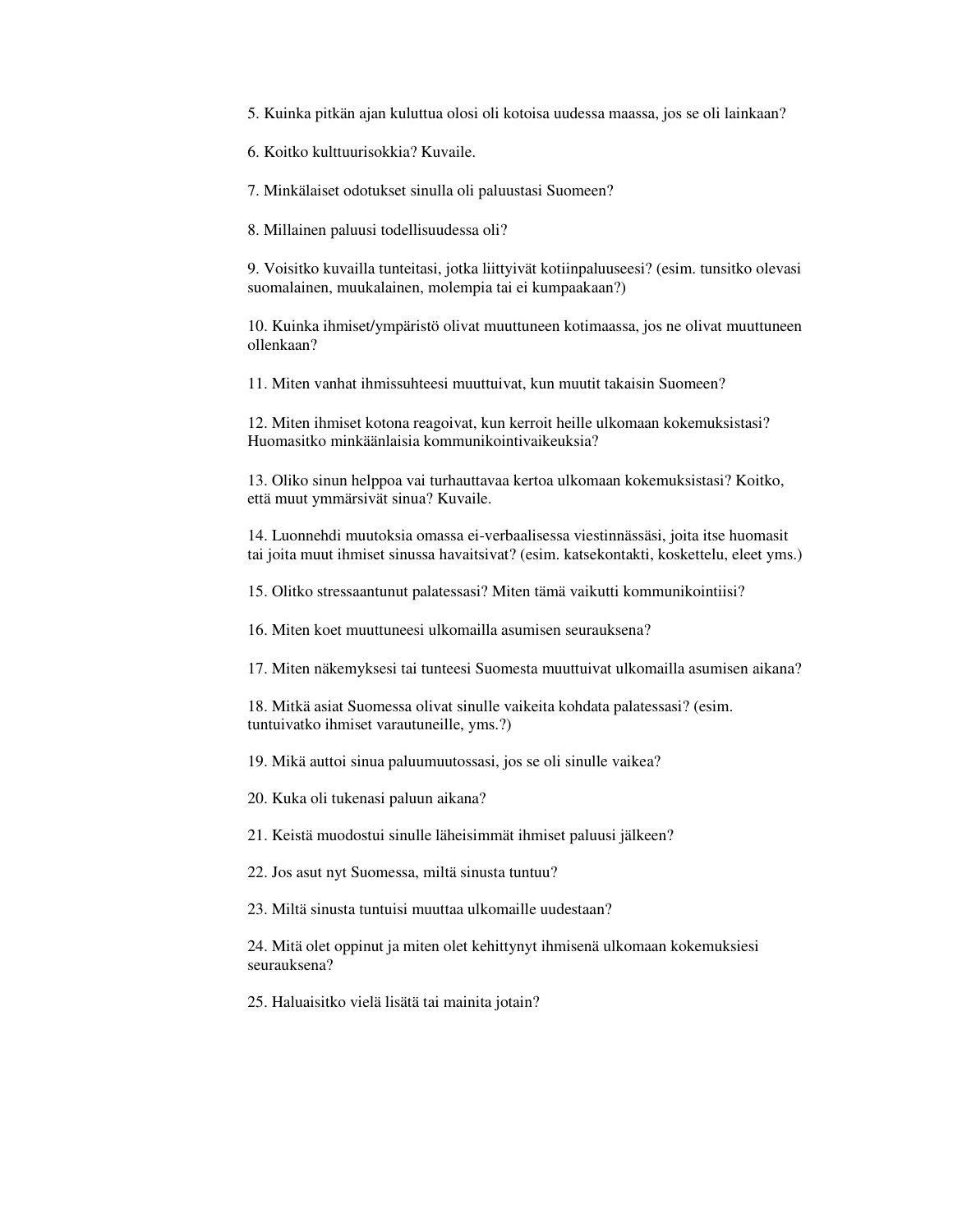5. Kuinka pitkän ajan kuluttua olosi oli kotoisa uudessa maassa, jos se oli lainkaan?

6. Koitko kulttuurisokkia? Kuvaile.

7. Minkälaiset odotukset sinulla oli paluustasi Suomeen?

8. Millainen paluusi todellisuudessa oli?

9. Voisitko kuvailla tunteitasi, jotka liittyivät kotiinpaluuseesi? (esim. tunsitko olevasi suomalainen, muukalainen, molempia tai ei kumpaakaan?)

10. Kuinka ihmiset/ympäristö olivat muuttuneen kotimaassa, jos ne olivat muuttuneen ollenkaan?

11. Miten vanhat ihmissuhteesi muuttuivat, kun muutit takaisin Suomeen?

12. Miten ihmiset kotona reagoivat, kun kerroit heille ulkomaan kokemuksistasi? Huomasitko minkäänlaisia kommunikointivaikeuksia?

13. Oliko sinun helppoa vai turhauttavaa kertoa ulkomaan kokemuksistasi? Koitko, että muut ymmärsivät sinua? Kuvaile.

14. Luonnehdi muutoksia omassa ei-verbaalisessa viestinnässäsi, joita itse huomasit tai joita muut ihmiset sinussa havaitsivat? (esim. katsekontakti, koskettelu, eleet yms.)

15. Olitko stressaantunut palatessasi? Miten tämä vaikutti kommunikointiisi?

16. Miten koet muuttuneesi ulkomailla asumisen seurauksena?

17. Miten näkemyksesi tai tunteesi Suomesta muuttuivat ulkomailla asumisen aikana?

18. Mitkä asiat Suomessa olivat sinulle vaikeita kohdata palatessasi? (esim. tuntuivatko ihmiset varautuneille, yms.?)

19. Mikä auttoi sinua paluumuutossasi, jos se oli sinulle vaikea?

20. Kuka oli tukenasi paluun aikana?

21. Keistä muodostui sinulle läheisimmät ihmiset paluusi jälkeen?

22. Jos asut nyt Suomessa, miltä sinusta tuntuu?

23. Miltä sinusta tuntuisi muuttaa ulkomaille uudestaan?

24. Mitä olet oppinut ja miten olet kehittynyt ihmisenä ulkomaan kokemuksiesi seurauksena?

25. Haluaisitko vielä lisätä tai mainita jotain?